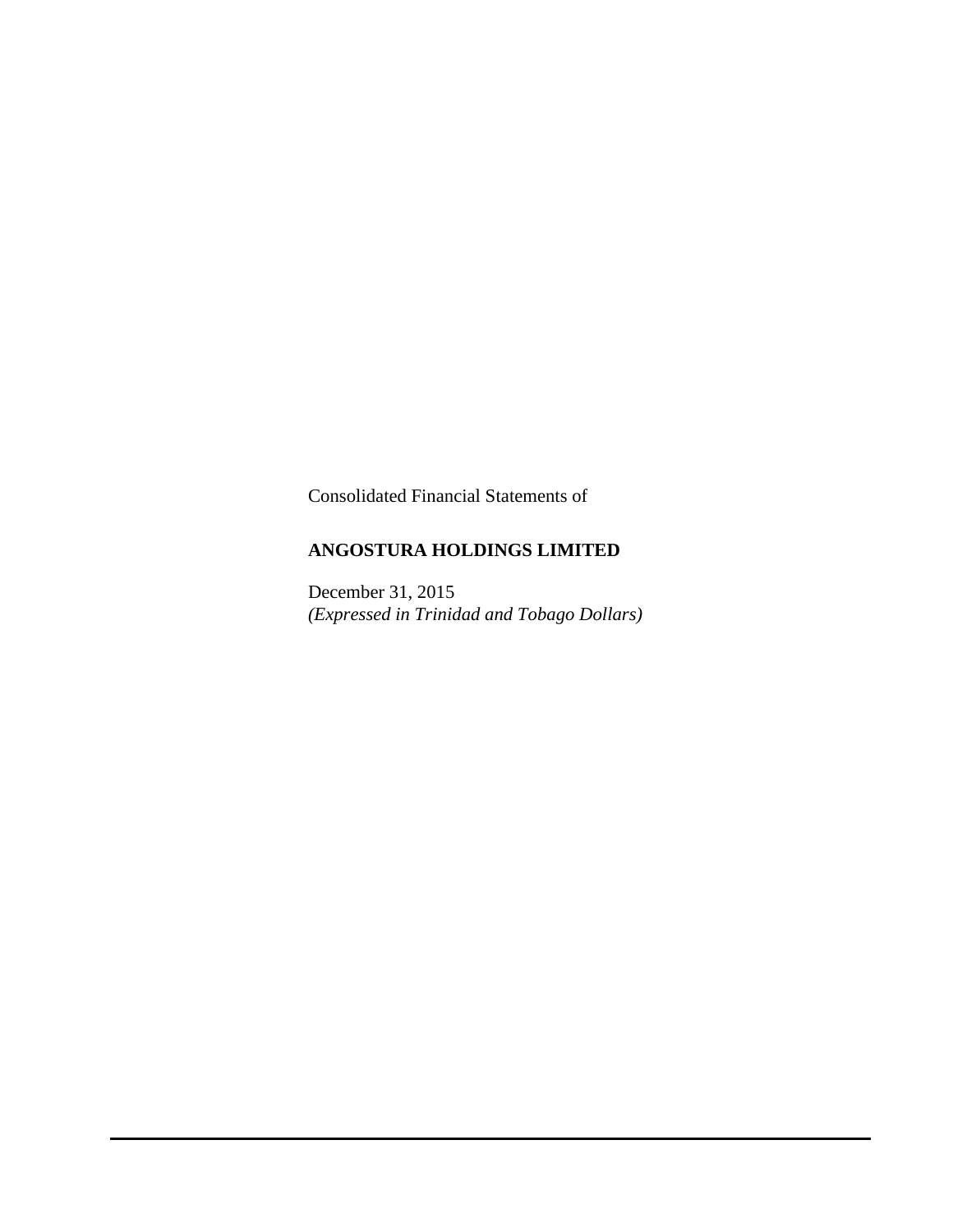Consolidated Financial Statements of

**ANGOSTURA HOLDINGS LIMITED**

December 31, 2015

*(Expressed in Trinidad and Tobago Dollars)*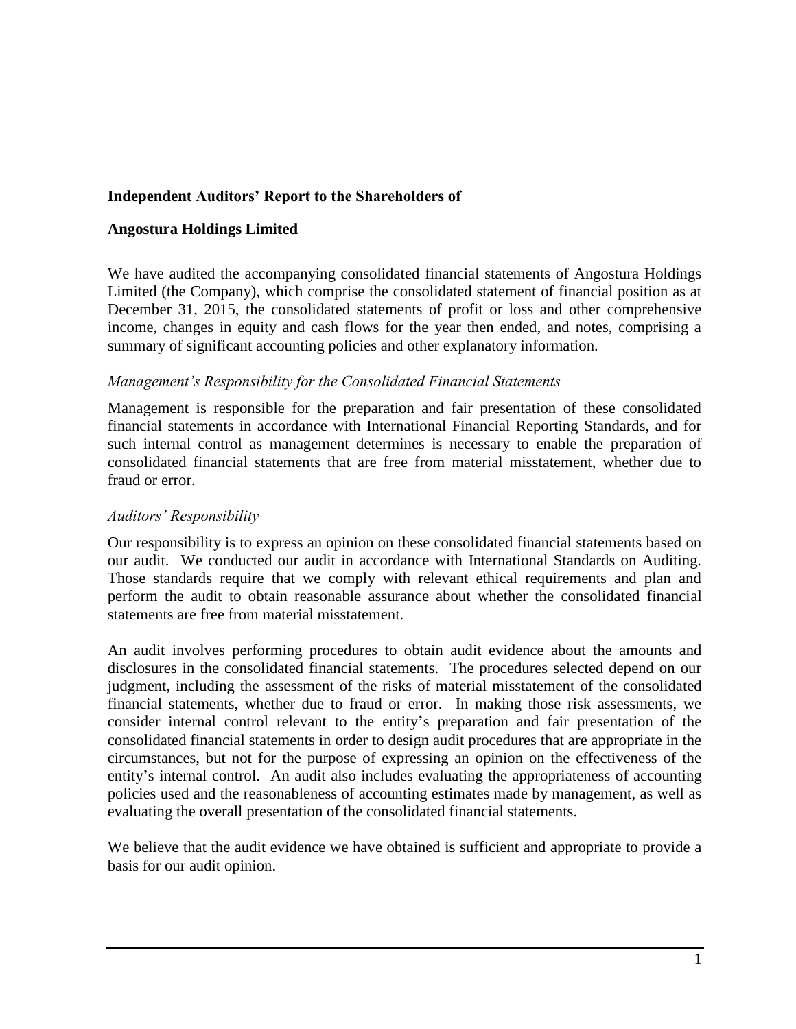**Independent Auditors' Report to the Shareholders of**

**Angostura Holdings Limited**

We have audited the accompanying consolidated financial statements of Angostura Holdings Limited (the Company), which comprise the consolidated statement of financial position as at December 31, 2015, the consolidated statements of profit or loss and other comprehensive income, changes in equity and cash flows for the year then ended, and notes, comprising a summary of significant accounting policies and other explanatory information.

*Management's Responsibility for the Consolidated Financial Statements*

Management is responsible for the preparation and fair presentation of these consolidated financial statements in accordance with International Financial Reporting Standards, and for such internal control as management determines is necessary to enable the preparation of consolidated financial statements that are free from material misstatement, whether due to fraud or error.

*Auditors' Responsibility*

Our responsibility is to express an opinion on these consolidated financial statements based on our audit. We conducted our audit in accordance with International Standards on Auditing. Those standards require that we comply with relevant ethical requirements and plan and perform the audit to obtain reasonable assurance about whether the consolidated financial statements are free from material misstatement.

An audit involves performing procedures to obtain audit evidence about the amounts and disclosures in the consolidated financial statements. The procedures selected depend on our judgment, including the assessment of the risks of material misstatement of the consolidated financial statements, whether due to fraud or error. In making those risk assessments, we consider internal control relevant to the entity's preparation and fair presentation of the consolidated financial statements in order to design audit procedures that are appropriate in the circumstances, but not for the purpose of expressing an opinion on the effectiveness of the entity's internal control. An audit also includes evaluating the appropriateness of accounting policies used and the reasonableness of accounting estimates made by management, as well as evaluating the overall presentation of the consolidated financial statements.

We believe that the audit evidence we have obtained is sufficient and appropriate to provide a basis for our audit opinion.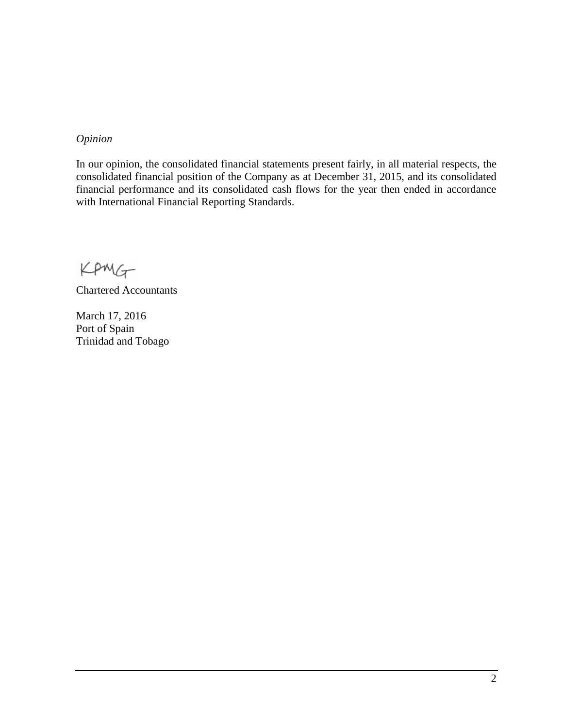*Opinion*

In our opinion, the consolidated financial statements present fairly, in all material respects, the consolidated financial position of the Company as at December 31, 2015, and its consolidated financial performance and its consolidated cash flows for the year then ended in accordance with International Financial Reporting Standards.

KPMG

Chartered Accountants

March 17, 2016
Port of Spain
Trinidad and Tobago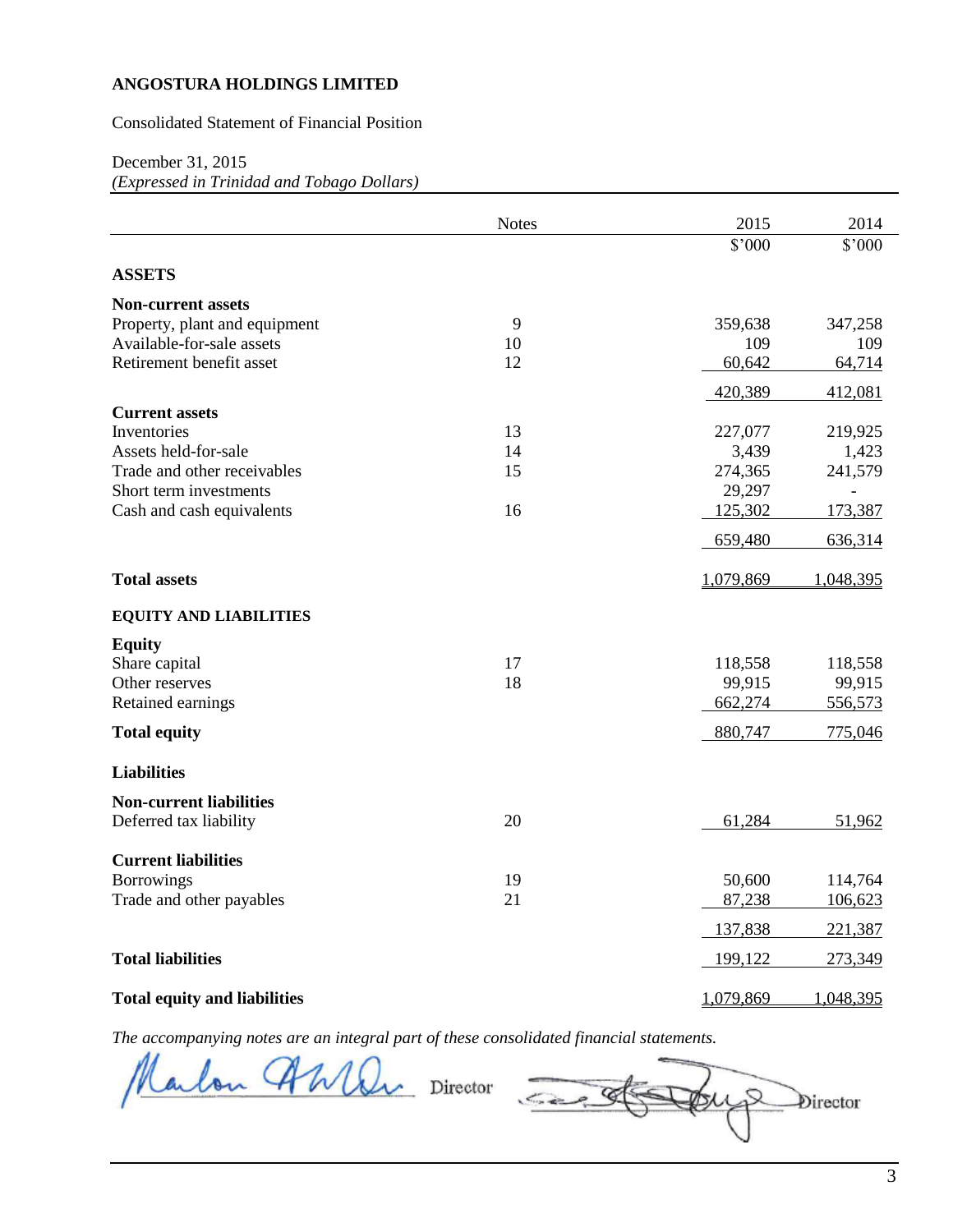**ANGOSTURA HOLDINGS LIMITED**

Consolidated Statement of Financial Position

December 31, 2015
*(Expressed in Trinidad and Tobago Dollars)*

| | Notes | 2015 | 2014 |
|---|---|---|---|
| | | $'000 | $'000 |
| **ASSETS** | | | |
| **Non-current assets** | | | |
| Property, plant and equipment | 9 | 359,638 | 347,258 |
| Available-for-sale assets | 10 | 109 | 109 |
| Retirement benefit asset | 12 | 60,642 | 64,714 |
| | | 420,389 | 412,081 |
| **Current assets** | | | |
| Inventories | 13 | 227,077 | 219,925 |
| Assets held-for-sale | 14 | 3,439 | 1,423 |
| Trade and other receivables | 15 | 274,365 | 241,579 |
| Short term investments | | 29,297 | - |
| Cash and cash equivalents | 16 | 125,302 | 173,387 |
| | | 659,480 | 636,314 |
| **Total assets** | | 1,079,869 | 1,048,395 |
| **EQUITY AND LIABILITIES** | | | |
| **Equity** | | | |
| Share capital | 17 | 118,558 | 118,558 |
| Other reserves | 18 | 99,915 | 99,915 |
| Retained earnings | | 662,274 | 556,573 |
| **Total equity** | | 880,747 | 775,046 |
| **Liabilities** | | | |
| **Non-current liabilities** | | | |
| Deferred tax liability | 20 | 61,284 | 51,962 |
| **Current liabilities** | | | |
| Borrowings | 19 | 50,600 | 114,764 |
| Trade and other payables | 21 | 87,238 | 106,623 |
| | | 137,838 | 221,387 |
| **Total liabilities** | | 199,122 | 273,349 |
| **Total equity and liabilities** | | 1,079,869 | 1,048,395 |

*The accompanying notes are an integral part of these consolidated financial statements.*

Director Director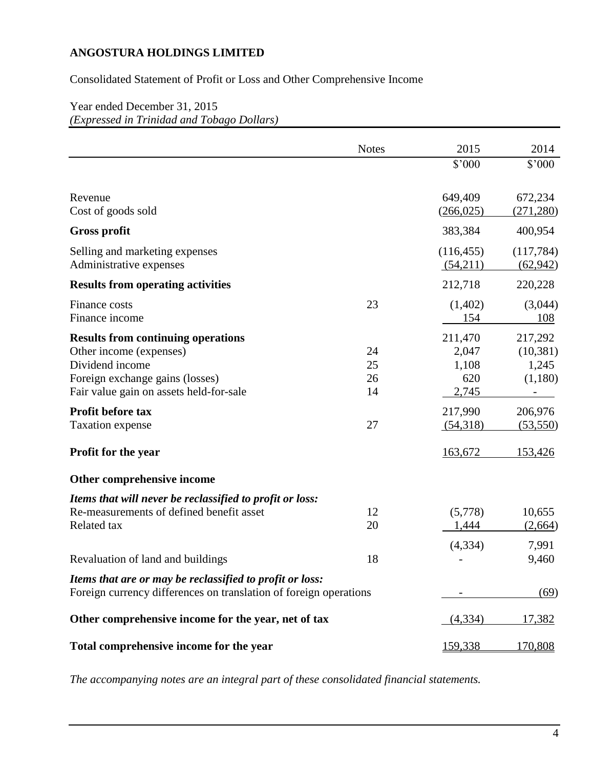**ANGOSTURA HOLDINGS LIMITED**

Consolidated Statement of Profit or Loss and Other Comprehensive Income

Year ended December 31, 2015
*(Expressed in Trinidad and Tobago Dollars)*

| | Notes | 2015 | 2014 |
|---|---|---|---|
| | | \$'000 | \$'000 |
| Revenue | | 649,409 | 672,234 |
| Cost of goods sold | | (266,025) | (271,280) |
| **Gross profit** | | 383,384 | 400,954 |
| Selling and marketing expenses | | (116,455) | (117,784) |
| Administrative expenses | | (54,211) | (62,942) |
| **Results from operating activities** | | 212,718 | 220,228 |
| Finance costs | 23 | (1,402) | (3,044) |
| Finance income | | 154 | 108 |
| **Results from continuing operations** | | 211,470 | 217,292 |
| Other income (expenses) | 24 | 2,047 | (10,381) |
| Dividend income | 25 | 1,108 | 1,245 |
| Foreign exchange gains (losses) | 26 | 620 | (1,180) |
| Fair value gain on assets held-for-sale | 14 | 2,745 | - |
| **Profit before tax** | | 217,990 | 206,976 |
| Taxation expense | 27 | (54,318) | (53,550) |
| **Profit for the year** | | 163,672 | 153,426 |
| **Other comprehensive income** | | | |
| ***Items that will never be reclassified to profit or loss:*** | | | |
| Re-measurements of defined benefit asset | 12 | (5,778) | 10,655 |
| Related tax | 20 | 1,444 | (2,664) |
| | | (4,334) | 7,991 |
| Revaluation of land and buildings | 18 | - | 9,460 |
| ***Items that are or may be reclassified to profit or loss:*** | | | |
| Foreign currency differences on translation of foreign operations | | - | (69) |
| **Other comprehensive income for the year, net of tax** | | (4,334) | 17,382 |
| **Total comprehensive income for the year** | | 159,338 | 170,808 |

*The accompanying notes are an integral part of these consolidated financial statements.*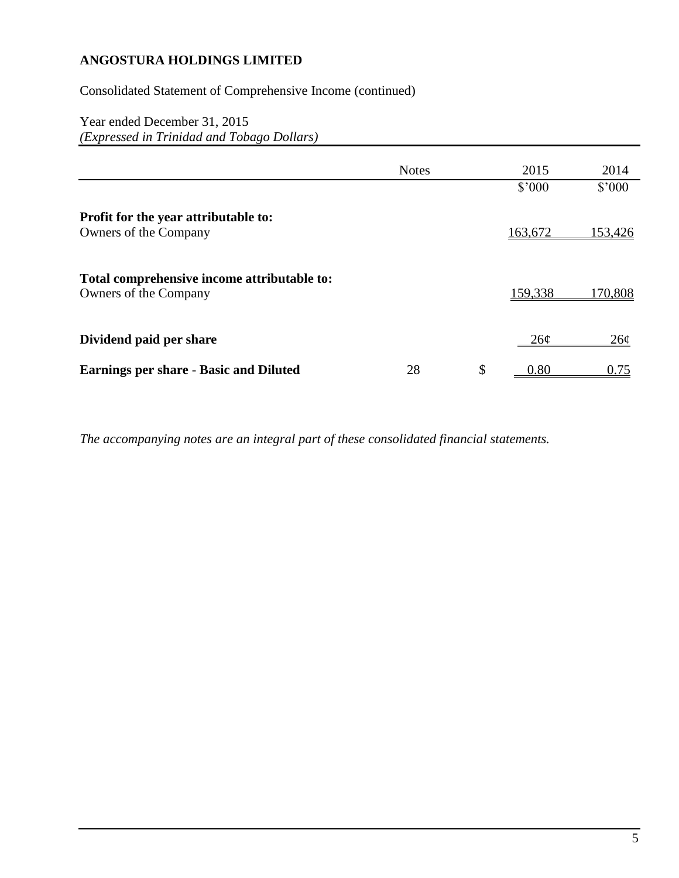**ANGOSTURA HOLDINGS LIMITED**

Consolidated Statement of Comprehensive Income (continued)

Year ended December 31, 2015
*(Expressed in Trinidad and Tobago Dollars)*

| | Notes | | 2015 | 2014 |
|---|---|---|---|---|
| | | | $'000 | $'000 |
| **Profit for the year attributable to:** | | | | |
| Owners of the Company | | | 163,672 | 153,426 |
| **Total comprehensive income attributable to:** | | | | |
| Owners of the Company | | | 159,338 | 170,808 |
| **Dividend paid per share** | | | 26¢ | 26¢ |
| **Earnings per share - Basic and Diluted** | 28 | $ | 0.80 | 0.75 |

*The accompanying notes are an integral part of these consolidated financial statements.*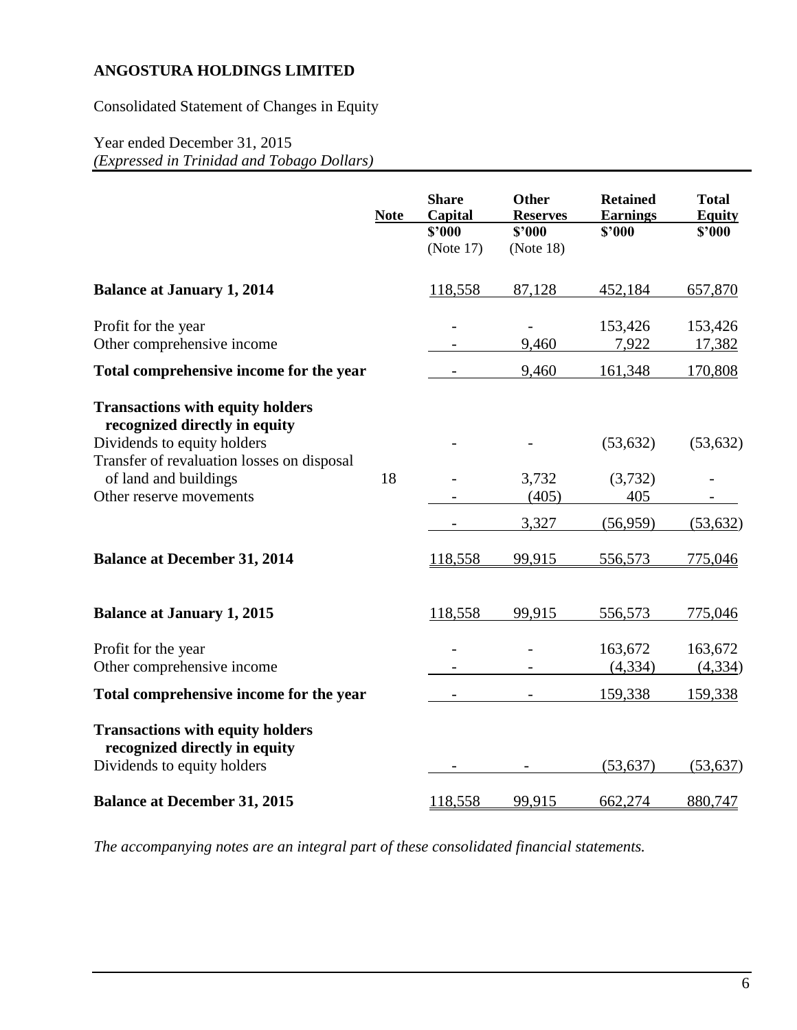**ANGOSTURA HOLDINGS LIMITED**

Consolidated Statement of Changes in Equity

Year ended December 31, 2015
*(Expressed in Trinidad and Tobago Dollars)*

| | Note | Share Capital $'000 (Note 17) | Other Reserves $'000 (Note 18) | Retained Earnings $'000 | Total Equity $'000 |
|---|---|---|---|---|---|
| **Balance at January 1, 2014** | | 118,558 | 87,128 | 452,184 | 657,870 |
| Profit for the year | | - | - | 153,426 | 153,426 |
| Other comprehensive income | | - | 9,460 | 7,922 | 17,382 |
| **Total comprehensive income for the year** | | - | 9,460 | 161,348 | 170,808 |
| **Transactions with equity holders recognized directly in equity** | | | | | |
| Dividends to equity holders | | - | - | (53,632) | (53,632) |
| Transfer of revaluation losses on disposal of land and buildings | 18 | - | 3,732 | (3,732) | - |
| Other reserve movements | | - | (405) | 405 | - |
| | | - | 3,327 | (56,959) | (53,632) |
| **Balance at December 31, 2014** | | 118,558 | 99,915 | 556,573 | 775,046 |
| **Balance at January 1, 2015** | | 118,558 | 99,915 | 556,573 | 775,046 |
| Profit for the year | | - | - | 163,672 | 163,672 |
| Other comprehensive income | | - | - | (4,334) | (4,334) |
| **Total comprehensive income for the year** | | - | - | 159,338 | 159,338 |
| **Transactions with equity holders recognized directly in equity** | | | | | |
| Dividends to equity holders | | - | - | (53,637) | (53,637) |
| **Balance at December 31, 2015** | | 118,558 | 99,915 | 662,274 | 880,747 |

*The accompanying notes are an integral part of these consolidated financial statements.*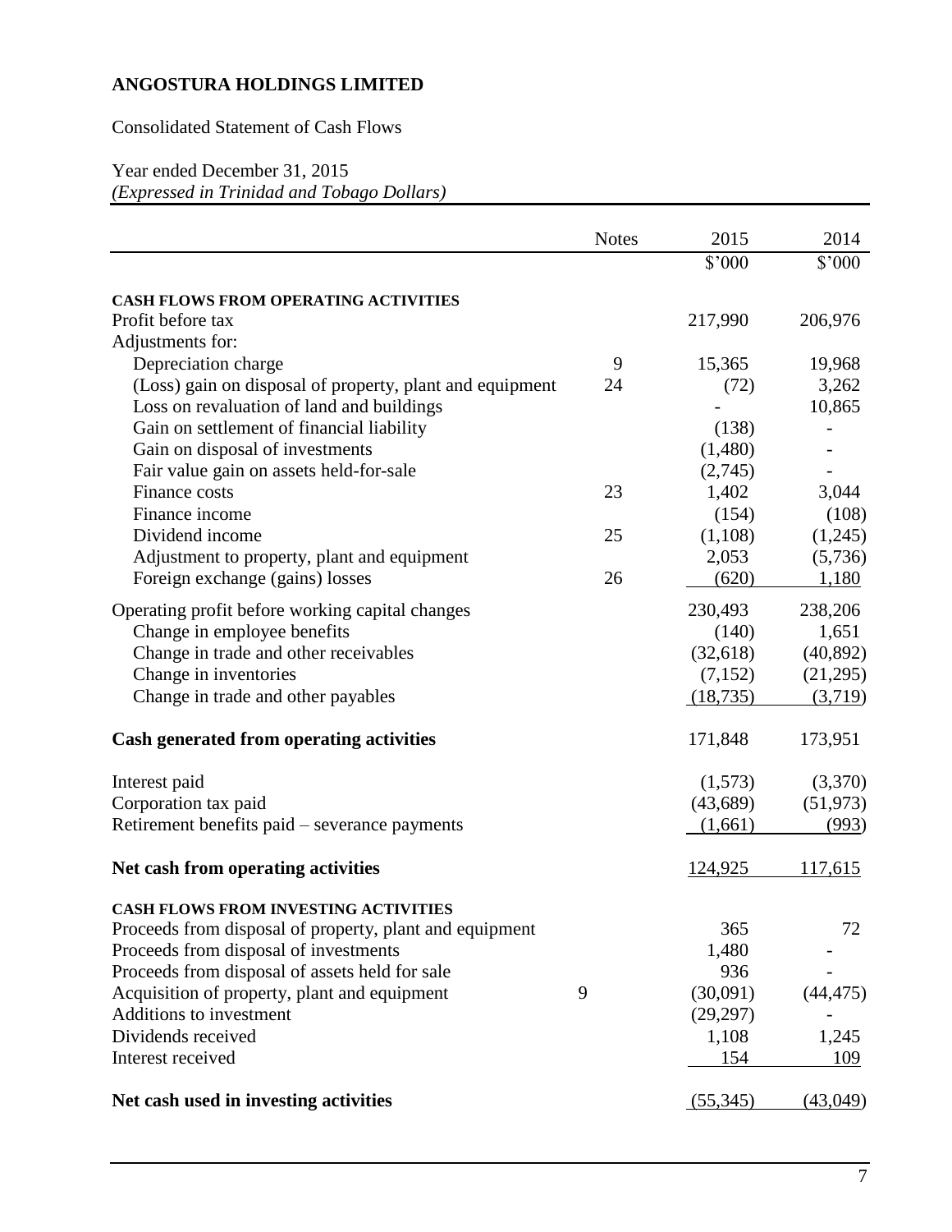# ANGOSTURA HOLDINGS LIMITED

Consolidated Statement of Cash Flows

Year ended December 31, 2015
*(Expressed in Trinidad and Tobago Dollars)*

| | Notes | 2015 | 2014 |
|---|---|---|---|
| | | $'000 | $'000 |
| **CASH FLOWS FROM OPERATING ACTIVITIES** | | | |
| Profit before tax | | 217,990 | 206,976 |
| Adjustments for: | | | |
| Depreciation charge | 9 | 15,365 | 19,968 |
| (Loss) gain on disposal of property, plant and equipment | 24 | (72) | 3,262 |
| Loss on revaluation of land and buildings | | - | 10,865 |
| Gain on settlement of financial liability | | (138) | - |
| Gain on disposal of investments | | (1,480) | - |
| Fair value gain on assets held-for-sale | | (2,745) | - |
| Finance costs | 23 | 1,402 | 3,044 |
| Finance income | | (154) | (108) |
| Dividend income | 25 | (1,108) | (1,245) |
| Adjustment to property, plant and equipment | | 2,053 | (5,736) |
| Foreign exchange (gains) losses | 26 | (620) | 1,180 |
| Operating profit before working capital changes | | 230,493 | 238,206 |
| Change in employee benefits | | (140) | 1,651 |
| Change in trade and other receivables | | (32,618) | (40,892) |
| Change in inventories | | (7,152) | (21,295) |
| Change in trade and other payables | | (18,735) | (3,719) |
| **Cash generated from operating activities** | | 171,848 | 173,951 |
| Interest paid | | (1,573) | (3,370) |
| Corporation tax paid | | (43,689) | (51,973) |
| Retirement benefits paid – severance payments | | (1,661) | (993) |
| **Net cash from operating activities** | | 124,925 | 117,615 |
| **CASH FLOWS FROM INVESTING ACTIVITIES** | | | |
| Proceeds from disposal of property, plant and equipment | | 365 | 72 |
| Proceeds from disposal of investments | | 1,480 | - |
| Proceeds from disposal of assets held for sale | | 936 | - |
| Acquisition of property, plant and equipment | 9 | (30,091) | (44,475) |
| Additions to investment | | (29,297) | - |
| Dividends received | | 1,108 | 1,245 |
| Interest received | | 154 | 109 |
| **Net cash used in investing activities** | | (55,345) | (43,049) |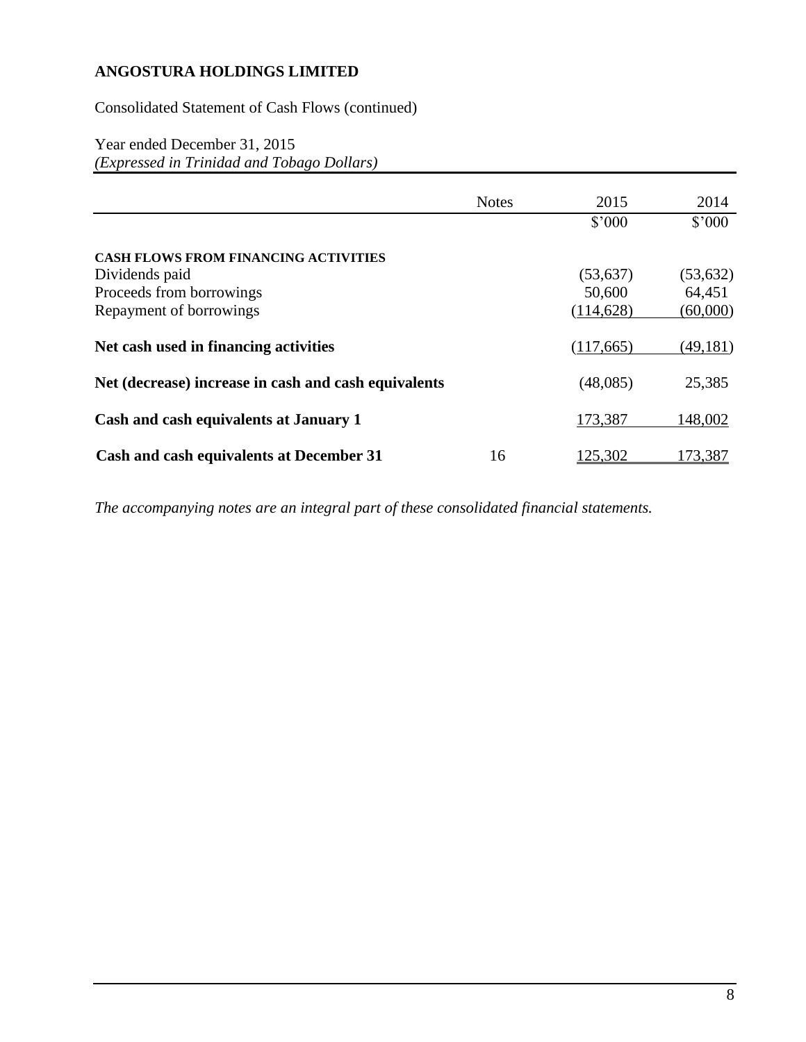**ANGOSTURA HOLDINGS LIMITED**

Consolidated Statement of Cash Flows (continued)

Year ended December 31, 2015
*(Expressed in Trinidad and Tobago Dollars)*

| | Notes | 2015 | 2014 |
|---|---|---|---|
| | | $'000 | $'000 |
| **CASH FLOWS FROM FINANCING ACTIVITIES** | | | |
| Dividends paid | | (53,637) | (53,632) |
| Proceeds from borrowings | | 50,600 | 64,451 |
| Repayment of borrowings | | (114,628) | (60,000) |
| **Net cash used in financing activities** | | (117,665) | (49,181) |
| **Net (decrease) increase in cash and cash equivalents** | | (48,085) | 25,385 |
| **Cash and cash equivalents at January 1** | | 173,387 | 148,002 |
| **Cash and cash equivalents at December 31** | 16 | 125,302 | 173,387 |

*The accompanying notes are an integral part of these consolidated financial statements.*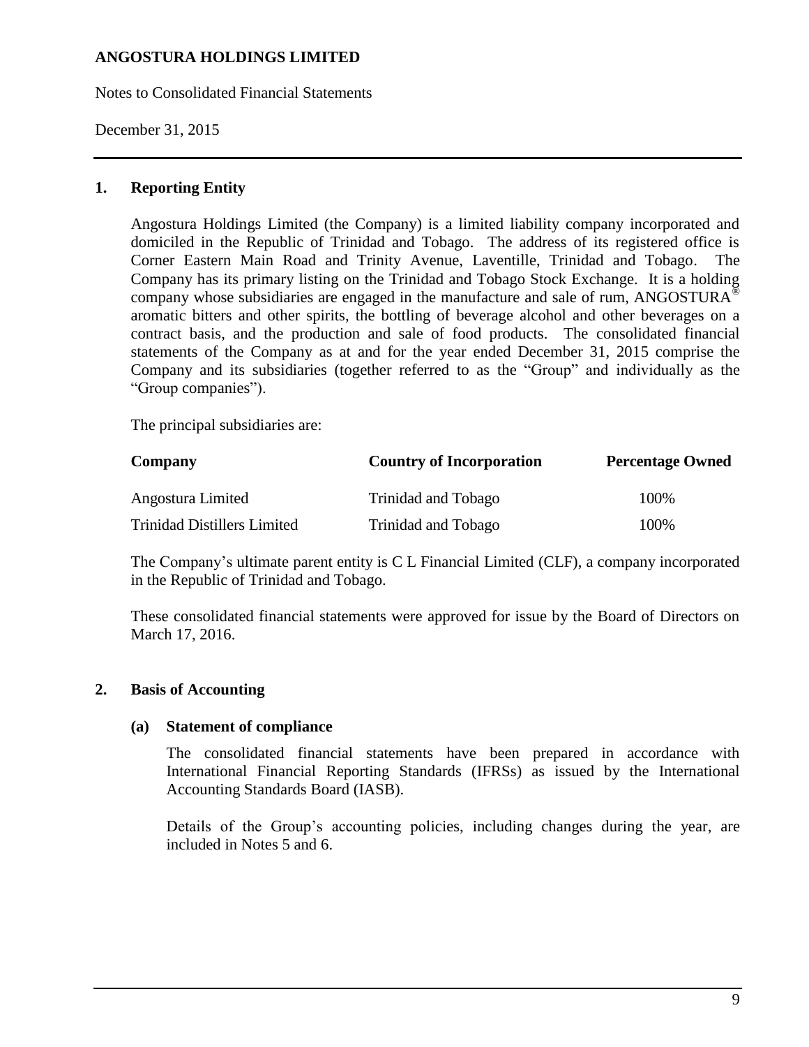## 1. Reporting Entity

Angostura Holdings Limited (the Company) is a limited liability company incorporated and domiciled in the Republic of Trinidad and Tobago. The address of its registered office is Corner Eastern Main Road and Trinity Avenue, Laventille, Trinidad and Tobago. The Company has its primary listing on the Trinidad and Tobago Stock Exchange. It is a holding company whose subsidiaries are engaged in the manufacture and sale of rum, ANGOSTURA® aromatic bitters and other spirits, the bottling of beverage alcohol and other beverages on a contract basis, and the production and sale of food products. The consolidated financial statements of the Company as at and for the year ended December 31, 2015 comprise the Company and its subsidiaries (together referred to as the "Group" and individually as the "Group companies").

The principal subsidiaries are:

| Company | Country of Incorporation | Percentage Owned |
|---|---|---|
| Angostura Limited | Trinidad and Tobago | 100% |
| Trinidad Distillers Limited | Trinidad and Tobago | 100% |

The Company's ultimate parent entity is C L Financial Limited (CLF), a company incorporated in the Republic of Trinidad and Tobago.

These consolidated financial statements were approved for issue by the Board of Directors on March 17, 2016.

## 2. Basis of Accounting

### (a) Statement of compliance

The consolidated financial statements have been prepared in accordance with International Financial Reporting Standards (IFRSs) as issued by the International Accounting Standards Board (IASB).

Details of the Group's accounting policies, including changes during the year, are included in Notes 5 and 6.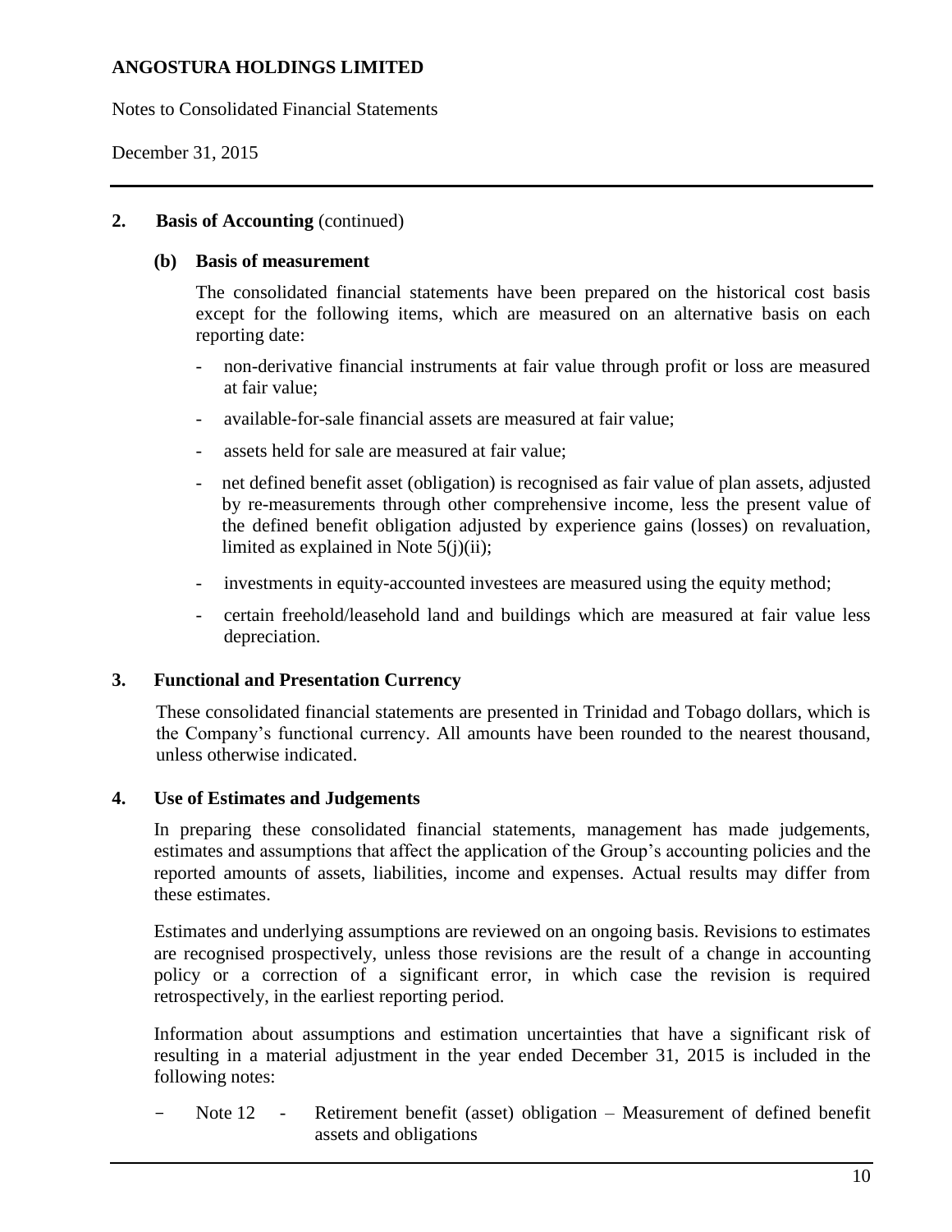## 2. Basis of Accounting (continued)

### (b) Basis of measurement

The consolidated financial statements have been prepared on the historical cost basis except for the following items, which are measured on an alternative basis on each reporting date:

- non-derivative financial instruments at fair value through profit or loss are measured at fair value;
- available-for-sale financial assets are measured at fair value;
- assets held for sale are measured at fair value;
- net defined benefit asset (obligation) is recognised as fair value of plan assets, adjusted by re-measurements through other comprehensive income, less the present value of the defined benefit obligation adjusted by experience gains (losses) on revaluation, limited as explained in Note 5(j)(ii);
- investments in equity-accounted investees are measured using the equity method;
- certain freehold/leasehold land and buildings which are measured at fair value less depreciation.

## 3. Functional and Presentation Currency

These consolidated financial statements are presented in Trinidad and Tobago dollars, which is the Company's functional currency. All amounts have been rounded to the nearest thousand, unless otherwise indicated.

## 4. Use of Estimates and Judgements

In preparing these consolidated financial statements, management has made judgements, estimates and assumptions that affect the application of the Group's accounting policies and the reported amounts of assets, liabilities, income and expenses. Actual results may differ from these estimates.

Estimates and underlying assumptions are reviewed on an ongoing basis. Revisions to estimates are recognised prospectively, unless those revisions are the result of a change in accounting policy or a correction of a significant error, in which case the revision is required retrospectively, in the earliest reporting period.

Information about assumptions and estimation uncertainties that have a significant risk of resulting in a material adjustment in the year ended December 31, 2015 is included in the following notes:

- Note 12 - Retirement benefit (asset) obligation – Measurement of defined benefit assets and obligations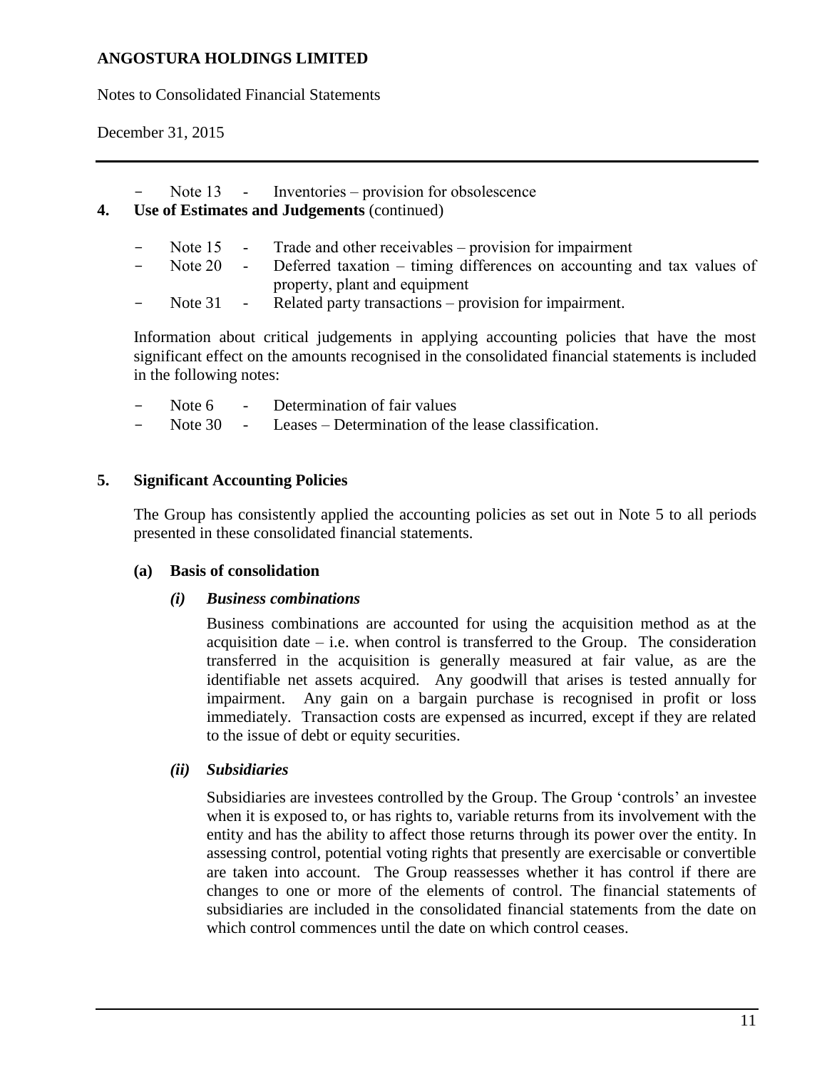- Note 13 - Inventories – provision for obsolescence

## 4. Use of Estimates and Judgements (continued)

- Note 15 - Trade and other receivables – provision for impairment
- Note 20 - Deferred taxation – timing differences on accounting and tax values of property, plant and equipment
- Note 31 - Related party transactions – provision for impairment.

Information about critical judgements in applying accounting policies that have the most significant effect on the amounts recognised in the consolidated financial statements is included in the following notes:

- Note 6 - Determination of fair values
- Note 30 - Leases – Determination of the lease classification.

## 5. Significant Accounting Policies

The Group has consistently applied the accounting policies as set out in Note 5 to all periods presented in these consolidated financial statements.

### (a) Basis of consolidation

#### *(i) Business combinations*

Business combinations are accounted for using the acquisition method as at the acquisition date – i.e. when control is transferred to the Group. The consideration transferred in the acquisition is generally measured at fair value, as are the identifiable net assets acquired. Any goodwill that arises is tested annually for impairment. Any gain on a bargain purchase is recognised in profit or loss immediately. Transaction costs are expensed as incurred, except if they are related to the issue of debt or equity securities.

#### *(ii) Subsidiaries*

Subsidiaries are investees controlled by the Group. The Group 'controls' an investee when it is exposed to, or has rights to, variable returns from its involvement with the entity and has the ability to affect those returns through its power over the entity. In assessing control, potential voting rights that presently are exercisable or convertible are taken into account. The Group reassesses whether it has control if there are changes to one or more of the elements of control. The financial statements of subsidiaries are included in the consolidated financial statements from the date on which control commences until the date on which control ceases.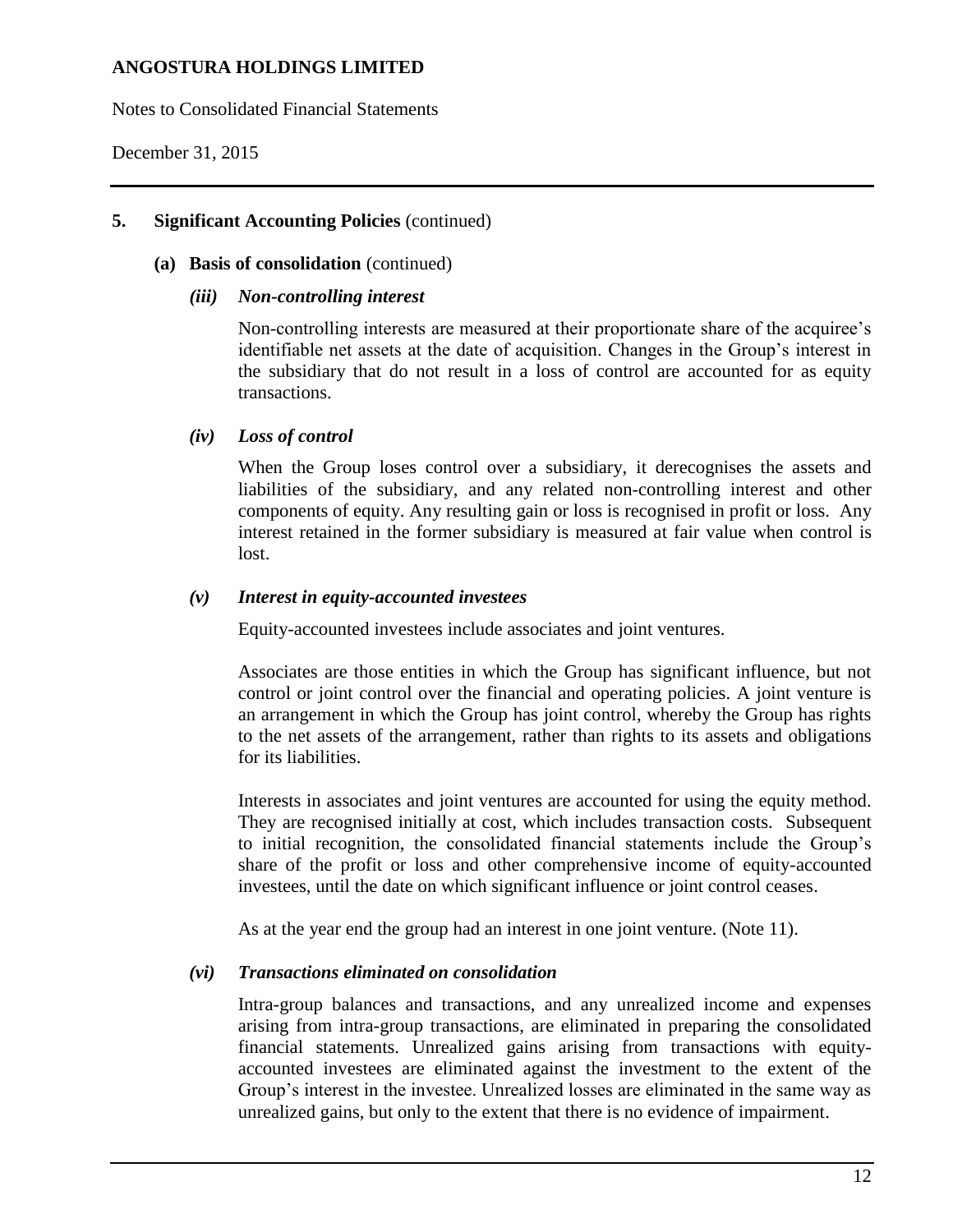## 5. Significant Accounting Policies (continued)

### (a) Basis of consolidation (continued)

#### *(iii) Non-controlling interest*

Non-controlling interests are measured at their proportionate share of the acquiree's identifiable net assets at the date of acquisition. Changes in the Group's interest in the subsidiary that do not result in a loss of control are accounted for as equity transactions.

#### *(iv) Loss of control*

When the Group loses control over a subsidiary, it derecognises the assets and liabilities of the subsidiary, and any related non-controlling interest and other components of equity. Any resulting gain or loss is recognised in profit or loss. Any interest retained in the former subsidiary is measured at fair value when control is lost.

#### *(v) Interest in equity-accounted investees*

Equity-accounted investees include associates and joint ventures.

Associates are those entities in which the Group has significant influence, but not control or joint control over the financial and operating policies. A joint venture is an arrangement in which the Group has joint control, whereby the Group has rights to the net assets of the arrangement, rather than rights to its assets and obligations for its liabilities.

Interests in associates and joint ventures are accounted for using the equity method. They are recognised initially at cost, which includes transaction costs. Subsequent to initial recognition, the consolidated financial statements include the Group's share of the profit or loss and other comprehensive income of equity-accounted investees, until the date on which significant influence or joint control ceases.

As at the year end the group had an interest in one joint venture. (Note 11).

#### *(vi) Transactions eliminated on consolidation*

Intra-group balances and transactions, and any unrealized income and expenses arising from intra-group transactions, are eliminated in preparing the consolidated financial statements. Unrealized gains arising from transactions with equity-accounted investees are eliminated against the investment to the extent of the Group's interest in the investee. Unrealized losses are eliminated in the same way as unrealized gains, but only to the extent that there is no evidence of impairment.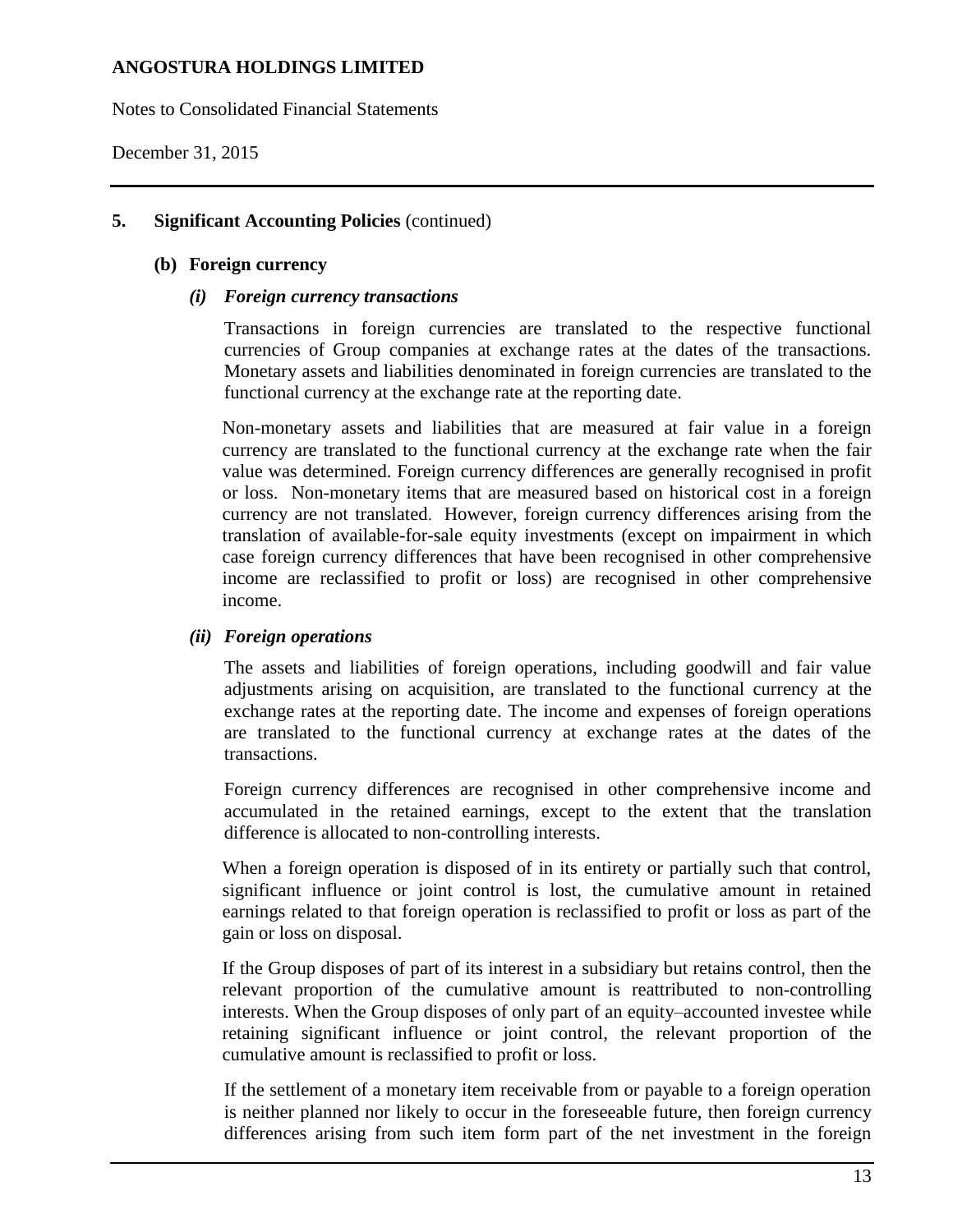## 5. Significant Accounting Policies (continued)

### (b) Foreign currency

#### *(i) Foreign currency transactions*

Transactions in foreign currencies are translated to the respective functional currencies of Group companies at exchange rates at the dates of the transactions. Monetary assets and liabilities denominated in foreign currencies are translated to the functional currency at the exchange rate at the reporting date.

Non-monetary assets and liabilities that are measured at fair value in a foreign currency are translated to the functional currency at the exchange rate when the fair value was determined. Foreign currency differences are generally recognised in profit or loss. Non-monetary items that are measured based on historical cost in a foreign currency are not translated. However, foreign currency differences arising from the translation of available-for-sale equity investments (except on impairment in which case foreign currency differences that have been recognised in other comprehensive income are reclassified to profit or loss) are recognised in other comprehensive income.

#### *(ii) Foreign operations*

The assets and liabilities of foreign operations, including goodwill and fair value adjustments arising on acquisition, are translated to the functional currency at the exchange rates at the reporting date. The income and expenses of foreign operations are translated to the functional currency at exchange rates at the dates of the transactions.

Foreign currency differences are recognised in other comprehensive income and accumulated in the retained earnings, except to the extent that the translation difference is allocated to non-controlling interests.

When a foreign operation is disposed of in its entirety or partially such that control, significant influence or joint control is lost, the cumulative amount in retained earnings related to that foreign operation is reclassified to profit or loss as part of the gain or loss on disposal.

If the Group disposes of part of its interest in a subsidiary but retains control, then the relevant proportion of the cumulative amount is reattributed to non-controlling interests. When the Group disposes of only part of an equity–accounted investee while retaining significant influence or joint control, the relevant proportion of the cumulative amount is reclassified to profit or loss.

If the settlement of a monetary item receivable from or payable to a foreign operation is neither planned nor likely to occur in the foreseeable future, then foreign currency differences arising from such item form part of the net investment in the foreign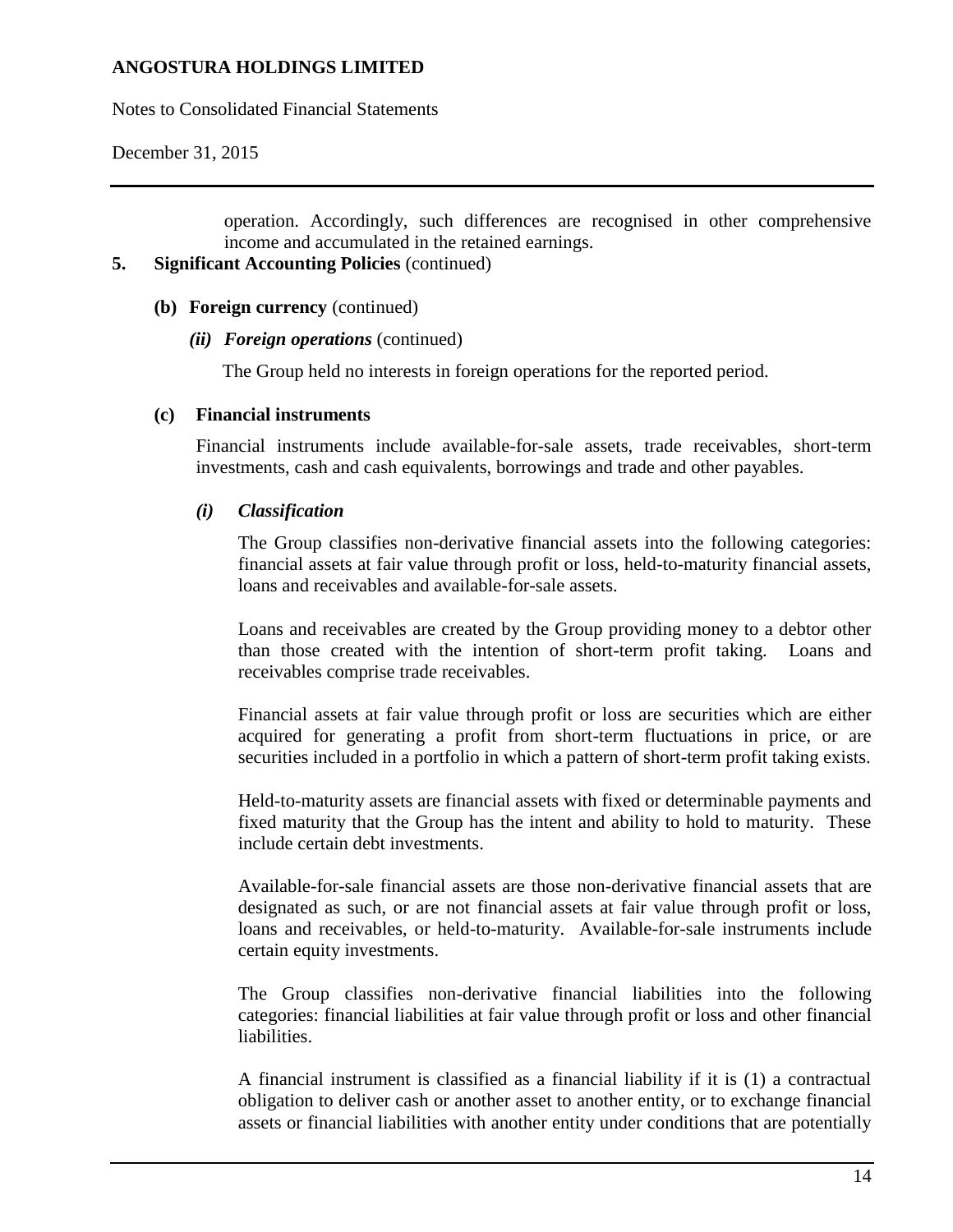operation. Accordingly, such differences are recognised in other comprehensive income and accumulated in the retained earnings.

**5. Significant Accounting Policies** (continued)

**(b) Foreign currency** (continued)

***(ii) Foreign operations*** (continued)

The Group held no interests in foreign operations for the reported period.

**(c) Financial instruments**

Financial instruments include available-for-sale assets, trade receivables, short-term investments, cash and cash equivalents, borrowings and trade and other payables.

***(i) Classification***

The Group classifies non-derivative financial assets into the following categories: financial assets at fair value through profit or loss, held-to-maturity financial assets, loans and receivables and available-for-sale assets.

Loans and receivables are created by the Group providing money to a debtor other than those created with the intention of short-term profit taking. Loans and receivables comprise trade receivables.

Financial assets at fair value through profit or loss are securities which are either acquired for generating a profit from short-term fluctuations in price, or are securities included in a portfolio in which a pattern of short-term profit taking exists.

Held-to-maturity assets are financial assets with fixed or determinable payments and fixed maturity that the Group has the intent and ability to hold to maturity. These include certain debt investments.

Available-for-sale financial assets are those non-derivative financial assets that are designated as such, or are not financial assets at fair value through profit or loss, loans and receivables, or held-to-maturity. Available-for-sale instruments include certain equity investments.

The Group classifies non-derivative financial liabilities into the following categories: financial liabilities at fair value through profit or loss and other financial liabilities.

A financial instrument is classified as a financial liability if it is (1) a contractual obligation to deliver cash or another asset to another entity, or to exchange financial assets or financial liabilities with another entity under conditions that are potentially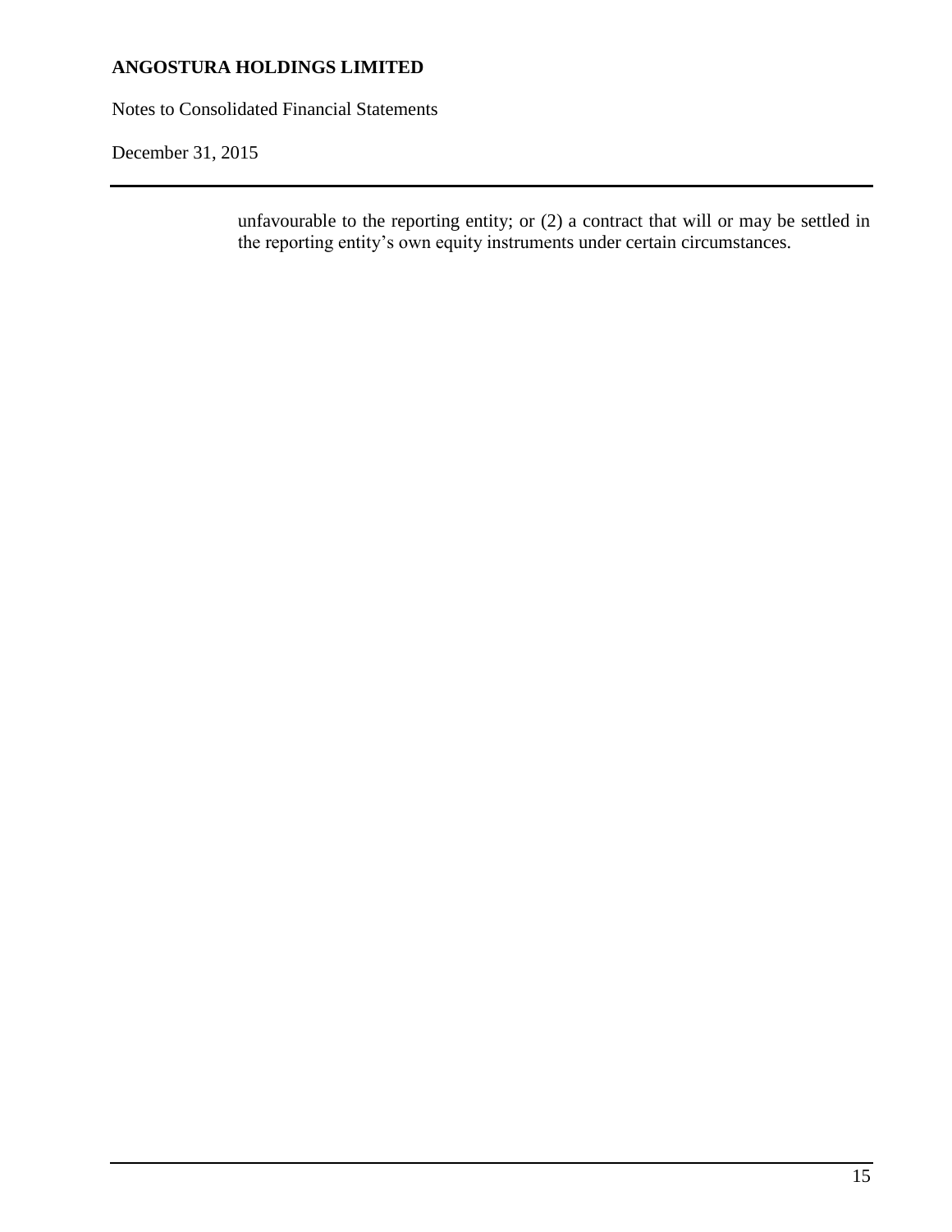unfavourable to the reporting entity; or (2) a contract that will or may be settled in the reporting entity's own equity instruments under certain circumstances.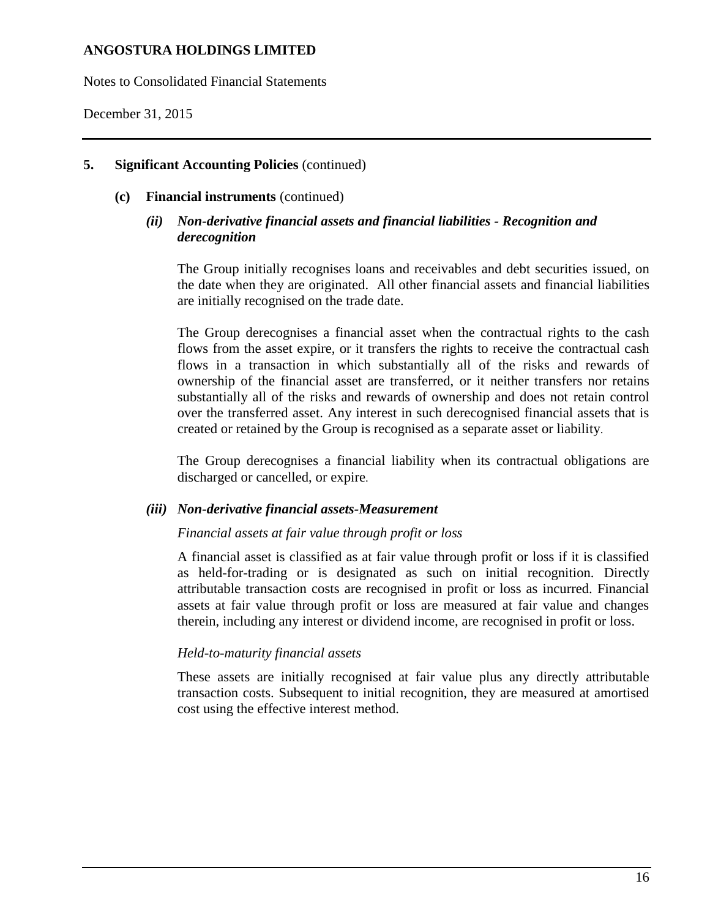## 5. Significant Accounting Policies (continued)

### (c) Financial instruments (continued)

#### *(ii) Non-derivative financial assets and financial liabilities - Recognition and derecognition*

The Group initially recognises loans and receivables and debt securities issued, on the date when they are originated. All other financial assets and financial liabilities are initially recognised on the trade date.

The Group derecognises a financial asset when the contractual rights to the cash flows from the asset expire, or it transfers the rights to receive the contractual cash flows in a transaction in which substantially all of the risks and rewards of ownership of the financial asset are transferred, or it neither transfers nor retains substantially all of the risks and rewards of ownership and does not retain control over the transferred asset. Any interest in such derecognised financial assets that is created or retained by the Group is recognised as a separate asset or liability.

The Group derecognises a financial liability when its contractual obligations are discharged or cancelled, or expire.

#### *(iii) Non-derivative financial assets-Measurement*

*Financial assets at fair value through profit or loss*

A financial asset is classified as at fair value through profit or loss if it is classified as held-for-trading or is designated as such on initial recognition. Directly attributable transaction costs are recognised in profit or loss as incurred. Financial assets at fair value through profit or loss are measured at fair value and changes therein, including any interest or dividend income, are recognised in profit or loss.

*Held-to-maturity financial assets*

These assets are initially recognised at fair value plus any directly attributable transaction costs. Subsequent to initial recognition, they are measured at amortised cost using the effective interest method.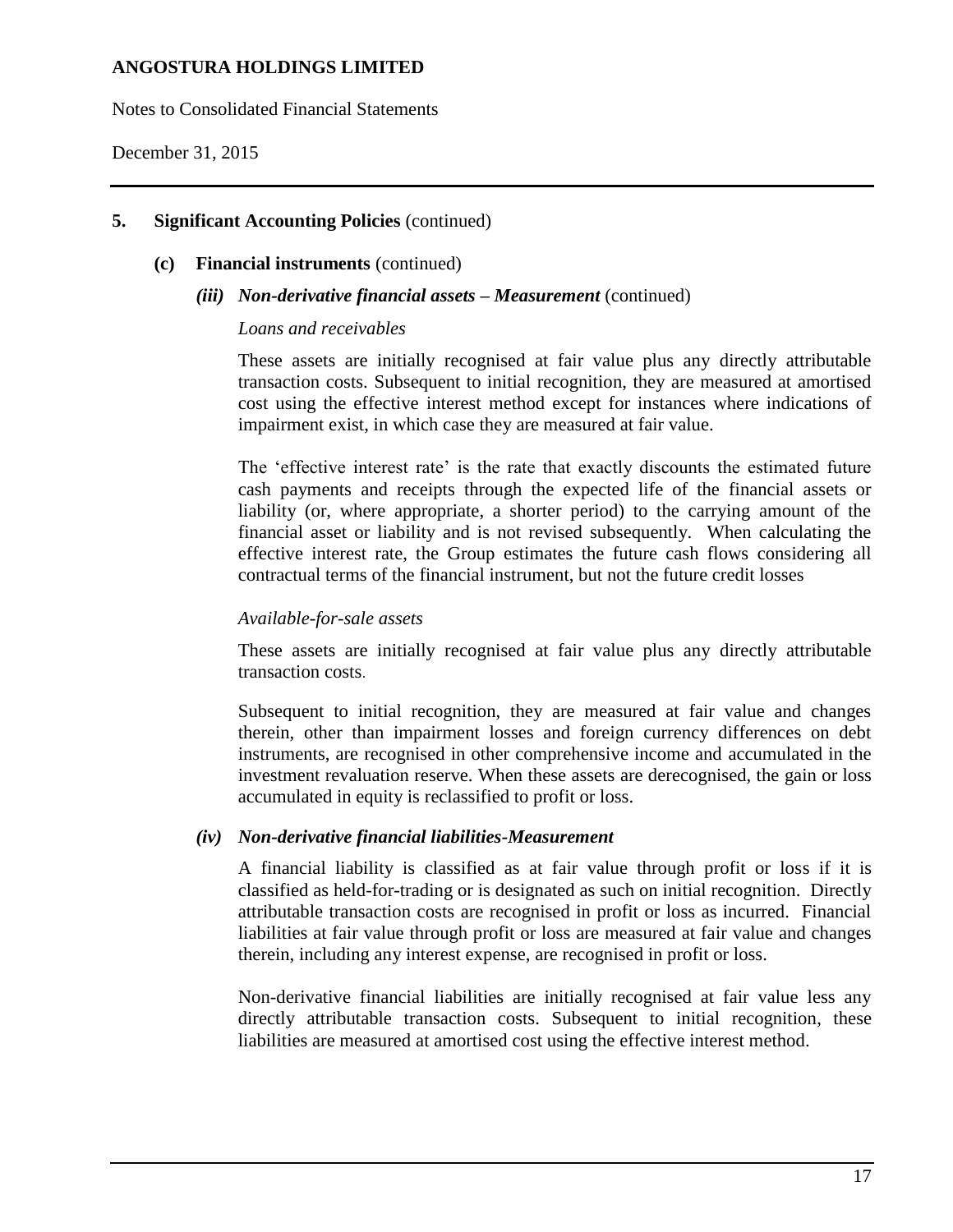## 5. Significant Accounting Policies (continued)

### (c) Financial instruments (continued)

#### *(iii) Non-derivative financial assets – Measurement* (continued)

*Loans and receivables*

These assets are initially recognised at fair value plus any directly attributable transaction costs. Subsequent to initial recognition, they are measured at amortised cost using the effective interest method except for instances where indications of impairment exist, in which case they are measured at fair value.

The 'effective interest rate' is the rate that exactly discounts the estimated future cash payments and receipts through the expected life of the financial assets or liability (or, where appropriate, a shorter period) to the carrying amount of the financial asset or liability and is not revised subsequently. When calculating the effective interest rate, the Group estimates the future cash flows considering all contractual terms of the financial instrument, but not the future credit losses

*Available-for-sale assets*

These assets are initially recognised at fair value plus any directly attributable transaction costs.

Subsequent to initial recognition, they are measured at fair value and changes therein, other than impairment losses and foreign currency differences on debt instruments, are recognised in other comprehensive income and accumulated in the investment revaluation reserve. When these assets are derecognised, the gain or loss accumulated in equity is reclassified to profit or loss.

#### *(iv) Non-derivative financial liabilities-Measurement*

A financial liability is classified as at fair value through profit or loss if it is classified as held-for-trading or is designated as such on initial recognition. Directly attributable transaction costs are recognised in profit or loss as incurred. Financial liabilities at fair value through profit or loss are measured at fair value and changes therein, including any interest expense, are recognised in profit or loss.

Non-derivative financial liabilities are initially recognised at fair value less any directly attributable transaction costs. Subsequent to initial recognition, these liabilities are measured at amortised cost using the effective interest method.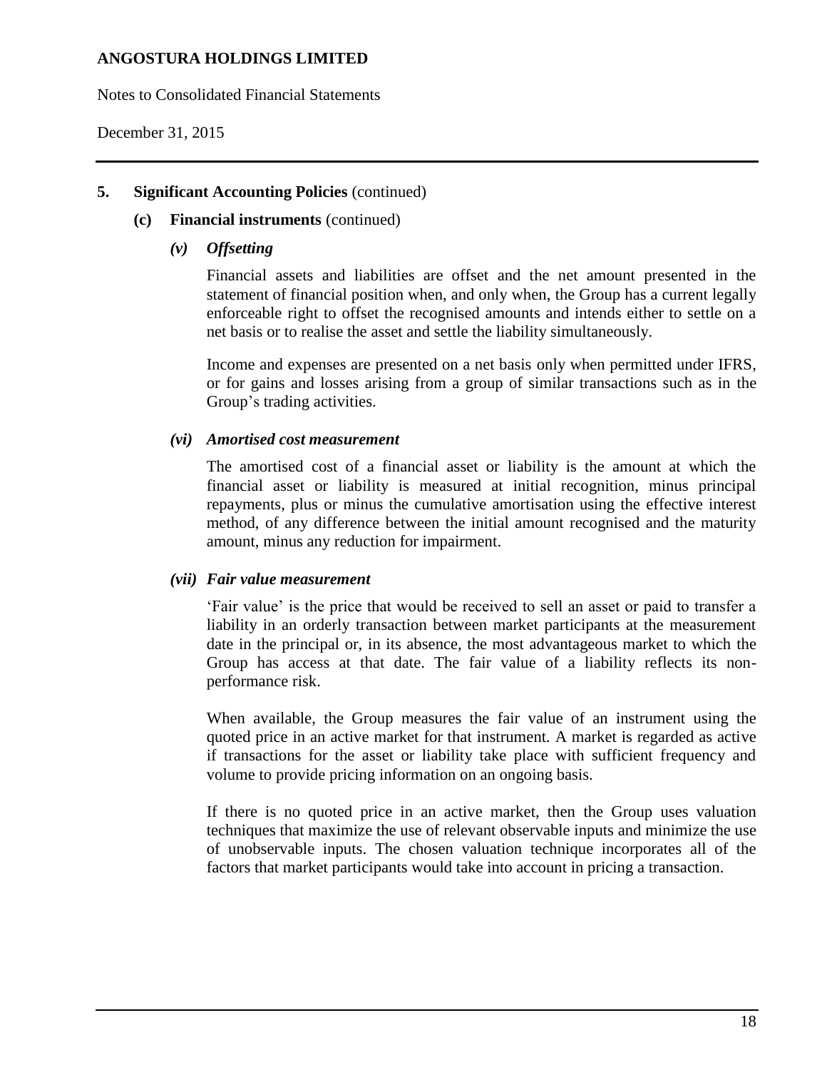## 5. Significant Accounting Policies (continued)

### (c) Financial instruments (continued)

#### *(v) Offsetting*

Financial assets and liabilities are offset and the net amount presented in the statement of financial position when, and only when, the Group has a current legally enforceable right to offset the recognised amounts and intends either to settle on a net basis or to realise the asset and settle the liability simultaneously.

Income and expenses are presented on a net basis only when permitted under IFRS, or for gains and losses arising from a group of similar transactions such as in the Group's trading activities.

#### *(vi) Amortised cost measurement*

The amortised cost of a financial asset or liability is the amount at which the financial asset or liability is measured at initial recognition, minus principal repayments, plus or minus the cumulative amortisation using the effective interest method, of any difference between the initial amount recognised and the maturity amount, minus any reduction for impairment.

#### *(vii) Fair value measurement*

'Fair value' is the price that would be received to sell an asset or paid to transfer a liability in an orderly transaction between market participants at the measurement date in the principal or, in its absence, the most advantageous market to which the Group has access at that date. The fair value of a liability reflects its non-performance risk.

When available, the Group measures the fair value of an instrument using the quoted price in an active market for that instrument. A market is regarded as active if transactions for the asset or liability take place with sufficient frequency and volume to provide pricing information on an ongoing basis.

If there is no quoted price in an active market, then the Group uses valuation techniques that maximize the use of relevant observable inputs and minimize the use of unobservable inputs. The chosen valuation technique incorporates all of the factors that market participants would take into account in pricing a transaction.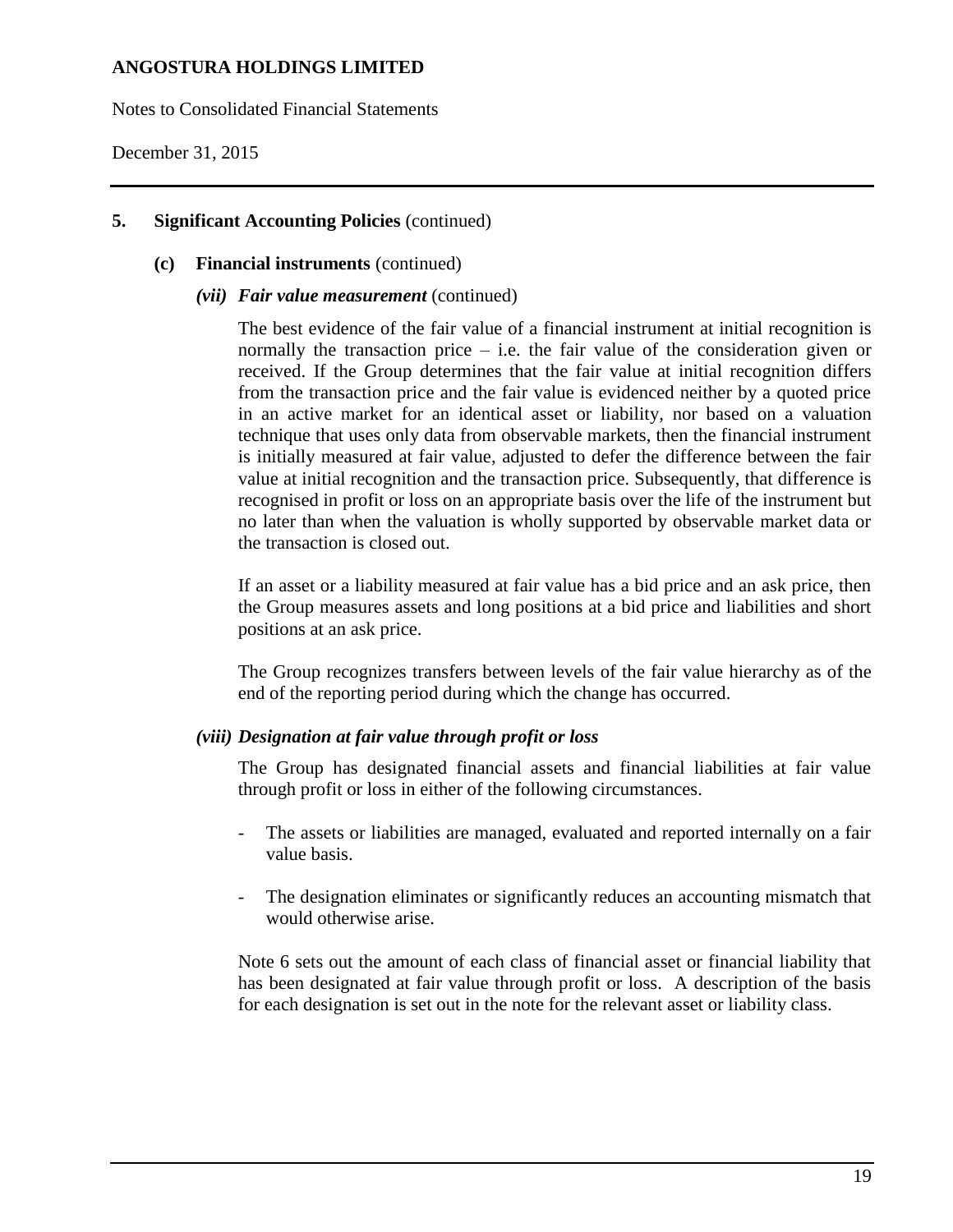### 5. Significant Accounting Policies (continued)

#### (c) Financial instruments (continued)

##### *(vii) Fair value measurement* (continued)

The best evidence of the fair value of a financial instrument at initial recognition is normally the transaction price – i.e. the fair value of the consideration given or received. If the Group determines that the fair value at initial recognition differs from the transaction price and the fair value is evidenced neither by a quoted price in an active market for an identical asset or liability, nor based on a valuation technique that uses only data from observable markets, then the financial instrument is initially measured at fair value, adjusted to defer the difference between the fair value at initial recognition and the transaction price. Subsequently, that difference is recognised in profit or loss on an appropriate basis over the life of the instrument but no later than when the valuation is wholly supported by observable market data or the transaction is closed out.

If an asset or a liability measured at fair value has a bid price and an ask price, then the Group measures assets and long positions at a bid price and liabilities and short positions at an ask price.

The Group recognizes transfers between levels of the fair value hierarchy as of the end of the reporting period during which the change has occurred.

##### *(viii) Designation at fair value through profit or loss*

The Group has designated financial assets and financial liabilities at fair value through profit or loss in either of the following circumstances.

- The assets or liabilities are managed, evaluated and reported internally on a fair value basis.
- The designation eliminates or significantly reduces an accounting mismatch that would otherwise arise.

Note 6 sets out the amount of each class of financial asset or financial liability that has been designated at fair value through profit or loss. A description of the basis for each designation is set out in the note for the relevant asset or liability class.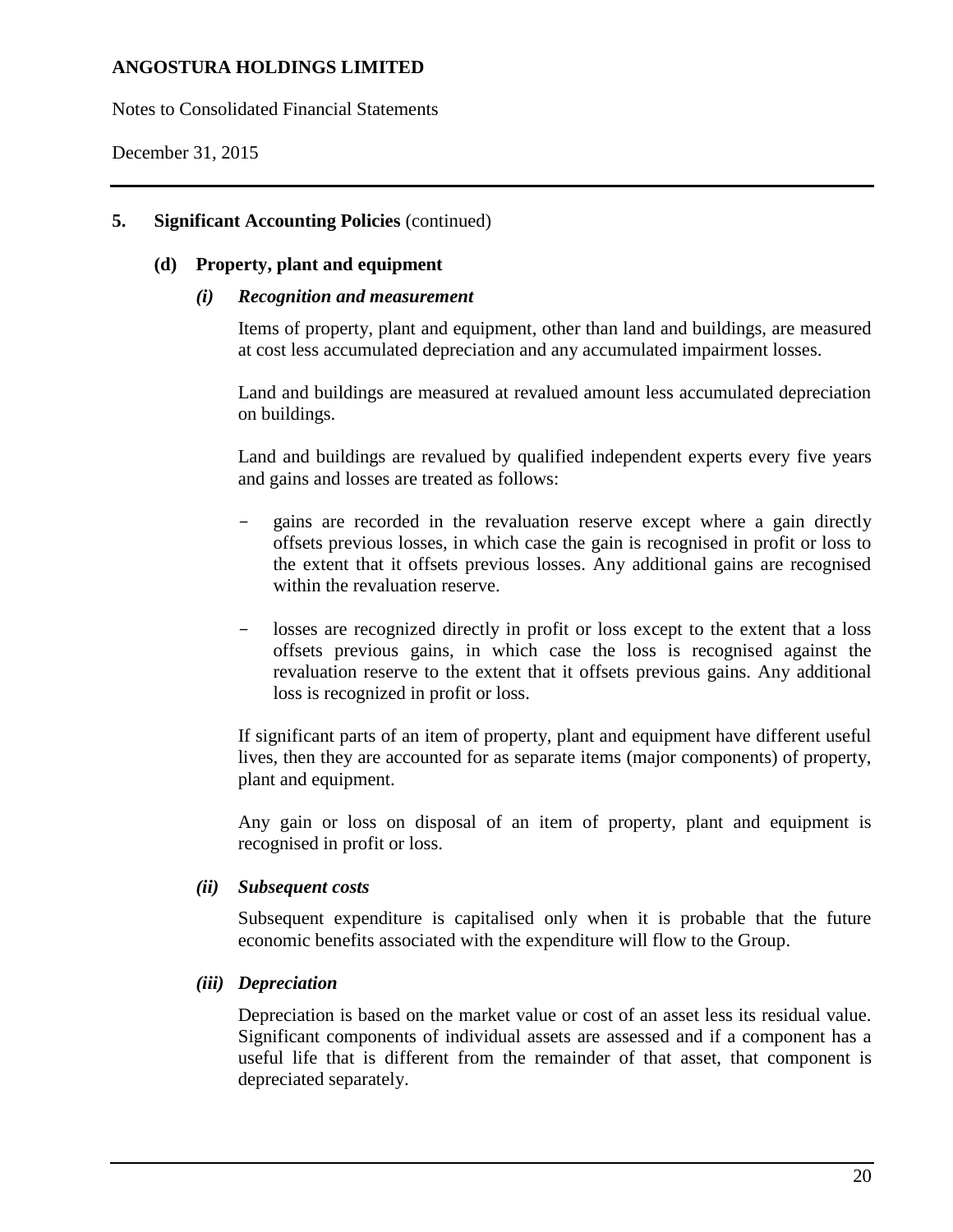## 5. Significant Accounting Policies (continued)

### (d) Property, plant and equipment

#### *(i) Recognition and measurement*

Items of property, plant and equipment, other than land and buildings, are measured at cost less accumulated depreciation and any accumulated impairment losses.

Land and buildings are measured at revalued amount less accumulated depreciation on buildings.

Land and buildings are revalued by qualified independent experts every five years and gains and losses are treated as follows:

- gains are recorded in the revaluation reserve except where a gain directly offsets previous losses, in which case the gain is recognised in profit or loss to the extent that it offsets previous losses. Any additional gains are recognised within the revaluation reserve.

- losses are recognized directly in profit or loss except to the extent that a loss offsets previous gains, in which case the loss is recognised against the revaluation reserve to the extent that it offsets previous gains. Any additional loss is recognized in profit or loss.

If significant parts of an item of property, plant and equipment have different useful lives, then they are accounted for as separate items (major components) of property, plant and equipment.

Any gain or loss on disposal of an item of property, plant and equipment is recognised in profit or loss.

#### *(ii) Subsequent costs*

Subsequent expenditure is capitalised only when it is probable that the future economic benefits associated with the expenditure will flow to the Group.

#### *(iii) Depreciation*

Depreciation is based on the market value or cost of an asset less its residual value. Significant components of individual assets are assessed and if a component has a useful life that is different from the remainder of that asset, that component is depreciated separately.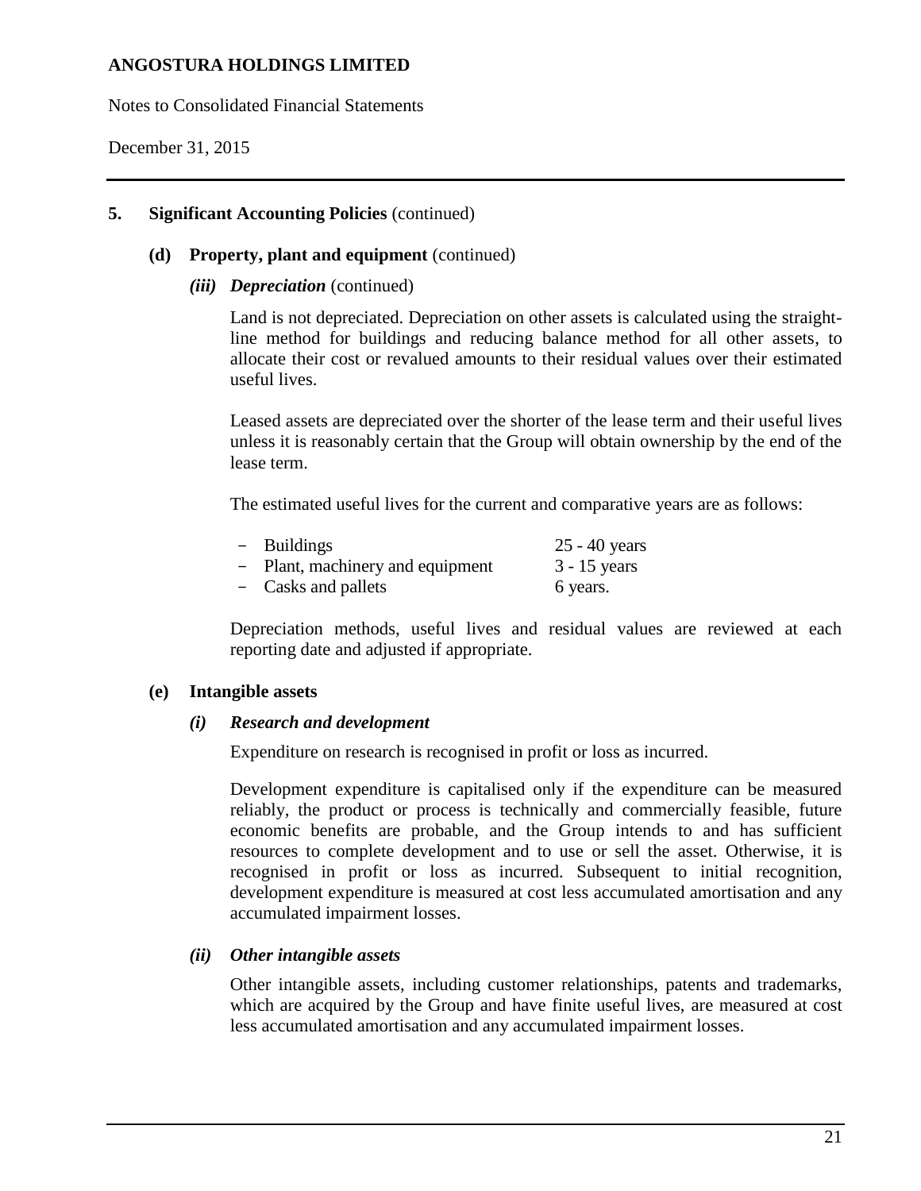## 5. Significant Accounting Policies (continued)

### (d) Property, plant and equipment (continued)

#### *(iii) Depreciation* (continued)

Land is not depreciated. Depreciation on other assets is calculated using the straight-line method for buildings and reducing balance method for all other assets, to allocate their cost or revalued amounts to their residual values over their estimated useful lives.

Leased assets are depreciated over the shorter of the lease term and their useful lives unless it is reasonably certain that the Group will obtain ownership by the end of the lease term.

The estimated useful lives for the current and comparative years are as follows:

| | |
|---|---|
| – Buildings | 25 - 40 years |
| – Plant, machinery and equipment | 3 - 15 years |
| – Casks and pallets | 6 years. |

Depreciation methods, useful lives and residual values are reviewed at each reporting date and adjusted if appropriate.

### (e) Intangible assets

#### *(i) Research and development*

Expenditure on research is recognised in profit or loss as incurred.

Development expenditure is capitalised only if the expenditure can be measured reliably, the product or process is technically and commercially feasible, future economic benefits are probable, and the Group intends to and has sufficient resources to complete development and to use or sell the asset. Otherwise, it is recognised in profit or loss as incurred. Subsequent to initial recognition, development expenditure is measured at cost less accumulated amortisation and any accumulated impairment losses.

#### *(ii) Other intangible assets*

Other intangible assets, including customer relationships, patents and trademarks, which are acquired by the Group and have finite useful lives, are measured at cost less accumulated amortisation and any accumulated impairment losses.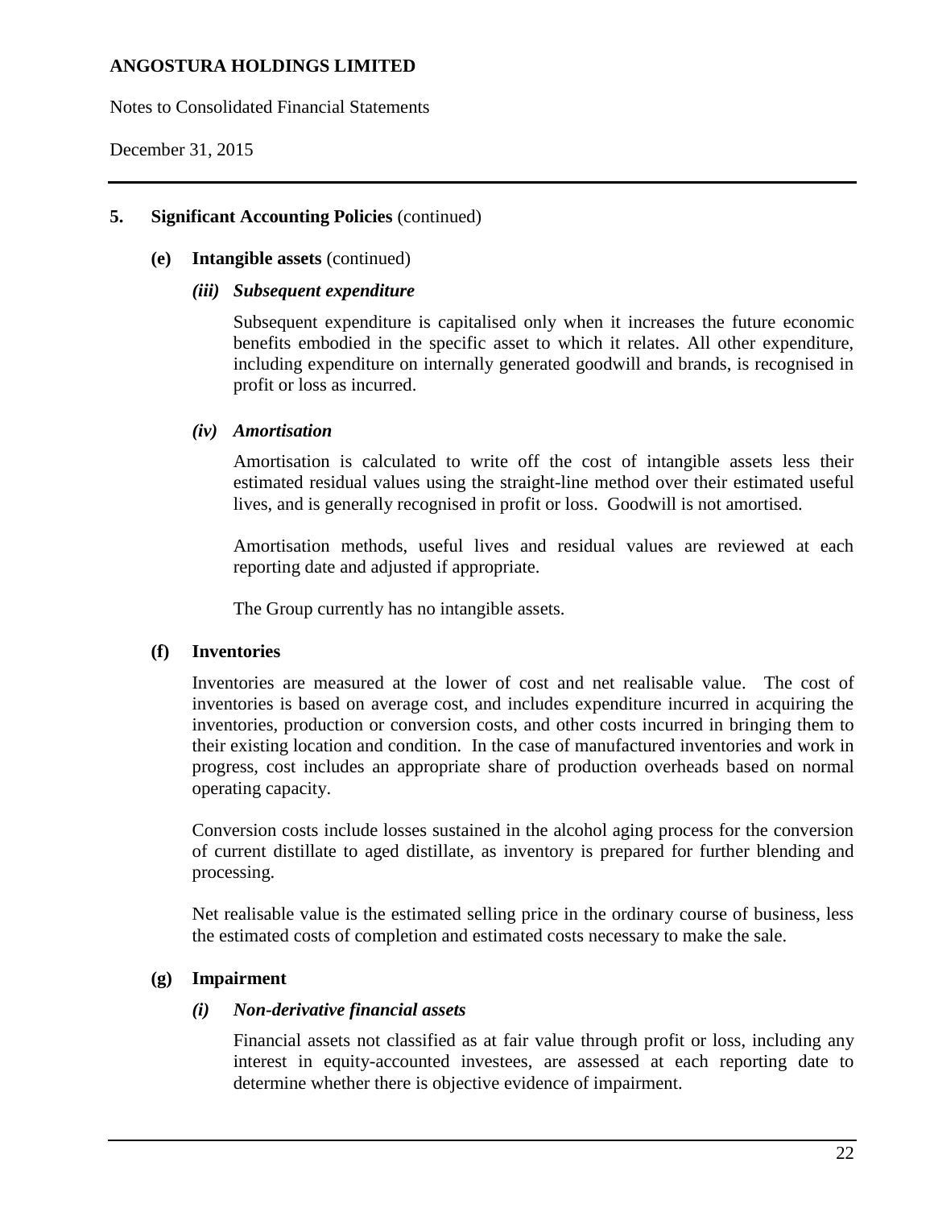## 5. Significant Accounting Policies (continued)

### (e) Intangible assets (continued)

#### *(iii) Subsequent expenditure*

Subsequent expenditure is capitalised only when it increases the future economic benefits embodied in the specific asset to which it relates. All other expenditure, including expenditure on internally generated goodwill and brands, is recognised in profit or loss as incurred.

#### *(iv) Amortisation*

Amortisation is calculated to write off the cost of intangible assets less their estimated residual values using the straight-line method over their estimated useful lives, and is generally recognised in profit or loss. Goodwill is not amortised.

Amortisation methods, useful lives and residual values are reviewed at each reporting date and adjusted if appropriate.

The Group currently has no intangible assets.

### (f) Inventories

Inventories are measured at the lower of cost and net realisable value. The cost of inventories is based on average cost, and includes expenditure incurred in acquiring the inventories, production or conversion costs, and other costs incurred in bringing them to their existing location and condition. In the case of manufactured inventories and work in progress, cost includes an appropriate share of production overheads based on normal operating capacity.

Conversion costs include losses sustained in the alcohol aging process for the conversion of current distillate to aged distillate, as inventory is prepared for further blending and processing.

Net realisable value is the estimated selling price in the ordinary course of business, less the estimated costs of completion and estimated costs necessary to make the sale.

### (g) Impairment

#### *(i) Non-derivative financial assets*

Financial assets not classified as at fair value through profit or loss, including any interest in equity-accounted investees, are assessed at each reporting date to determine whether there is objective evidence of impairment.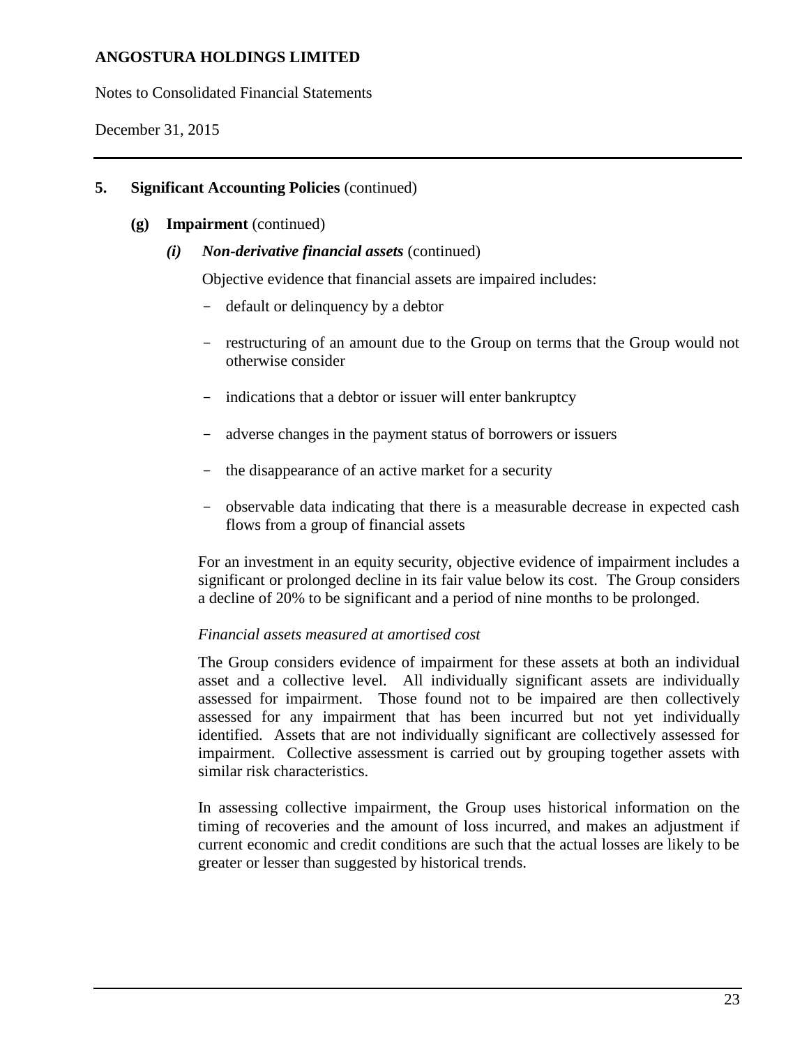## 5. Significant Accounting Policies (continued)

### (g) Impairment (continued)

#### *(i) Non-derivative financial assets* (continued)

Objective evidence that financial assets are impaired includes:

- default or delinquency by a debtor
- restructuring of an amount due to the Group on terms that the Group would not otherwise consider
- indications that a debtor or issuer will enter bankruptcy
- adverse changes in the payment status of borrowers or issuers
- the disappearance of an active market for a security
- observable data indicating that there is a measurable decrease in expected cash flows from a group of financial assets

For an investment in an equity security, objective evidence of impairment includes a significant or prolonged decline in its fair value below its cost. The Group considers a decline of 20% to be significant and a period of nine months to be prolonged.

*Financial assets measured at amortised cost*

The Group considers evidence of impairment for these assets at both an individual asset and a collective level. All individually significant assets are individually assessed for impairment. Those found not to be impaired are then collectively assessed for any impairment that has been incurred but not yet individually identified. Assets that are not individually significant are collectively assessed for impairment. Collective assessment is carried out by grouping together assets with similar risk characteristics.

In assessing collective impairment, the Group uses historical information on the timing of recoveries and the amount of loss incurred, and makes an adjustment if current economic and credit conditions are such that the actual losses are likely to be greater or lesser than suggested by historical trends.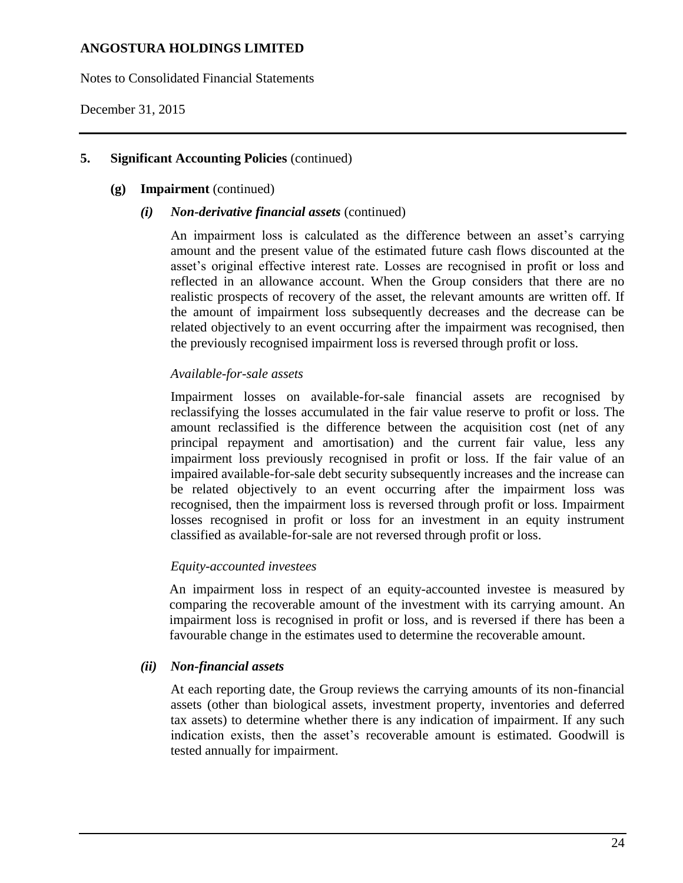## 5. Significant Accounting Policies (continued)

### (g) Impairment (continued)

#### *(i) Non-derivative financial assets* (continued)

An impairment loss is calculated as the difference between an asset's carrying amount and the present value of the estimated future cash flows discounted at the asset's original effective interest rate. Losses are recognised in profit or loss and reflected in an allowance account. When the Group considers that there are no realistic prospects of recovery of the asset, the relevant amounts are written off. If the amount of impairment loss subsequently decreases and the decrease can be related objectively to an event occurring after the impairment was recognised, then the previously recognised impairment loss is reversed through profit or loss.

*Available-for-sale assets*

Impairment losses on available-for-sale financial assets are recognised by reclassifying the losses accumulated in the fair value reserve to profit or loss. The amount reclassified is the difference between the acquisition cost (net of any principal repayment and amortisation) and the current fair value, less any impairment loss previously recognised in profit or loss. If the fair value of an impaired available-for-sale debt security subsequently increases and the increase can be related objectively to an event occurring after the impairment loss was recognised, then the impairment loss is reversed through profit or loss. Impairment losses recognised in profit or loss for an investment in an equity instrument classified as available-for-sale are not reversed through profit or loss.

*Equity-accounted investees*

An impairment loss in respect of an equity-accounted investee is measured by comparing the recoverable amount of the investment with its carrying amount. An impairment loss is recognised in profit or loss, and is reversed if there has been a favourable change in the estimates used to determine the recoverable amount.

#### *(ii) Non-financial assets*

At each reporting date, the Group reviews the carrying amounts of its non-financial assets (other than biological assets, investment property, inventories and deferred tax assets) to determine whether there is any indication of impairment. If any such indication exists, then the asset's recoverable amount is estimated. Goodwill is tested annually for impairment.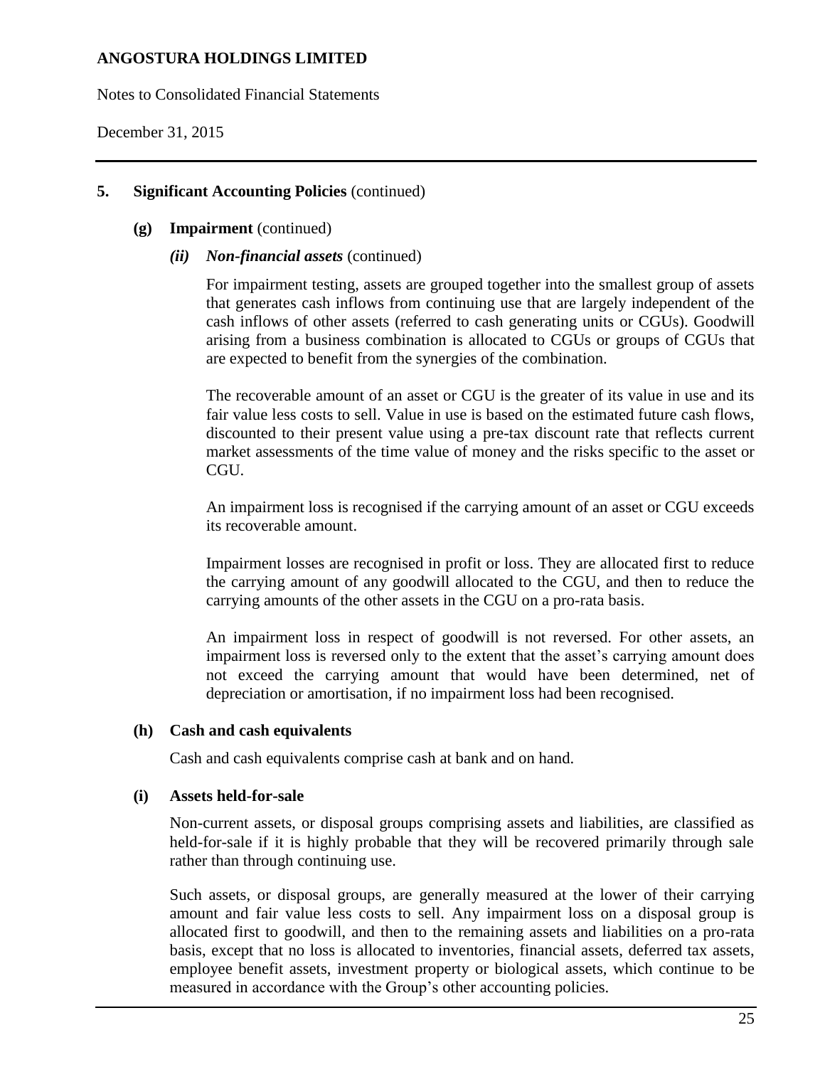## 5. Significant Accounting Policies (continued)

### (g) Impairment (continued)

#### *(ii) Non-financial assets* (continued)

For impairment testing, assets are grouped together into the smallest group of assets that generates cash inflows from continuing use that are largely independent of the cash inflows of other assets (referred to cash generating units or CGUs). Goodwill arising from a business combination is allocated to CGUs or groups of CGUs that are expected to benefit from the synergies of the combination.

The recoverable amount of an asset or CGU is the greater of its value in use and its fair value less costs to sell. Value in use is based on the estimated future cash flows, discounted to their present value using a pre-tax discount rate that reflects current market assessments of the time value of money and the risks specific to the asset or CGU.

An impairment loss is recognised if the carrying amount of an asset or CGU exceeds its recoverable amount.

Impairment losses are recognised in profit or loss. They are allocated first to reduce the carrying amount of any goodwill allocated to the CGU, and then to reduce the carrying amounts of the other assets in the CGU on a pro-rata basis.

An impairment loss in respect of goodwill is not reversed. For other assets, an impairment loss is reversed only to the extent that the asset's carrying amount does not exceed the carrying amount that would have been determined, net of depreciation or amortisation, if no impairment loss had been recognised.

### (h) Cash and cash equivalents

Cash and cash equivalents comprise cash at bank and on hand.

### (i) Assets held-for-sale

Non-current assets, or disposal groups comprising assets and liabilities, are classified as held-for-sale if it is highly probable that they will be recovered primarily through sale rather than through continuing use.

Such assets, or disposal groups, are generally measured at the lower of their carrying amount and fair value less costs to sell. Any impairment loss on a disposal group is allocated first to goodwill, and then to the remaining assets and liabilities on a pro-rata basis, except that no loss is allocated to inventories, financial assets, deferred tax assets, employee benefit assets, investment property or biological assets, which continue to be measured in accordance with the Group's other accounting policies.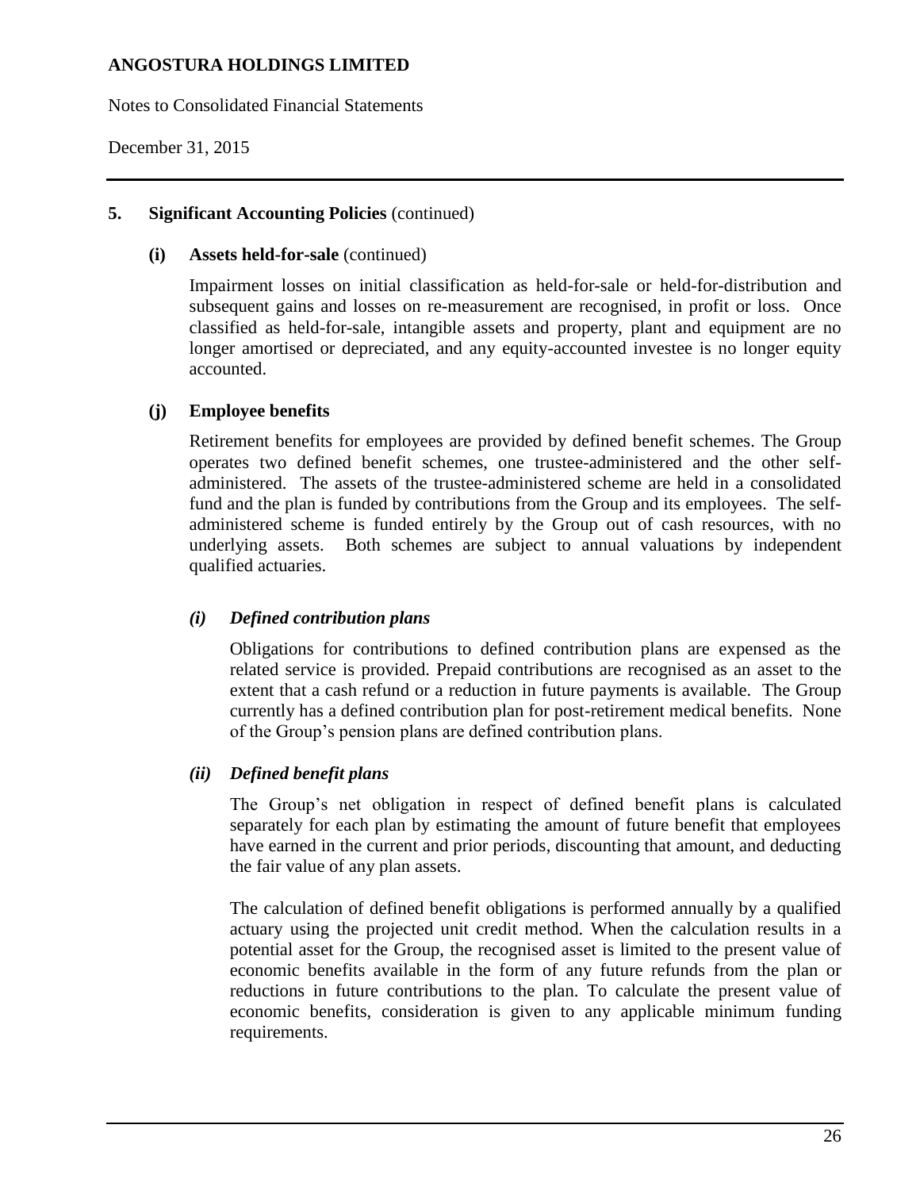## 5. Significant Accounting Policies (continued)

### (i) Assets held-for-sale (continued)

Impairment losses on initial classification as held-for-sale or held-for-distribution and subsequent gains and losses on re-measurement are recognised, in profit or loss. Once classified as held-for-sale, intangible assets and property, plant and equipment are no longer amortised or depreciated, and any equity-accounted investee is no longer equity accounted.

### (j) Employee benefits

Retirement benefits for employees are provided by defined benefit schemes. The Group operates two defined benefit schemes, one trustee-administered and the other self-administered. The assets of the trustee-administered scheme are held in a consolidated fund and the plan is funded by contributions from the Group and its employees. The self-administered scheme is funded entirely by the Group out of cash resources, with no underlying assets. Both schemes are subject to annual valuations by independent qualified actuaries.

#### *(i) Defined contribution plans*

Obligations for contributions to defined contribution plans are expensed as the related service is provided. Prepaid contributions are recognised as an asset to the extent that a cash refund or a reduction in future payments is available. The Group currently has a defined contribution plan for post-retirement medical benefits. None of the Group's pension plans are defined contribution plans.

#### *(ii) Defined benefit plans*

The Group's net obligation in respect of defined benefit plans is calculated separately for each plan by estimating the amount of future benefit that employees have earned in the current and prior periods, discounting that amount, and deducting the fair value of any plan assets.

The calculation of defined benefit obligations is performed annually by a qualified actuary using the projected unit credit method. When the calculation results in a potential asset for the Group, the recognised asset is limited to the present value of economic benefits available in the form of any future refunds from the plan or reductions in future contributions to the plan. To calculate the present value of economic benefits, consideration is given to any applicable minimum funding requirements.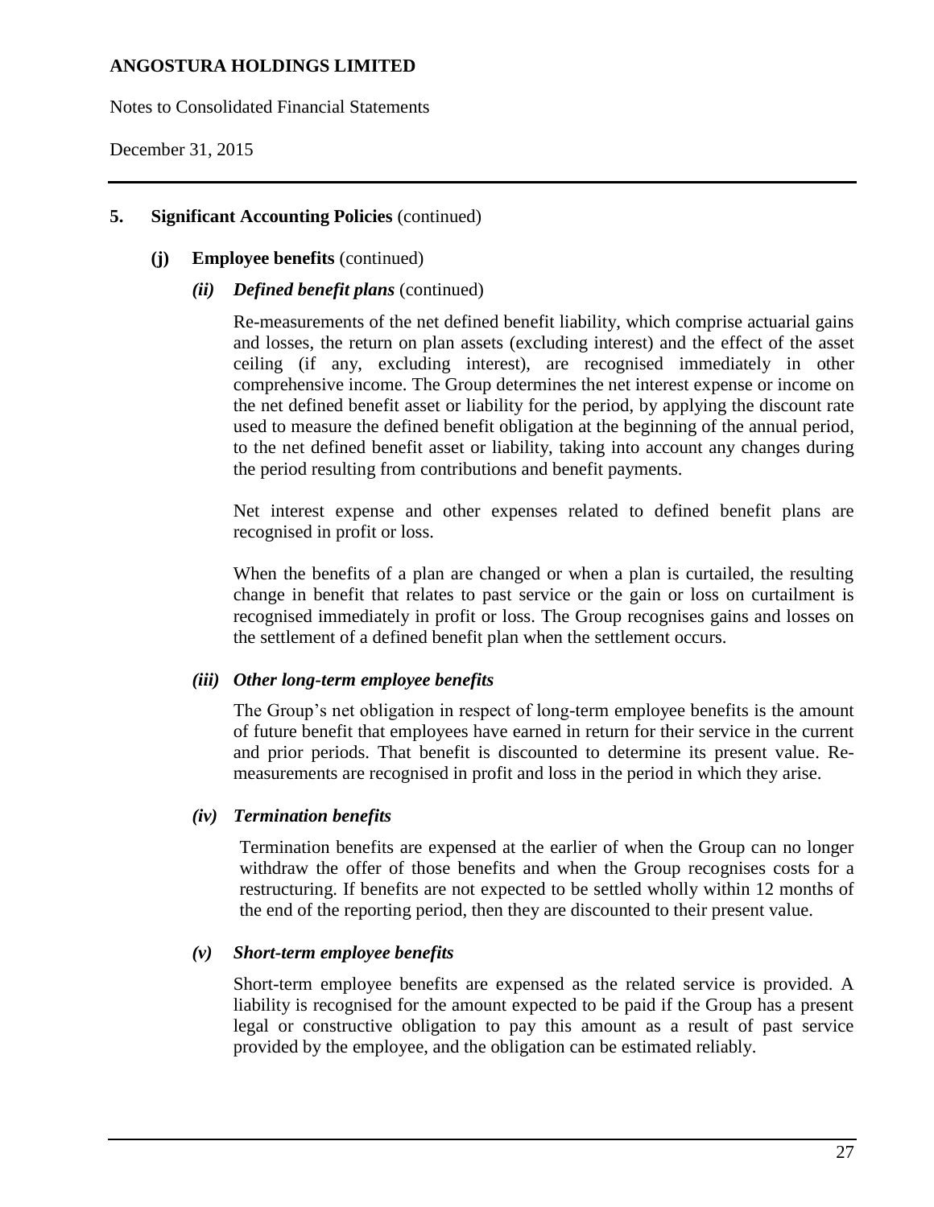## 5. Significant Accounting Policies (continued)

### (j) Employee benefits (continued)

#### *(ii) Defined benefit plans* (continued)

Re-measurements of the net defined benefit liability, which comprise actuarial gains and losses, the return on plan assets (excluding interest) and the effect of the asset ceiling (if any, excluding interest), are recognised immediately in other comprehensive income. The Group determines the net interest expense or income on the net defined benefit asset or liability for the period, by applying the discount rate used to measure the defined benefit obligation at the beginning of the annual period, to the net defined benefit asset or liability, taking into account any changes during the period resulting from contributions and benefit payments.

Net interest expense and other expenses related to defined benefit plans are recognised in profit or loss.

When the benefits of a plan are changed or when a plan is curtailed, the resulting change in benefit that relates to past service or the gain or loss on curtailment is recognised immediately in profit or loss. The Group recognises gains and losses on the settlement of a defined benefit plan when the settlement occurs.

#### *(iii) Other long-term employee benefits*

The Group's net obligation in respect of long-term employee benefits is the amount of future benefit that employees have earned in return for their service in the current and prior periods. That benefit is discounted to determine its present value. Re-measurements are recognised in profit and loss in the period in which they arise.

#### *(iv) Termination benefits*

Termination benefits are expensed at the earlier of when the Group can no longer withdraw the offer of those benefits and when the Group recognises costs for a restructuring. If benefits are not expected to be settled wholly within 12 months of the end of the reporting period, then they are discounted to their present value.

#### *(v) Short-term employee benefits*

Short-term employee benefits are expensed as the related service is provided. A liability is recognised for the amount expected to be paid if the Group has a present legal or constructive obligation to pay this amount as a result of past service provided by the employee, and the obligation can be estimated reliably.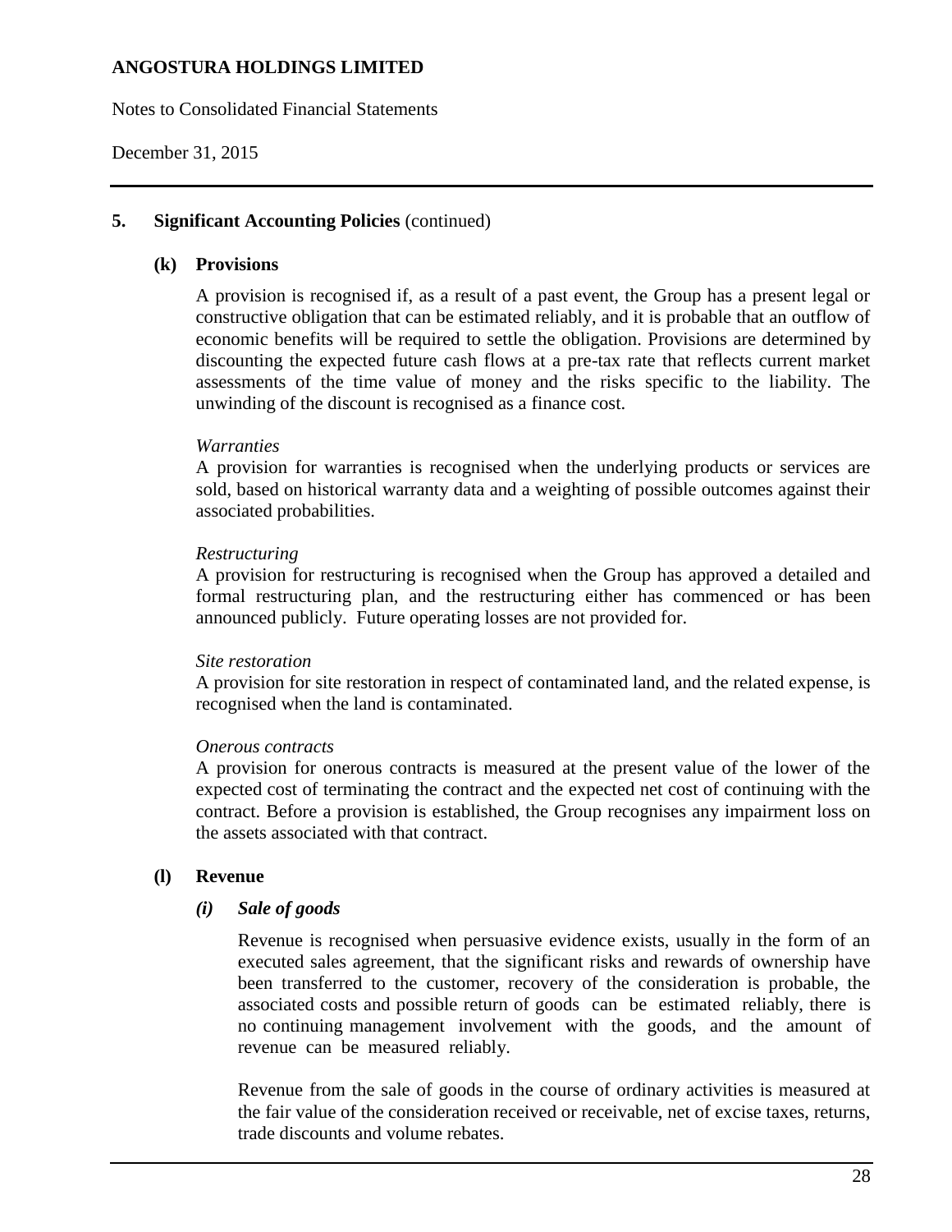## 5. Significant Accounting Policies (continued)

### (k) Provisions

A provision is recognised if, as a result of a past event, the Group has a present legal or constructive obligation that can be estimated reliably, and it is probable that an outflow of economic benefits will be required to settle the obligation. Provisions are determined by discounting the expected future cash flows at a pre-tax rate that reflects current market assessments of the time value of money and the risks specific to the liability. The unwinding of the discount is recognised as a finance cost.

*Warranties*
A provision for warranties is recognised when the underlying products or services are sold, based on historical warranty data and a weighting of possible outcomes against their associated probabilities.

*Restructuring*
A provision for restructuring is recognised when the Group has approved a detailed and formal restructuring plan, and the restructuring either has commenced or has been announced publicly. Future operating losses are not provided for.

*Site restoration*
A provision for site restoration in respect of contaminated land, and the related expense, is recognised when the land is contaminated.

*Onerous contracts*
A provision for onerous contracts is measured at the present value of the lower of the expected cost of terminating the contract and the expected net cost of continuing with the contract. Before a provision is established, the Group recognises any impairment loss on the assets associated with that contract.

### (l) Revenue

#### *(i) Sale of goods*

Revenue is recognised when persuasive evidence exists, usually in the form of an executed sales agreement, that the significant risks and rewards of ownership have been transferred to the customer, recovery of the consideration is probable, the associated costs and possible return of goods can be estimated reliably, there is no continuing management involvement with the goods, and the amount of revenue can be measured reliably.

Revenue from the sale of goods in the course of ordinary activities is measured at the fair value of the consideration received or receivable, net of excise taxes, returns, trade discounts and volume rebates.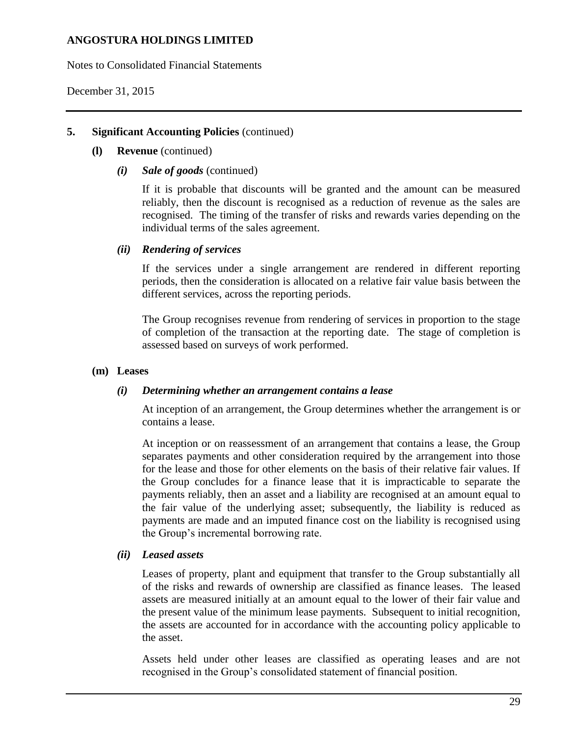## 5. Significant Accounting Policies (continued)

### (l) Revenue (continued)

#### *(i) Sale of goods* (continued)

If it is probable that discounts will be granted and the amount can be measured reliably, then the discount is recognised as a reduction of revenue as the sales are recognised. The timing of the transfer of risks and rewards varies depending on the individual terms of the sales agreement.

#### *(ii) Rendering of services*

If the services under a single arrangement are rendered in different reporting periods, then the consideration is allocated on a relative fair value basis between the different services, across the reporting periods.

The Group recognises revenue from rendering of services in proportion to the stage of completion of the transaction at the reporting date. The stage of completion is assessed based on surveys of work performed.

### (m) Leases

#### *(i) Determining whether an arrangement contains a lease*

At inception of an arrangement, the Group determines whether the arrangement is or contains a lease.

At inception or on reassessment of an arrangement that contains a lease, the Group separates payments and other consideration required by the arrangement into those for the lease and those for other elements on the basis of their relative fair values. If the Group concludes for a finance lease that it is impracticable to separate the payments reliably, then an asset and a liability are recognised at an amount equal to the fair value of the underlying asset; subsequently, the liability is reduced as payments are made and an imputed finance cost on the liability is recognised using the Group's incremental borrowing rate.

#### *(ii) Leased assets*

Leases of property, plant and equipment that transfer to the Group substantially all of the risks and rewards of ownership are classified as finance leases. The leased assets are measured initially at an amount equal to the lower of their fair value and the present value of the minimum lease payments. Subsequent to initial recognition, the assets are accounted for in accordance with the accounting policy applicable to the asset.

Assets held under other leases are classified as operating leases and are not recognised in the Group's consolidated statement of financial position.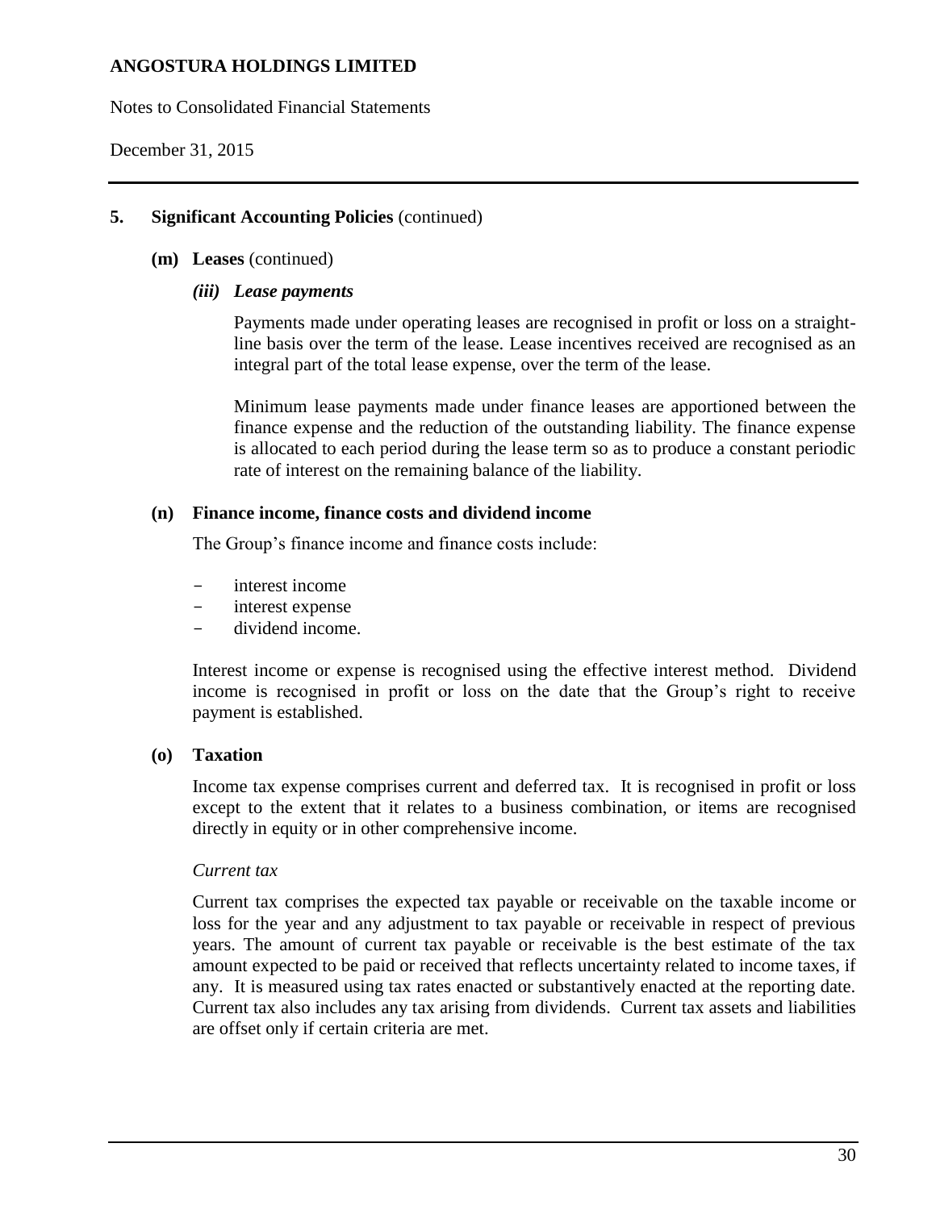## 5. Significant Accounting Policies (continued)

### (m) Leases (continued)

#### *(iii) Lease payments*

Payments made under operating leases are recognised in profit or loss on a straight-line basis over the term of the lease. Lease incentives received are recognised as an integral part of the total lease expense, over the term of the lease.

Minimum lease payments made under finance leases are apportioned between the finance expense and the reduction of the outstanding liability. The finance expense is allocated to each period during the lease term so as to produce a constant periodic rate of interest on the remaining balance of the liability.

### (n) Finance income, finance costs and dividend income

The Group's finance income and finance costs include:

- interest income
- interest expense
- dividend income.

Interest income or expense is recognised using the effective interest method. Dividend income is recognised in profit or loss on the date that the Group's right to receive payment is established.

### (o) Taxation

Income tax expense comprises current and deferred tax. It is recognised in profit or loss except to the extent that it relates to a business combination, or items are recognised directly in equity or in other comprehensive income.

*Current tax*

Current tax comprises the expected tax payable or receivable on the taxable income or loss for the year and any adjustment to tax payable or receivable in respect of previous years. The amount of current tax payable or receivable is the best estimate of the tax amount expected to be paid or received that reflects uncertainty related to income taxes, if any. It is measured using tax rates enacted or substantively enacted at the reporting date. Current tax also includes any tax arising from dividends. Current tax assets and liabilities are offset only if certain criteria are met.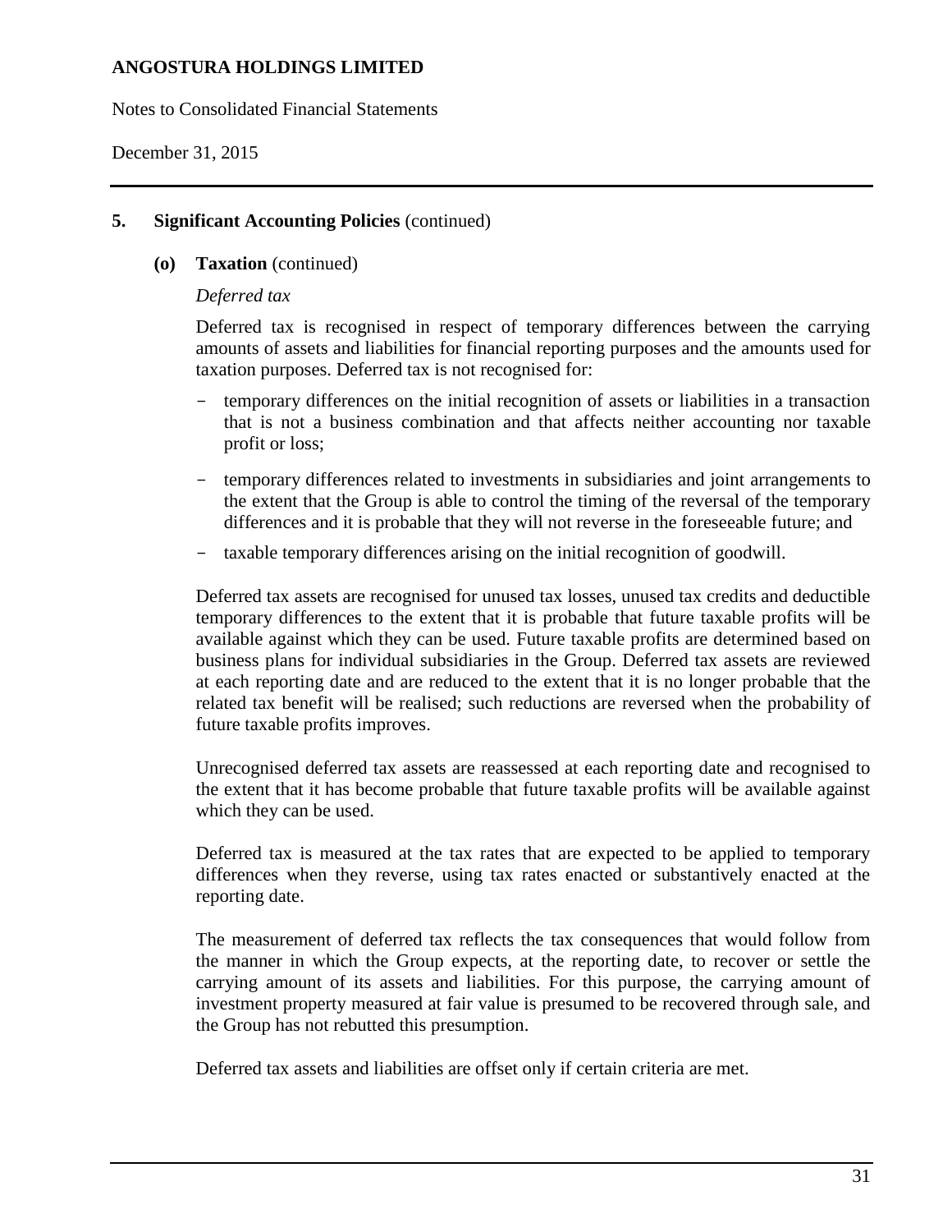## 5. Significant Accounting Policies (continued)

### (o) Taxation (continued)

*Deferred tax*

Deferred tax is recognised in respect of temporary differences between the carrying amounts of assets and liabilities for financial reporting purposes and the amounts used for taxation purposes. Deferred tax is not recognised for:

- temporary differences on the initial recognition of assets or liabilities in a transaction that is not a business combination and that affects neither accounting nor taxable profit or loss;
- temporary differences related to investments in subsidiaries and joint arrangements to the extent that the Group is able to control the timing of the reversal of the temporary differences and it is probable that they will not reverse in the foreseeable future; and
- taxable temporary differences arising on the initial recognition of goodwill.

Deferred tax assets are recognised for unused tax losses, unused tax credits and deductible temporary differences to the extent that it is probable that future taxable profits will be available against which they can be used. Future taxable profits are determined based on business plans for individual subsidiaries in the Group. Deferred tax assets are reviewed at each reporting date and are reduced to the extent that it is no longer probable that the related tax benefit will be realised; such reductions are reversed when the probability of future taxable profits improves.

Unrecognised deferred tax assets are reassessed at each reporting date and recognised to the extent that it has become probable that future taxable profits will be available against which they can be used.

Deferred tax is measured at the tax rates that are expected to be applied to temporary differences when they reverse, using tax rates enacted or substantively enacted at the reporting date.

The measurement of deferred tax reflects the tax consequences that would follow from the manner in which the Group expects, at the reporting date, to recover or settle the carrying amount of its assets and liabilities. For this purpose, the carrying amount of investment property measured at fair value is presumed to be recovered through sale, and the Group has not rebutted this presumption.

Deferred tax assets and liabilities are offset only if certain criteria are met.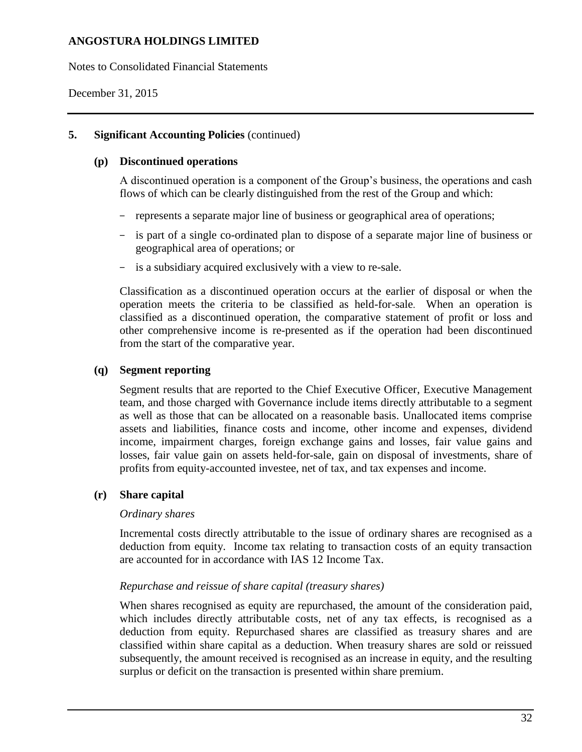## 5. Significant Accounting Policies (continued)

### (p) Discontinued operations

A discontinued operation is a component of the Group's business, the operations and cash flows of which can be clearly distinguished from the rest of the Group and which:

- represents a separate major line of business or geographical area of operations;
- is part of a single co-ordinated plan to dispose of a separate major line of business or geographical area of operations; or
- is a subsidiary acquired exclusively with a view to re-sale.

Classification as a discontinued operation occurs at the earlier of disposal or when the operation meets the criteria to be classified as held-for-sale. When an operation is classified as a discontinued operation, the comparative statement of profit or loss and other comprehensive income is re-presented as if the operation had been discontinued from the start of the comparative year.

### (q) Segment reporting

Segment results that are reported to the Chief Executive Officer, Executive Management team, and those charged with Governance include items directly attributable to a segment as well as those that can be allocated on a reasonable basis. Unallocated items comprise assets and liabilities, finance costs and income, other income and expenses, dividend income, impairment charges, foreign exchange gains and losses, fair value gains and losses, fair value gain on assets held-for-sale, gain on disposal of investments, share of profits from equity-accounted investee, net of tax, and tax expenses and income.

### (r) Share capital

*Ordinary shares*

Incremental costs directly attributable to the issue of ordinary shares are recognised as a deduction from equity. Income tax relating to transaction costs of an equity transaction are accounted for in accordance with IAS 12 Income Tax.

*Repurchase and reissue of share capital (treasury shares)*

When shares recognised as equity are repurchased, the amount of the consideration paid, which includes directly attributable costs, net of any tax effects, is recognised as a deduction from equity. Repurchased shares are classified as treasury shares and are classified within share capital as a deduction. When treasury shares are sold or reissued subsequently, the amount received is recognised as an increase in equity, and the resulting surplus or deficit on the transaction is presented within share premium.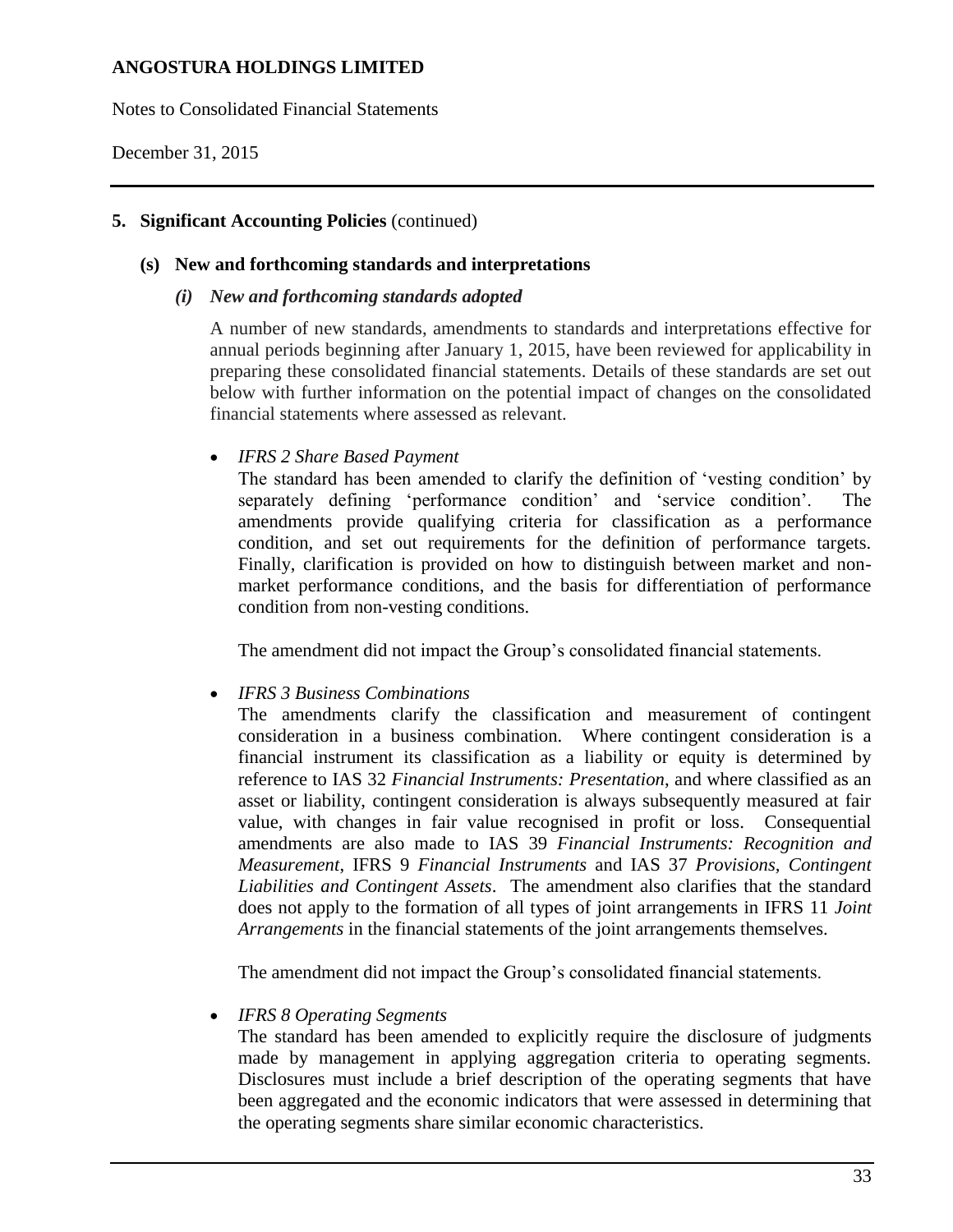## 5. Significant Accounting Policies (continued)

### (s) New and forthcoming standards and interpretations

#### *(i) New and forthcoming standards adopted*

A number of new standards, amendments to standards and interpretations effective for annual periods beginning after January 1, 2015, have been reviewed for applicability in preparing these consolidated financial statements. Details of these standards are set out below with further information on the potential impact of changes on the consolidated financial statements where assessed as relevant.

- *IFRS 2 Share Based Payment*

  The standard has been amended to clarify the definition of 'vesting condition' by separately defining 'performance condition' and 'service condition'. The amendments provide qualifying criteria for classification as a performance condition, and set out requirements for the definition of performance targets. Finally, clarification is provided on how to distinguish between market and non-market performance conditions, and the basis for differentiation of performance condition from non-vesting conditions.

  The amendment did not impact the Group's consolidated financial statements.

- *IFRS 3 Business Combinations*

  The amendments clarify the classification and measurement of contingent consideration in a business combination. Where contingent consideration is a financial instrument its classification as a liability or equity is determined by reference to IAS 32 *Financial Instruments: Presentation*, and where classified as an asset or liability, contingent consideration is always subsequently measured at fair value, with changes in fair value recognised in profit or loss. Consequential amendments are also made to IAS 39 *Financial Instruments: Recognition and Measurement*, IFRS 9 *Financial Instruments* and IAS 37 *Provisions, Contingent Liabilities and Contingent Assets*. The amendment also clarifies that the standard does not apply to the formation of all types of joint arrangements in IFRS 11 *Joint Arrangements* in the financial statements of the joint arrangements themselves.

  The amendment did not impact the Group's consolidated financial statements.

- *IFRS 8 Operating Segments*

  The standard has been amended to explicitly require the disclosure of judgments made by management in applying aggregation criteria to operating segments. Disclosures must include a brief description of the operating segments that have been aggregated and the economic indicators that were assessed in determining that the operating segments share similar economic characteristics.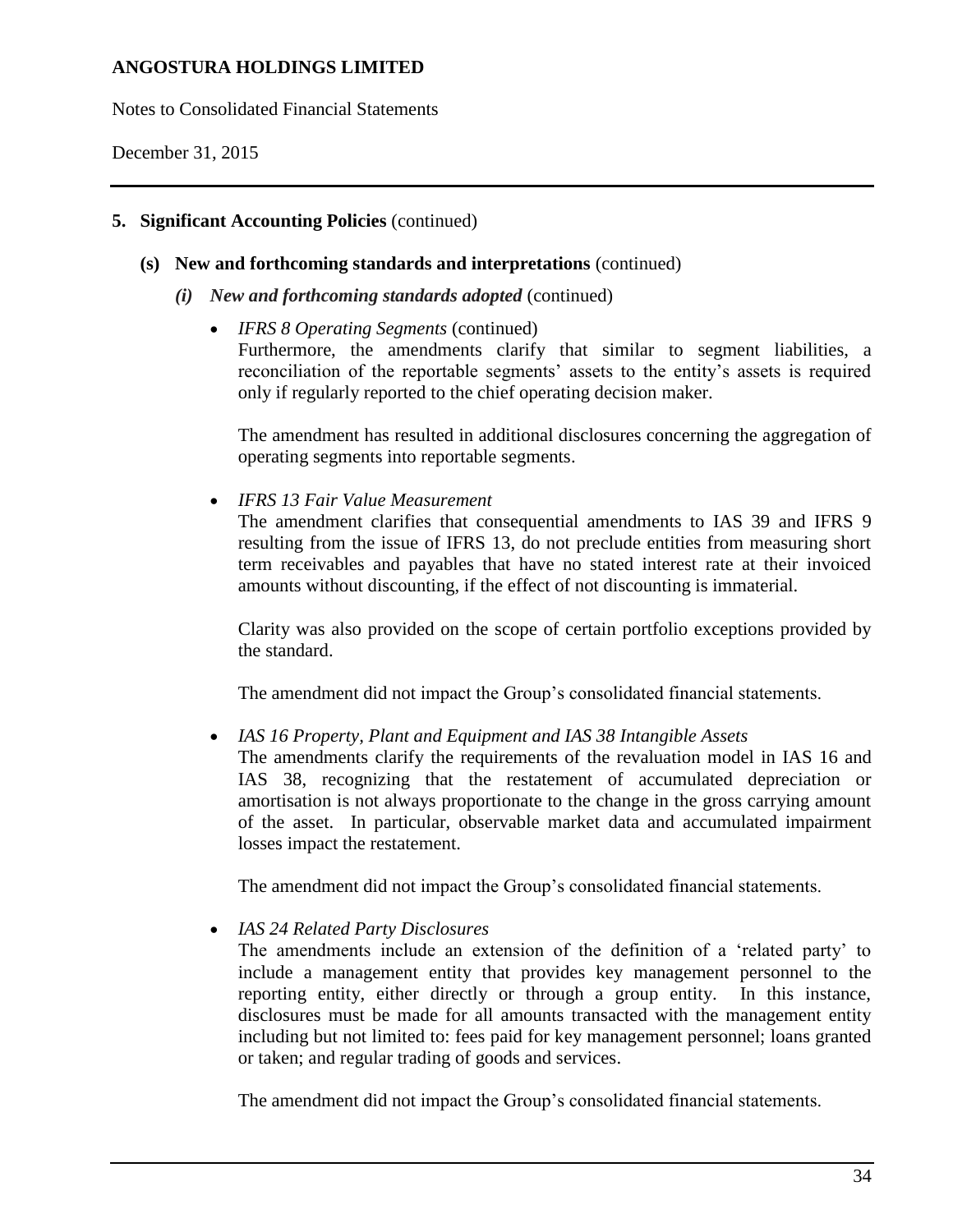## 5. Significant Accounting Policies (continued)

### (s) New and forthcoming standards and interpretations (continued)

#### *(i) New and forthcoming standards adopted* (continued)

- *IFRS 8 Operating Segments* (continued)

  Furthermore, the amendments clarify that similar to segment liabilities, a reconciliation of the reportable segments' assets to the entity's assets is required only if regularly reported to the chief operating decision maker.

  The amendment has resulted in additional disclosures concerning the aggregation of operating segments into reportable segments.

- *IFRS 13 Fair Value Measurement*

  The amendment clarifies that consequential amendments to IAS 39 and IFRS 9 resulting from the issue of IFRS 13, do not preclude entities from measuring short term receivables and payables that have no stated interest rate at their invoiced amounts without discounting, if the effect of not discounting is immaterial.

  Clarity was also provided on the scope of certain portfolio exceptions provided by the standard.

  The amendment did not impact the Group's consolidated financial statements.

- *IAS 16 Property, Plant and Equipment and IAS 38 Intangible Assets*

  The amendments clarify the requirements of the revaluation model in IAS 16 and IAS 38, recognizing that the restatement of accumulated depreciation or amortisation is not always proportionate to the change in the gross carrying amount of the asset. In particular, observable market data and accumulated impairment losses impact the restatement.

  The amendment did not impact the Group's consolidated financial statements.

- *IAS 24 Related Party Disclosures*

  The amendments include an extension of the definition of a 'related party' to include a management entity that provides key management personnel to the reporting entity, either directly or through a group entity. In this instance, disclosures must be made for all amounts transacted with the management entity including but not limited to: fees paid for key management personnel; loans granted or taken; and regular trading of goods and services.

  The amendment did not impact the Group's consolidated financial statements.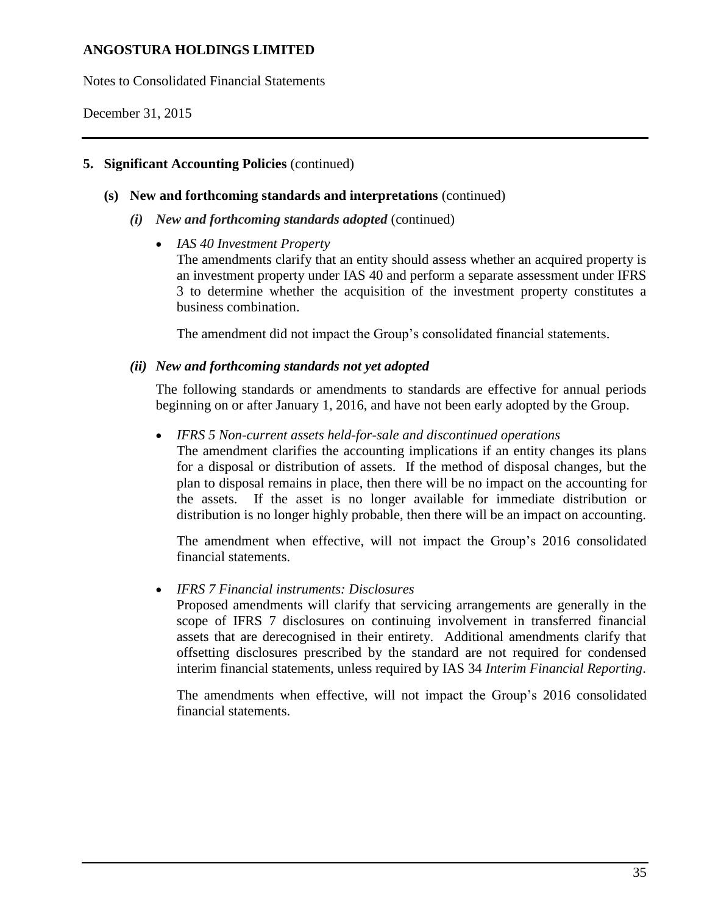## 5. Significant Accounting Policies (continued)

### (s) New and forthcoming standards and interpretations (continued)

#### *(i) New and forthcoming standards adopted* (continued)

- *IAS 40 Investment Property*

  The amendments clarify that an entity should assess whether an acquired property is an investment property under IAS 40 and perform a separate assessment under IFRS 3 to determine whether the acquisition of the investment property constitutes a business combination.

  The amendment did not impact the Group's consolidated financial statements.

#### *(ii) New and forthcoming standards not yet adopted*

The following standards or amendments to standards are effective for annual periods beginning on or after January 1, 2016, and have not been early adopted by the Group.

- *IFRS 5 Non-current assets held-for-sale and discontinued operations*

  The amendment clarifies the accounting implications if an entity changes its plans for a disposal or distribution of assets. If the method of disposal changes, but the plan to disposal remains in place, then there will be no impact on the accounting for the assets. If the asset is no longer available for immediate distribution or distribution is no longer highly probable, then there will be an impact on accounting.

  The amendment when effective, will not impact the Group's 2016 consolidated financial statements.

- *IFRS 7 Financial instruments: Disclosures*

  Proposed amendments will clarify that servicing arrangements are generally in the scope of IFRS 7 disclosures on continuing involvement in transferred financial assets that are derecognised in their entirety. Additional amendments clarify that offsetting disclosures prescribed by the standard are not required for condensed interim financial statements, unless required by IAS 34 *Interim Financial Reporting*.

  The amendments when effective, will not impact the Group's 2016 consolidated financial statements.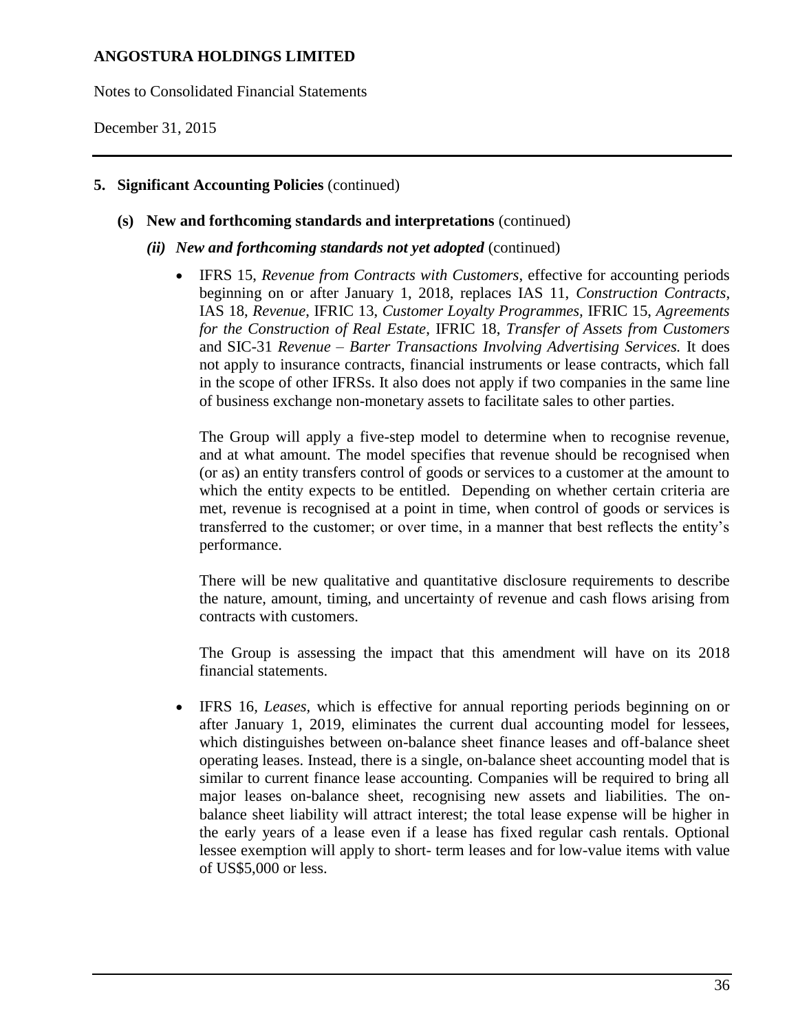## 5. Significant Accounting Policies (continued)

### (s) New and forthcoming standards and interpretations (continued)

#### *(ii) New and forthcoming standards not yet adopted* (continued)

- IFRS 15, *Revenue from Contracts with Customers*, effective for accounting periods beginning on or after January 1, 2018, replaces IAS 11, *Construction Contracts*, IAS 18, *Revenue*, IFRIC 13, *Customer Loyalty Programmes,* IFRIC 15, *Agreements for the Construction of Real Estate*, IFRIC 18, *Transfer of Assets from Customers* and SIC-31 *Revenue – Barter Transactions Involving Advertising Services.* It does not apply to insurance contracts, financial instruments or lease contracts, which fall in the scope of other IFRSs. It also does not apply if two companies in the same line of business exchange non-monetary assets to facilitate sales to other parties.

  The Group will apply a five-step model to determine when to recognise revenue, and at what amount. The model specifies that revenue should be recognised when (or as) an entity transfers control of goods or services to a customer at the amount to which the entity expects to be entitled. Depending on whether certain criteria are met, revenue is recognised at a point in time, when control of goods or services is transferred to the customer; or over time, in a manner that best reflects the entity's performance.

  There will be new qualitative and quantitative disclosure requirements to describe the nature, amount, timing, and uncertainty of revenue and cash flows arising from contracts with customers.

  The Group is assessing the impact that this amendment will have on its 2018 financial statements.

- IFRS 16, *Leases,* which is effective for annual reporting periods beginning on or after January 1, 2019, eliminates the current dual accounting model for lessees, which distinguishes between on-balance sheet finance leases and off-balance sheet operating leases. Instead, there is a single, on-balance sheet accounting model that is similar to current finance lease accounting. Companies will be required to bring all major leases on-balance sheet, recognising new assets and liabilities. The on-balance sheet liability will attract interest; the total lease expense will be higher in the early years of a lease even if a lease has fixed regular cash rentals. Optional lessee exemption will apply to short- term leases and for low-value items with value of US$5,000 or less.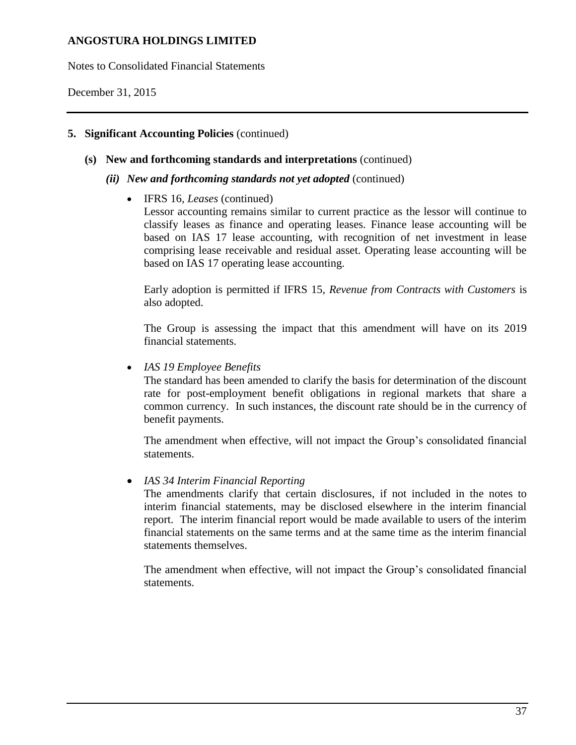## 5. Significant Accounting Policies (continued)

### (s) New and forthcoming standards and interpretations (continued)

#### *(ii) New and forthcoming standards not yet adopted* (continued)

- IFRS 16, *Leases* (continued)

  Lessor accounting remains similar to current practice as the lessor will continue to classify leases as finance and operating leases. Finance lease accounting will be based on IAS 17 lease accounting, with recognition of net investment in lease comprising lease receivable and residual asset. Operating lease accounting will be based on IAS 17 operating lease accounting.

  Early adoption is permitted if IFRS 15, *Revenue from Contracts with Customers* is also adopted.

  The Group is assessing the impact that this amendment will have on its 2019 financial statements.

- *IAS 19 Employee Benefits*

  The standard has been amended to clarify the basis for determination of the discount rate for post-employment benefit obligations in regional markets that share a common currency. In such instances, the discount rate should be in the currency of benefit payments.

  The amendment when effective, will not impact the Group's consolidated financial statements.

- *IAS 34 Interim Financial Reporting*

  The amendments clarify that certain disclosures, if not included in the notes to interim financial statements, may be disclosed elsewhere in the interim financial report. The interim financial report would be made available to users of the interim financial statements on the same terms and at the same time as the interim financial statements themselves.

  The amendment when effective, will not impact the Group's consolidated financial statements.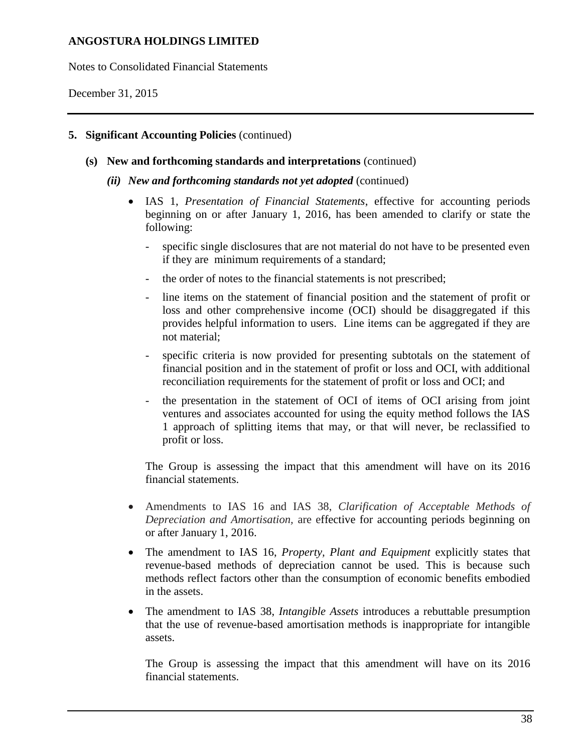## 5. Significant Accounting Policies (continued)

### (s) New and forthcoming standards and interpretations (continued)

#### *(ii) New and forthcoming standards not yet adopted* (continued)

- IAS 1, *Presentation of Financial Statements*, effective for accounting periods beginning on or after January 1, 2016, has been amended to clarify or state the following:

  - specific single disclosures that are not material do not have to be presented even if they are minimum requirements of a standard;
  - the order of notes to the financial statements is not prescribed;
  - line items on the statement of financial position and the statement of profit or loss and other comprehensive income (OCI) should be disaggregated if this provides helpful information to users. Line items can be aggregated if they are not material;
  - specific criteria is now provided for presenting subtotals on the statement of financial position and in the statement of profit or loss and OCI, with additional reconciliation requirements for the statement of profit or loss and OCI; and
  - the presentation in the statement of OCI of items of OCI arising from joint ventures and associates accounted for using the equity method follows the IAS 1 approach of splitting items that may, or that will never, be reclassified to profit or loss.

  The Group is assessing the impact that this amendment will have on its 2016 financial statements.

- Amendments to IAS 16 and IAS 38, *Clarification of Acceptable Methods of Depreciation and Amortisation,* are effective for accounting periods beginning on or after January 1, 2016.

- The amendment to IAS 16, *Property, Plant and Equipment* explicitly states that revenue-based methods of depreciation cannot be used. This is because such methods reflect factors other than the consumption of economic benefits embodied in the assets.

- The amendment to IAS 38, *Intangible Assets* introduces a rebuttable presumption that the use of revenue-based amortisation methods is inappropriate for intangible assets.

  The Group is assessing the impact that this amendment will have on its 2016 financial statements.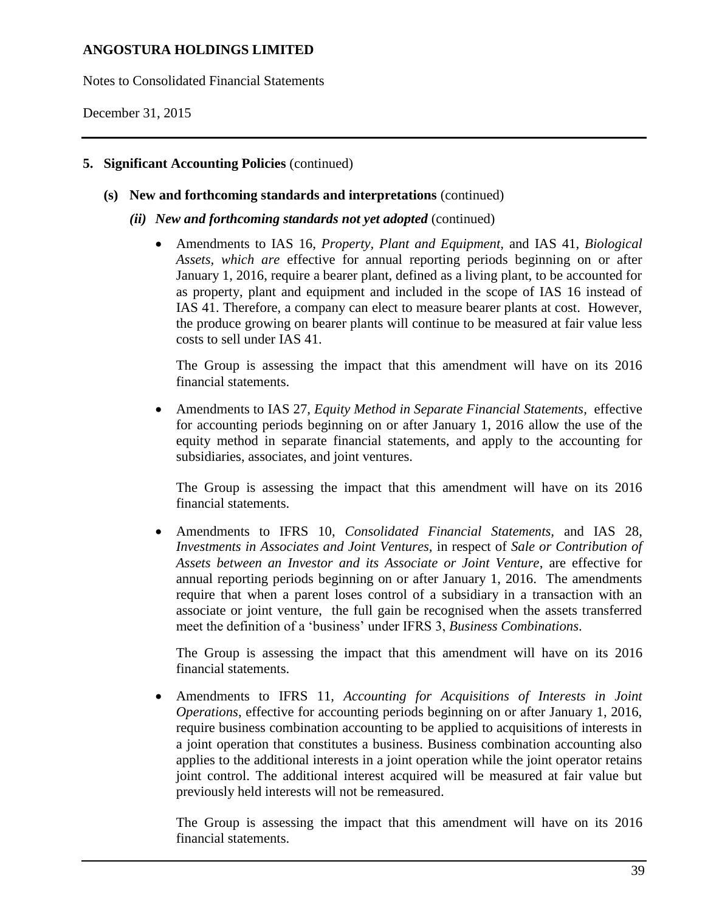## 5. Significant Accounting Policies (continued)

### (s) New and forthcoming standards and interpretations (continued)

#### *(ii) New and forthcoming standards not yet adopted* (continued)

- Amendments to IAS 16, *Property, Plant and Equipment,* and IAS 41, *Biological Assets, which are* effective for annual reporting periods beginning on or after January 1, 2016, require a bearer plant, defined as a living plant, to be accounted for as property, plant and equipment and included in the scope of IAS 16 instead of IAS 41. Therefore, a company can elect to measure bearer plants at cost. However, the produce growing on bearer plants will continue to be measured at fair value less costs to sell under IAS 41.

  The Group is assessing the impact that this amendment will have on its 2016 financial statements.

- Amendments to IAS 27, *Equity Method in Separate Financial Statements*, effective for accounting periods beginning on or after January 1, 2016 allow the use of the equity method in separate financial statements, and apply to the accounting for subsidiaries, associates, and joint ventures.

  The Group is assessing the impact that this amendment will have on its 2016 financial statements.

- Amendments to IFRS 10, *Consolidated Financial Statements,* and IAS 28, *Investments in Associates and Joint Ventures,* in respect of *Sale or Contribution of Assets between an Investor and its Associate or Joint Venture*, are effective for annual reporting periods beginning on or after January 1, 2016. The amendments require that when a parent loses control of a subsidiary in a transaction with an associate or joint venture, the full gain be recognised when the assets transferred meet the definition of a 'business' under IFRS 3, *Business Combinations*.

  The Group is assessing the impact that this amendment will have on its 2016 financial statements.

- Amendments to IFRS 11, *Accounting for Acquisitions of Interests in Joint Operations*, effective for accounting periods beginning on or after January 1, 2016, require business combination accounting to be applied to acquisitions of interests in a joint operation that constitutes a business. Business combination accounting also applies to the additional interests in a joint operation while the joint operator retains joint control. The additional interest acquired will be measured at fair value but previously held interests will not be remeasured.

  The Group is assessing the impact that this amendment will have on its 2016 financial statements.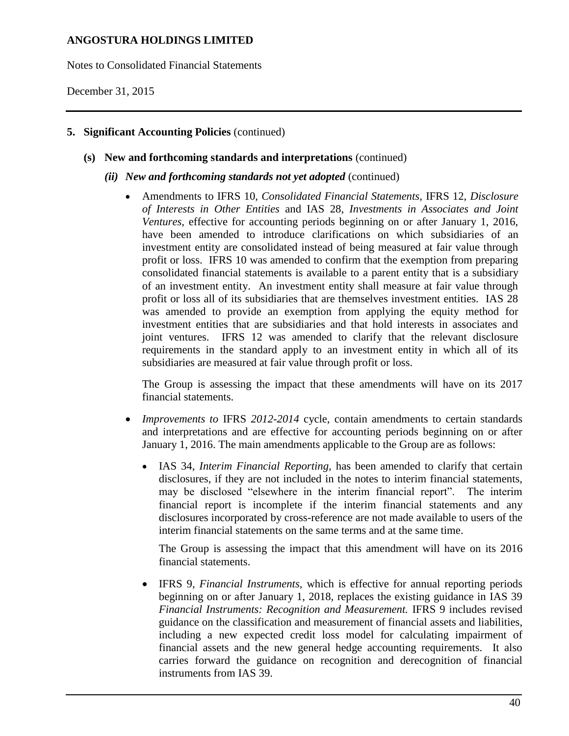## 5. Significant Accounting Policies (continued)

### (s) New and forthcoming standards and interpretations (continued)

#### *(ii) New and forthcoming standards not yet adopted* (continued)

- Amendments to IFRS 10, *Consolidated Financial Statements*, IFRS 12, *Disclosure of Interests in Other Entities* and IAS 28, *Investments in Associates and Joint Ventures*, effective for accounting periods beginning on or after January 1, 2016, have been amended to introduce clarifications on which subsidiaries of an investment entity are consolidated instead of being measured at fair value through profit or loss. IFRS 10 was amended to confirm that the exemption from preparing consolidated financial statements is available to a parent entity that is a subsidiary of an investment entity. An investment entity shall measure at fair value through profit or loss all of its subsidiaries that are themselves investment entities. IAS 28 was amended to provide an exemption from applying the equity method for investment entities that are subsidiaries and that hold interests in associates and joint ventures. IFRS 12 was amended to clarify that the relevant disclosure requirements in the standard apply to an investment entity in which all of its subsidiaries are measured at fair value through profit or loss.

  The Group is assessing the impact that these amendments will have on its 2017 financial statements.

- *Improvements to* IFRS *2012-2014* cycle, contain amendments to certain standards and interpretations and are effective for accounting periods beginning on or after January 1, 2016. The main amendments applicable to the Group are as follows:

  - IAS 34, *Interim Financial Reporting,* has been amended to clarify that certain disclosures, if they are not included in the notes to interim financial statements, may be disclosed "elsewhere in the interim financial report". The interim financial report is incomplete if the interim financial statements and any disclosures incorporated by cross-reference are not made available to users of the interim financial statements on the same terms and at the same time.

    The Group is assessing the impact that this amendment will have on its 2016 financial statements.

  - IFRS 9*, Financial Instruments*, which is effective for annual reporting periods beginning on or after January 1, 2018, replaces the existing guidance in IAS 39 *Financial Instruments: Recognition and Measurement.* IFRS 9 includes revised guidance on the classification and measurement of financial assets and liabilities, including a new expected credit loss model for calculating impairment of financial assets and the new general hedge accounting requirements. It also carries forward the guidance on recognition and derecognition of financial instruments from IAS 39.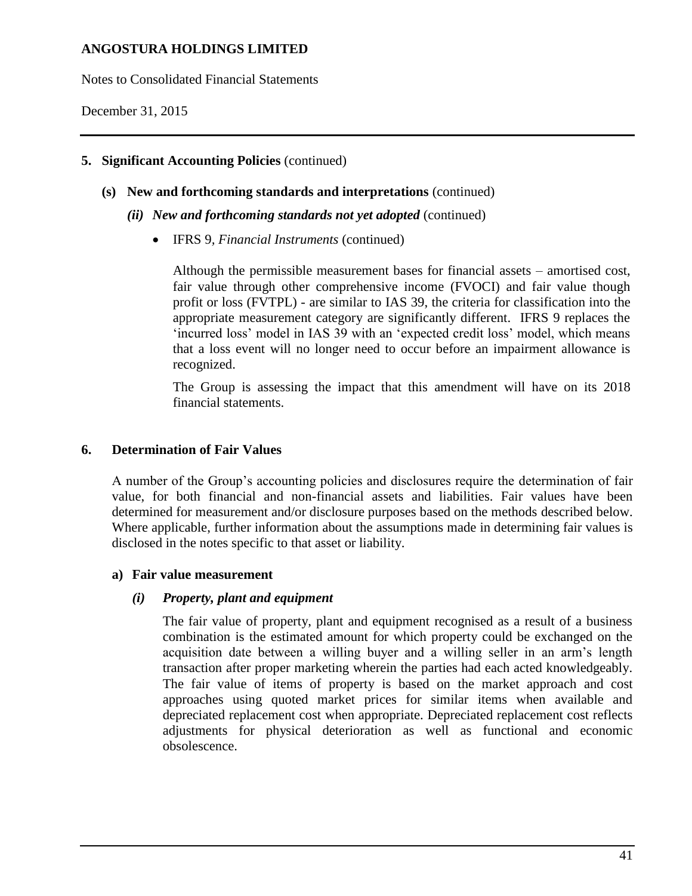## 5. Significant Accounting Policies (continued)

### (s) New and forthcoming standards and interpretations (continued)

#### *(ii) New and forthcoming standards not yet adopted* (continued)

- IFRS 9, *Financial Instruments* (continued)

  Although the permissible measurement bases for financial assets – amortised cost, fair value through other comprehensive income (FVOCI) and fair value though profit or loss (FVTPL) - are similar to IAS 39, the criteria for classification into the appropriate measurement category are significantly different. IFRS 9 replaces the 'incurred loss' model in IAS 39 with an 'expected credit loss' model, which means that a loss event will no longer need to occur before an impairment allowance is recognized.

  The Group is assessing the impact that this amendment will have on its 2018 financial statements.

## 6. Determination of Fair Values

A number of the Group's accounting policies and disclosures require the determination of fair value, for both financial and non-financial assets and liabilities. Fair values have been determined for measurement and/or disclosure purposes based on the methods described below. Where applicable, further information about the assumptions made in determining fair values is disclosed in the notes specific to that asset or liability.

### a) Fair value measurement

#### *(i) Property, plant and equipment*

The fair value of property, plant and equipment recognised as a result of a business combination is the estimated amount for which property could be exchanged on the acquisition date between a willing buyer and a willing seller in an arm's length transaction after proper marketing wherein the parties had each acted knowledgeably. The fair value of items of property is based on the market approach and cost approaches using quoted market prices for similar items when available and depreciated replacement cost when appropriate. Depreciated replacement cost reflects adjustments for physical deterioration as well as functional and economic obsolescence.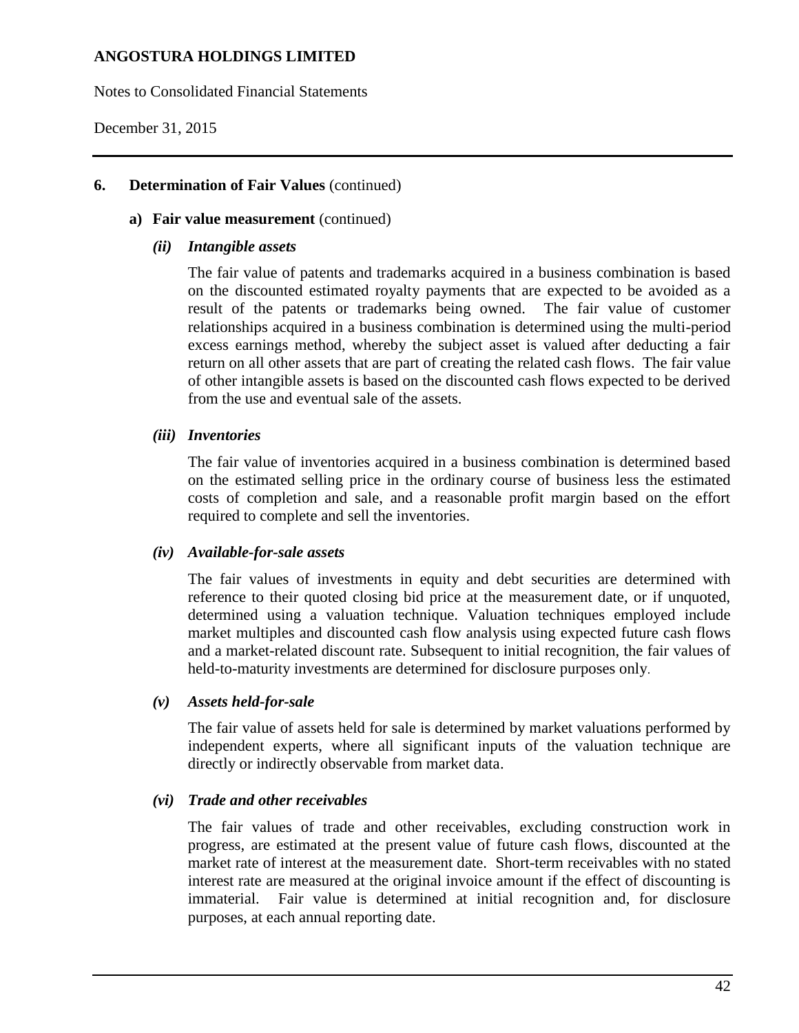## 6. Determination of Fair Values (continued)

### a) Fair value measurement (continued)

#### *(ii) Intangible assets*

The fair value of patents and trademarks acquired in a business combination is based on the discounted estimated royalty payments that are expected to be avoided as a result of the patents or trademarks being owned. The fair value of customer relationships acquired in a business combination is determined using the multi-period excess earnings method, whereby the subject asset is valued after deducting a fair return on all other assets that are part of creating the related cash flows. The fair value of other intangible assets is based on the discounted cash flows expected to be derived from the use and eventual sale of the assets.

#### *(iii) Inventories*

The fair value of inventories acquired in a business combination is determined based on the estimated selling price in the ordinary course of business less the estimated costs of completion and sale, and a reasonable profit margin based on the effort required to complete and sell the inventories.

#### *(iv) Available-for-sale assets*

The fair values of investments in equity and debt securities are determined with reference to their quoted closing bid price at the measurement date, or if unquoted, determined using a valuation technique. Valuation techniques employed include market multiples and discounted cash flow analysis using expected future cash flows and a market-related discount rate. Subsequent to initial recognition, the fair values of held-to-maturity investments are determined for disclosure purposes only.

#### *(v) Assets held-for-sale*

The fair value of assets held for sale is determined by market valuations performed by independent experts, where all significant inputs of the valuation technique are directly or indirectly observable from market data.

#### *(vi) Trade and other receivables*

The fair values of trade and other receivables, excluding construction work in progress, are estimated at the present value of future cash flows, discounted at the market rate of interest at the measurement date. Short-term receivables with no stated interest rate are measured at the original invoice amount if the effect of discounting is immaterial. Fair value is determined at initial recognition and, for disclosure purposes, at each annual reporting date.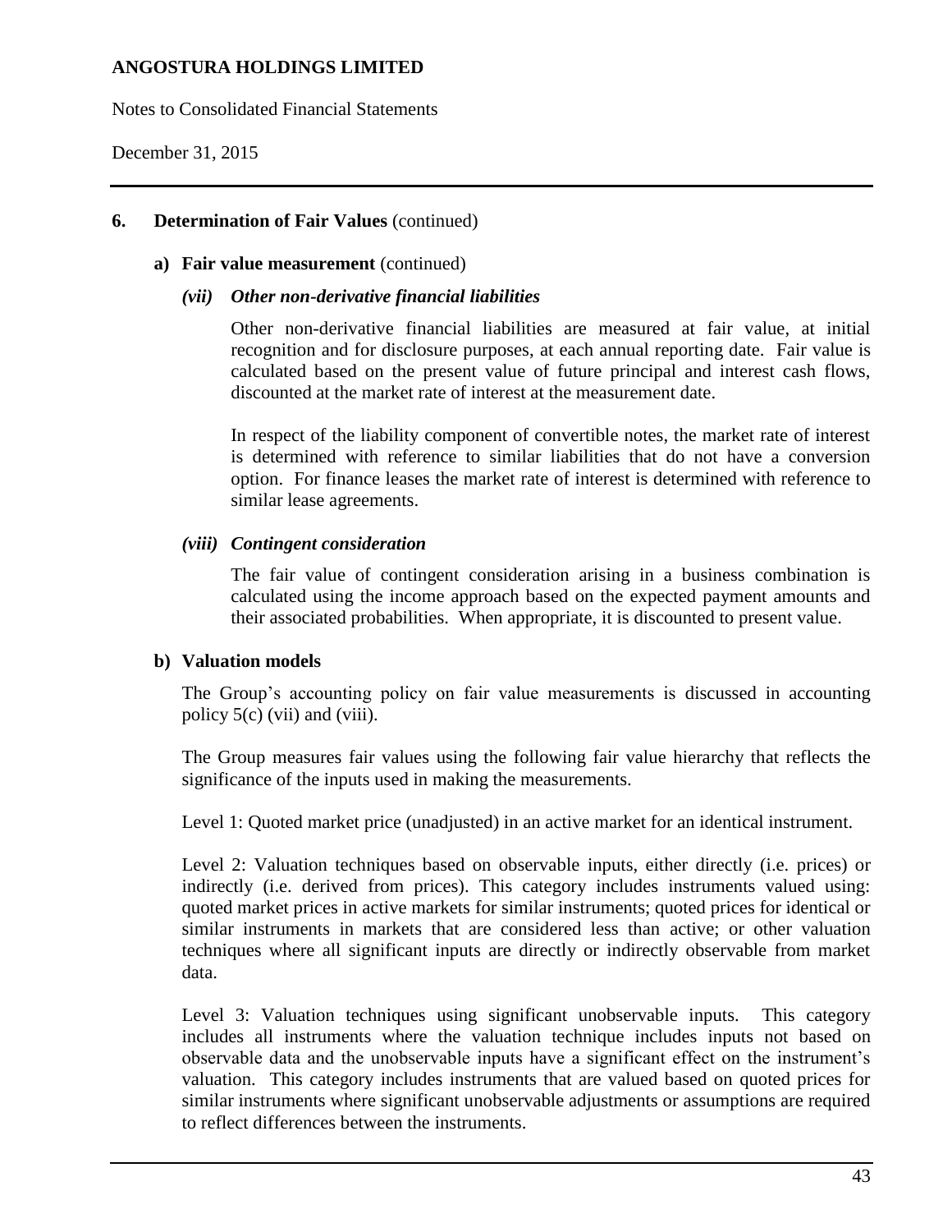# ANGOSTURA HOLDINGS LIMITED

Notes to Consolidated Financial Statements

December 31, 2015

## 6. Determination of Fair Values (continued)

### a) Fair value measurement (continued)

#### *(vii) Other non-derivative financial liabilities*

Other non-derivative financial liabilities are measured at fair value, at initial recognition and for disclosure purposes, at each annual reporting date. Fair value is calculated based on the present value of future principal and interest cash flows, discounted at the market rate of interest at the measurement date.

In respect of the liability component of convertible notes, the market rate of interest is determined with reference to similar liabilities that do not have a conversion option. For finance leases the market rate of interest is determined with reference to similar lease agreements.

#### *(viii) Contingent consideration*

The fair value of contingent consideration arising in a business combination is calculated using the income approach based on the expected payment amounts and their associated probabilities. When appropriate, it is discounted to present value.

### b) Valuation models

The Group's accounting policy on fair value measurements is discussed in accounting policy 5(c) (vii) and (viii).

The Group measures fair values using the following fair value hierarchy that reflects the significance of the inputs used in making the measurements.

Level 1: Quoted market price (unadjusted) in an active market for an identical instrument.

Level 2: Valuation techniques based on observable inputs, either directly (i.e. prices) or indirectly (i.e. derived from prices). This category includes instruments valued using: quoted market prices in active markets for similar instruments; quoted prices for identical or similar instruments in markets that are considered less than active; or other valuation techniques where all significant inputs are directly or indirectly observable from market data.

Level 3: Valuation techniques using significant unobservable inputs. This category includes all instruments where the valuation technique includes inputs not based on observable data and the unobservable inputs have a significant effect on the instrument's valuation. This category includes instruments that are valued based on quoted prices for similar instruments where significant unobservable adjustments or assumptions are required to reflect differences between the instruments.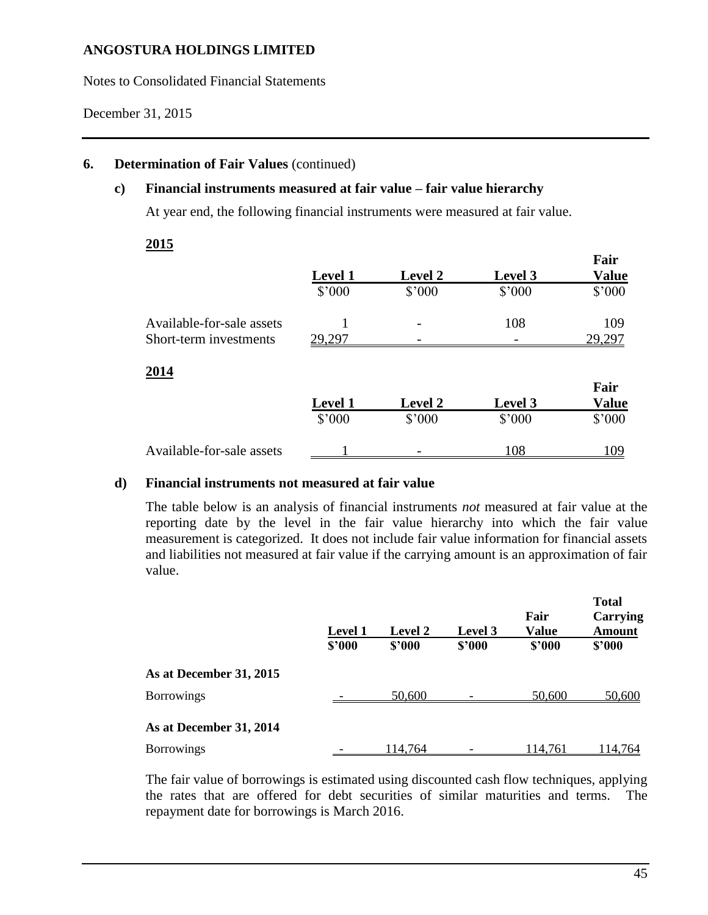**ANGOSTURA HOLDINGS LIMITED**

Notes to Consolidated Financial Statements

December 31, 2015

## 6. Determination of Fair Values (continued)

### c) Financial instruments measured at fair value – fair value hierarchy

At year end, the following financial instruments were measured at fair value.

**2015**

| | Level 1 | Level 2 | Level 3 | Fair Value |
|---|---|---|---|---|
| | $'000 | $'000 | $'000 | $'000 |
| Available-for-sale assets | 1 | - | 108 | 109 |
| Short-term investments | 29,297 | - | - | 29,297 |

**2014**

| | Level 1 | Level 2 | Level 3 | Fair Value |
|---|---|---|---|---|
| | $'000 | $'000 | $'000 | $'000 |
| Available-for-sale assets | 1 | - | 108 | 109 |

### d) Financial instruments not measured at fair value

The table below is an analysis of financial instruments *not* measured at fair value at the reporting date by the level in the fair value hierarchy into which the fair value measurement is categorized. It does not include fair value information for financial assets and liabilities not measured at fair value if the carrying amount is an approximation of fair value.

| | Level 1 | Level 2 | Level 3 | Fair Value | Total Carrying Amount |
|---|---|---|---|---|---|
| | $'000 | $'000 | $'000 | $'000 | $'000 |
| **As at December 31, 2015** | | | | | |
| Borrowings | - | 50,600 | - | 50,600 | 50,600 |
| **As at December 31, 2014** | | | | | |
| Borrowings | - | 114,764 | - | 114,761 | 114,764 |

The fair value of borrowings is estimated using discounted cash flow techniques, applying the rates that are offered for debt securities of similar maturities and terms. The repayment date for borrowings is March 2016.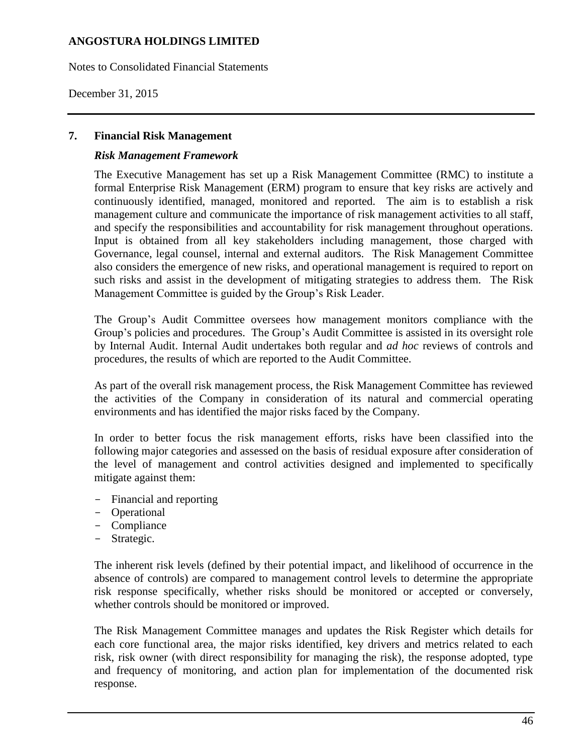## 7. Financial Risk Management

### *Risk Management Framework*

The Executive Management has set up a Risk Management Committee (RMC) to institute a formal Enterprise Risk Management (ERM) program to ensure that key risks are actively and continuously identified, managed, monitored and reported. The aim is to establish a risk management culture and communicate the importance of risk management activities to all staff, and specify the responsibilities and accountability for risk management throughout operations. Input is obtained from all key stakeholders including management, those charged with Governance, legal counsel, internal and external auditors. The Risk Management Committee also considers the emergence of new risks, and operational management is required to report on such risks and assist in the development of mitigating strategies to address them. The Risk Management Committee is guided by the Group's Risk Leader.

The Group's Audit Committee oversees how management monitors compliance with the Group's policies and procedures. The Group's Audit Committee is assisted in its oversight role by Internal Audit. Internal Audit undertakes both regular and *ad hoc* reviews of controls and procedures, the results of which are reported to the Audit Committee.

As part of the overall risk management process, the Risk Management Committee has reviewed the activities of the Company in consideration of its natural and commercial operating environments and has identified the major risks faced by the Company.

In order to better focus the risk management efforts, risks have been classified into the following major categories and assessed on the basis of residual exposure after consideration of the level of management and control activities designed and implemented to specifically mitigate against them:

- Financial and reporting
- Operational
- Compliance
- Strategic.

The inherent risk levels (defined by their potential impact, and likelihood of occurrence in the absence of controls) are compared to management control levels to determine the appropriate risk response specifically, whether risks should be monitored or accepted or conversely, whether controls should be monitored or improved.

The Risk Management Committee manages and updates the Risk Register which details for each core functional area, the major risks identified, key drivers and metrics related to each risk, risk owner (with direct responsibility for managing the risk), the response adopted, type and frequency of monitoring, and action plan for implementation of the documented risk response.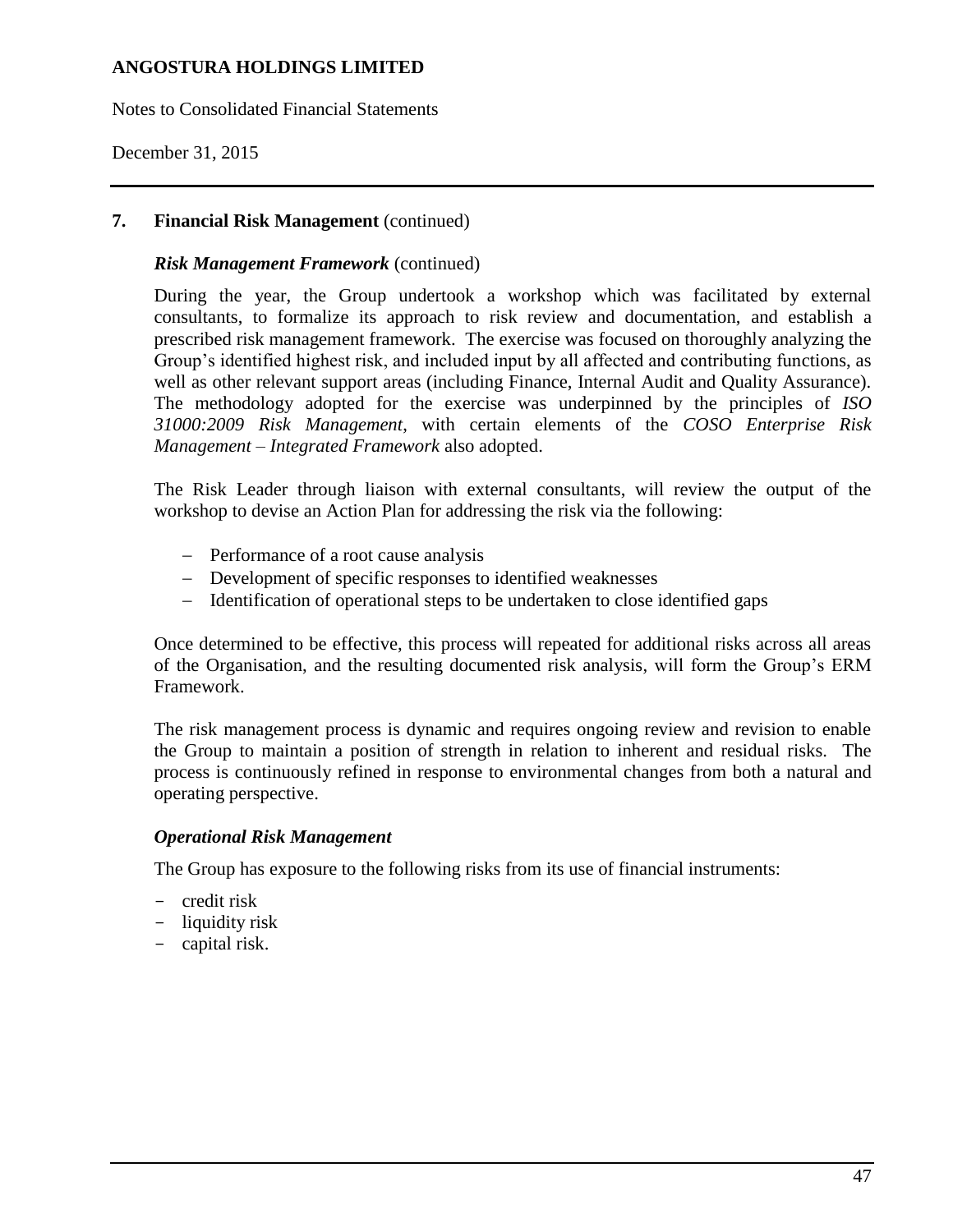## 7. Financial Risk Management (continued)

### *Risk Management Framework* (continued)

During the year, the Group undertook a workshop which was facilitated by external consultants, to formalize its approach to risk review and documentation, and establish a prescribed risk management framework. The exercise was focused on thoroughly analyzing the Group's identified highest risk, and included input by all affected and contributing functions, as well as other relevant support areas (including Finance, Internal Audit and Quality Assurance). The methodology adopted for the exercise was underpinned by the principles of *ISO 31000:2009 Risk Management*, with certain elements of the *COSO Enterprise Risk Management – Integrated Framework* also adopted.

The Risk Leader through liaison with external consultants, will review the output of the workshop to devise an Action Plan for addressing the risk via the following:

- Performance of a root cause analysis
- Development of specific responses to identified weaknesses
- Identification of operational steps to be undertaken to close identified gaps

Once determined to be effective, this process will repeated for additional risks across all areas of the Organisation, and the resulting documented risk analysis, will form the Group's ERM Framework.

The risk management process is dynamic and requires ongoing review and revision to enable the Group to maintain a position of strength in relation to inherent and residual risks. The process is continuously refined in response to environmental changes from both a natural and operating perspective.

### *Operational Risk Management*

The Group has exposure to the following risks from its use of financial instruments:

- credit risk
- liquidity risk
- capital risk.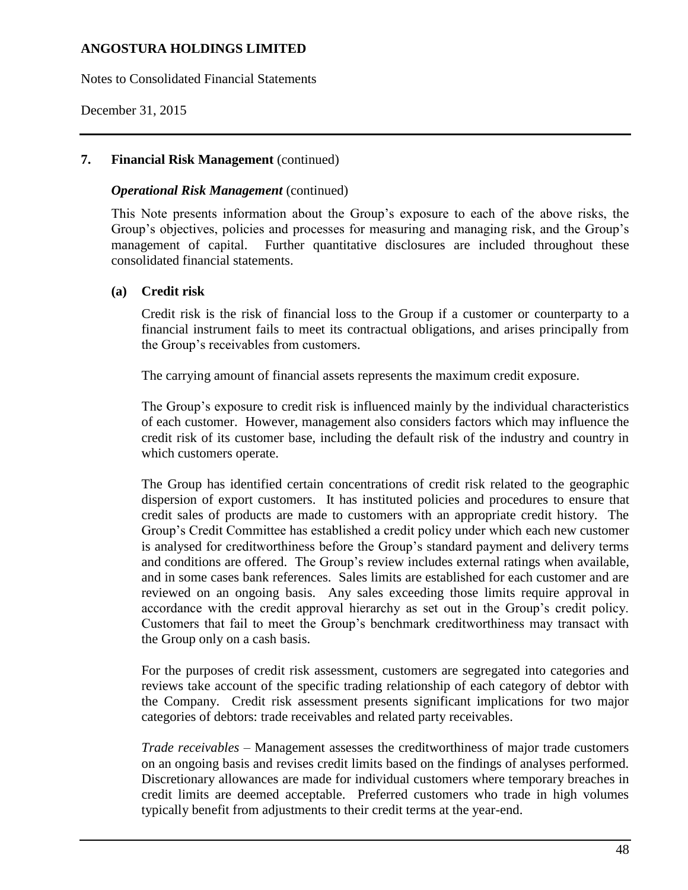## 7. Financial Risk Management (continued)

### *Operational Risk Management* (continued)

This Note presents information about the Group's exposure to each of the above risks, the Group's objectives, policies and processes for measuring and managing risk, and the Group's management of capital. Further quantitative disclosures are included throughout these consolidated financial statements.

### (a) Credit risk

Credit risk is the risk of financial loss to the Group if a customer or counterparty to a financial instrument fails to meet its contractual obligations, and arises principally from the Group's receivables from customers.

The carrying amount of financial assets represents the maximum credit exposure.

The Group's exposure to credit risk is influenced mainly by the individual characteristics of each customer. However, management also considers factors which may influence the credit risk of its customer base, including the default risk of the industry and country in which customers operate.

The Group has identified certain concentrations of credit risk related to the geographic dispersion of export customers. It has instituted policies and procedures to ensure that credit sales of products are made to customers with an appropriate credit history. The Group's Credit Committee has established a credit policy under which each new customer is analysed for creditworthiness before the Group's standard payment and delivery terms and conditions are offered. The Group's review includes external ratings when available, and in some cases bank references. Sales limits are established for each customer and are reviewed on an ongoing basis. Any sales exceeding those limits require approval in accordance with the credit approval hierarchy as set out in the Group's credit policy. Customers that fail to meet the Group's benchmark creditworthiness may transact with the Group only on a cash basis.

For the purposes of credit risk assessment, customers are segregated into categories and reviews take account of the specific trading relationship of each category of debtor with the Company. Credit risk assessment presents significant implications for two major categories of debtors: trade receivables and related party receivables.

*Trade receivables* – Management assesses the creditworthiness of major trade customers on an ongoing basis and revises credit limits based on the findings of analyses performed. Discretionary allowances are made for individual customers where temporary breaches in credit limits are deemed acceptable. Preferred customers who trade in high volumes typically benefit from adjustments to their credit terms at the year-end.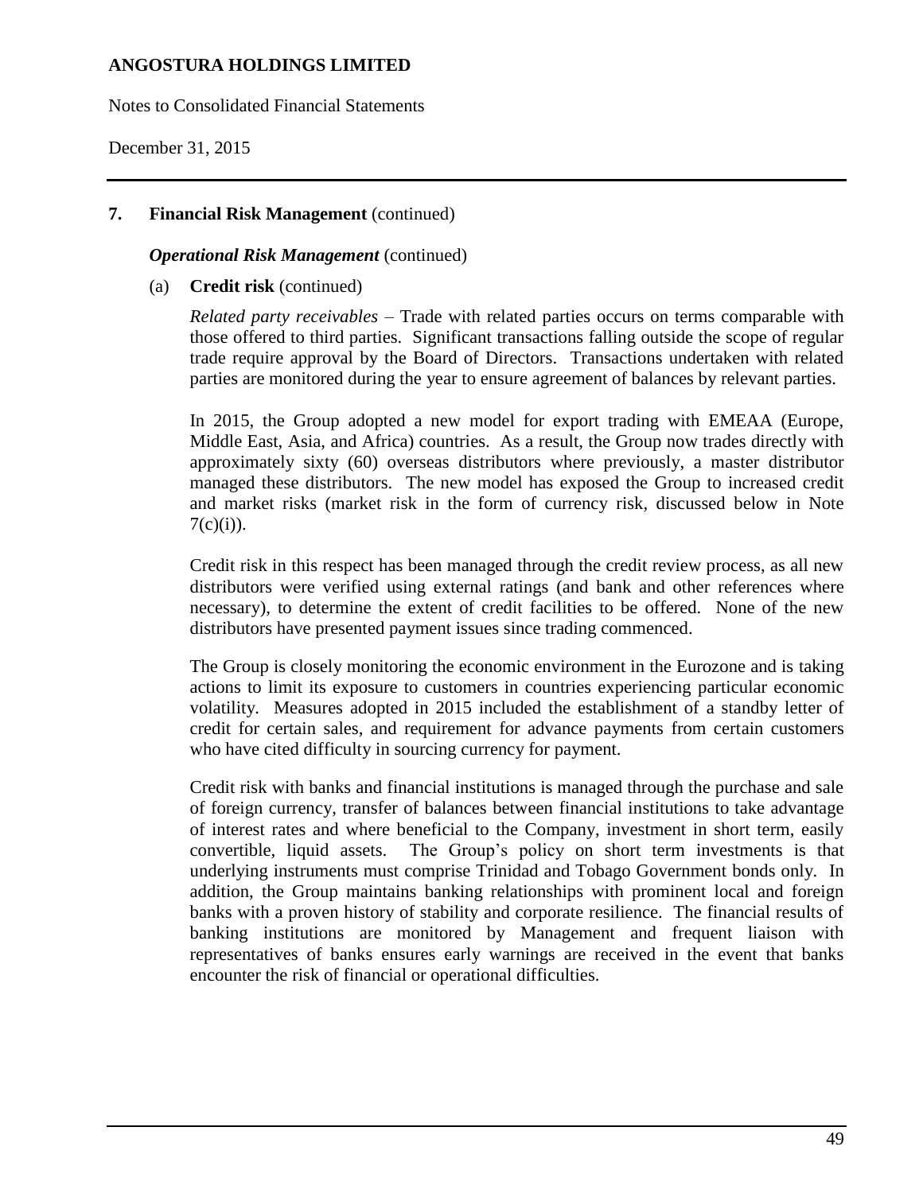## 7. Financial Risk Management (continued)

### *Operational Risk Management* (continued)

(a) **Credit risk** (continued)

*Related party receivables* – Trade with related parties occurs on terms comparable with those offered to third parties. Significant transactions falling outside the scope of regular trade require approval by the Board of Directors. Transactions undertaken with related parties are monitored during the year to ensure agreement of balances by relevant parties.

In 2015, the Group adopted a new model for export trading with EMEAA (Europe, Middle East, Asia, and Africa) countries. As a result, the Group now trades directly with approximately sixty (60) overseas distributors where previously, a master distributor managed these distributors. The new model has exposed the Group to increased credit and market risks (market risk in the form of currency risk, discussed below in Note 7(c)(i)).

Credit risk in this respect has been managed through the credit review process, as all new distributors were verified using external ratings (and bank and other references where necessary), to determine the extent of credit facilities to be offered. None of the new distributors have presented payment issues since trading commenced.

The Group is closely monitoring the economic environment in the Eurozone and is taking actions to limit its exposure to customers in countries experiencing particular economic volatility. Measures adopted in 2015 included the establishment of a standby letter of credit for certain sales, and requirement for advance payments from certain customers who have cited difficulty in sourcing currency for payment.

Credit risk with banks and financial institutions is managed through the purchase and sale of foreign currency, transfer of balances between financial institutions to take advantage of interest rates and where beneficial to the Company, investment in short term, easily convertible, liquid assets. The Group's policy on short term investments is that underlying instruments must comprise Trinidad and Tobago Government bonds only. In addition, the Group maintains banking relationships with prominent local and foreign banks with a proven history of stability and corporate resilience. The financial results of banking institutions are monitored by Management and frequent liaison with representatives of banks ensures early warnings are received in the event that banks encounter the risk of financial or operational difficulties.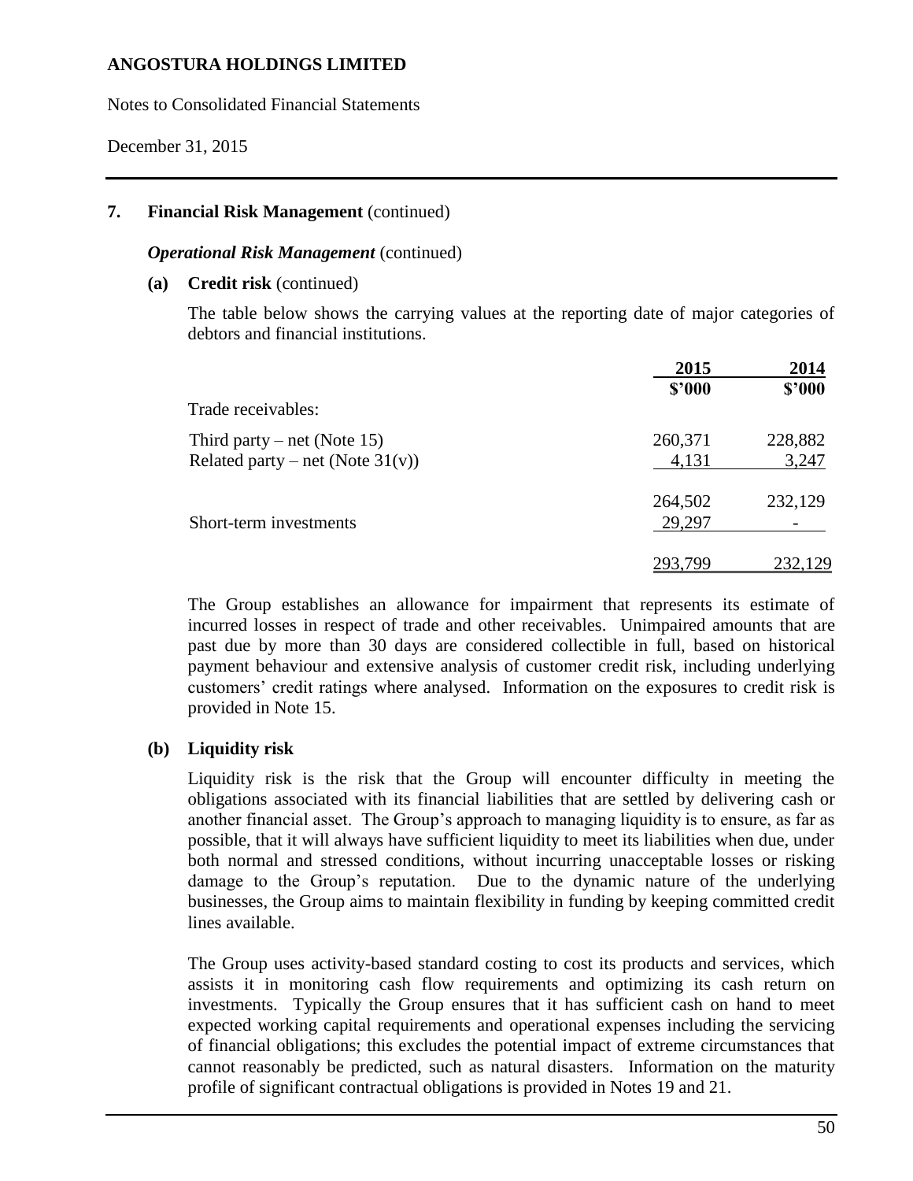## 7. Financial Risk Management (continued)

***Operational Risk Management*** (continued)

**(a) Credit risk** (continued)

The table below shows the carrying values at the reporting date of major categories of debtors and financial institutions.

| | 2015 | 2014 |
|---|---|---|
| | \$'000 | \$'000 |
| Trade receivables: | | |
| Third party – net (Note 15) | 260,371 | 228,882 |
| Related party – net (Note 31(v)) | 4,131 | 3,247 |
| | 264,502 | 232,129 |
| Short-term investments | 29,297 | - |
| | 293,799 | 232,129 |

The Group establishes an allowance for impairment that represents its estimate of incurred losses in respect of trade and other receivables. Unimpaired amounts that are past due by more than 30 days are considered collectible in full, based on historical payment behaviour and extensive analysis of customer credit risk, including underlying customers' credit ratings where analysed. Information on the exposures to credit risk is provided in Note 15.

**(b) Liquidity risk**

Liquidity risk is the risk that the Group will encounter difficulty in meeting the obligations associated with its financial liabilities that are settled by delivering cash or another financial asset. The Group's approach to managing liquidity is to ensure, as far as possible, that it will always have sufficient liquidity to meet its liabilities when due, under both normal and stressed conditions, without incurring unacceptable losses or risking damage to the Group's reputation. Due to the dynamic nature of the underlying businesses, the Group aims to maintain flexibility in funding by keeping committed credit lines available.

The Group uses activity-based standard costing to cost its products and services, which assists it in monitoring cash flow requirements and optimizing its cash return on investments. Typically the Group ensures that it has sufficient cash on hand to meet expected working capital requirements and operational expenses including the servicing of financial obligations; this excludes the potential impact of extreme circumstances that cannot reasonably be predicted, such as natural disasters. Information on the maturity profile of significant contractual obligations is provided in Notes 19 and 21.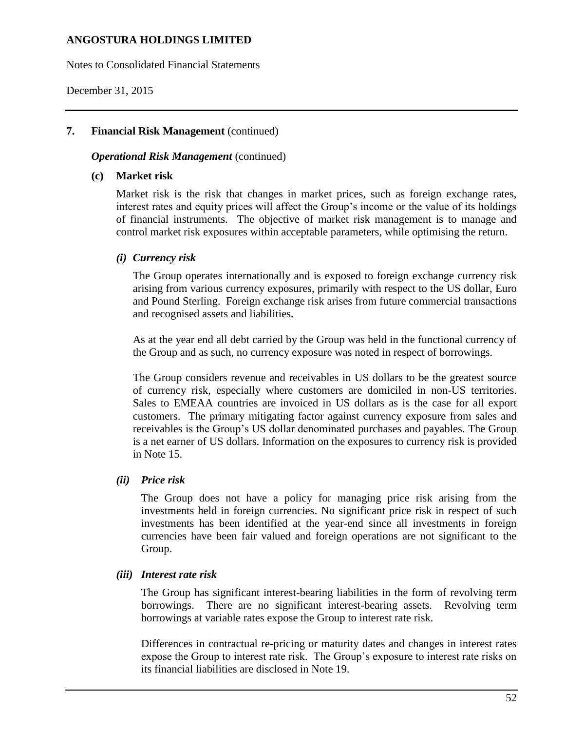## 7. Financial Risk Management (continued)

***Operational Risk Management*** (continued)

### (c) Market risk

Market risk is the risk that changes in market prices, such as foreign exchange rates, interest rates and equity prices will affect the Group's income or the value of its holdings of financial instruments. The objective of market risk management is to manage and control market risk exposures within acceptable parameters, while optimising the return.

#### *(i) Currency risk*

The Group operates internationally and is exposed to foreign exchange currency risk arising from various currency exposures, primarily with respect to the US dollar, Euro and Pound Sterling. Foreign exchange risk arises from future commercial transactions and recognised assets and liabilities.

As at the year end all debt carried by the Group was held in the functional currency of the Group and as such, no currency exposure was noted in respect of borrowings.

The Group considers revenue and receivables in US dollars to be the greatest source of currency risk, especially where customers are domiciled in non-US territories. Sales to EMEAA countries are invoiced in US dollars as is the case for all export customers. The primary mitigating factor against currency exposure from sales and receivables is the Group's US dollar denominated purchases and payables. The Group is a net earner of US dollars. Information on the exposures to currency risk is provided in Note 15.

#### *(ii) Price risk*

The Group does not have a policy for managing price risk arising from the investments held in foreign currencies. No significant price risk in respect of such investments has been identified at the year-end since all investments in foreign currencies have been fair valued and foreign operations are not significant to the Group.

#### *(iii) Interest rate risk*

The Group has significant interest-bearing liabilities in the form of revolving term borrowings. There are no significant interest-bearing assets. Revolving term borrowings at variable rates expose the Group to interest rate risk.

Differences in contractual re-pricing or maturity dates and changes in interest rates expose the Group to interest rate risk. The Group's exposure to interest rate risks on its financial liabilities are disclosed in Note 19.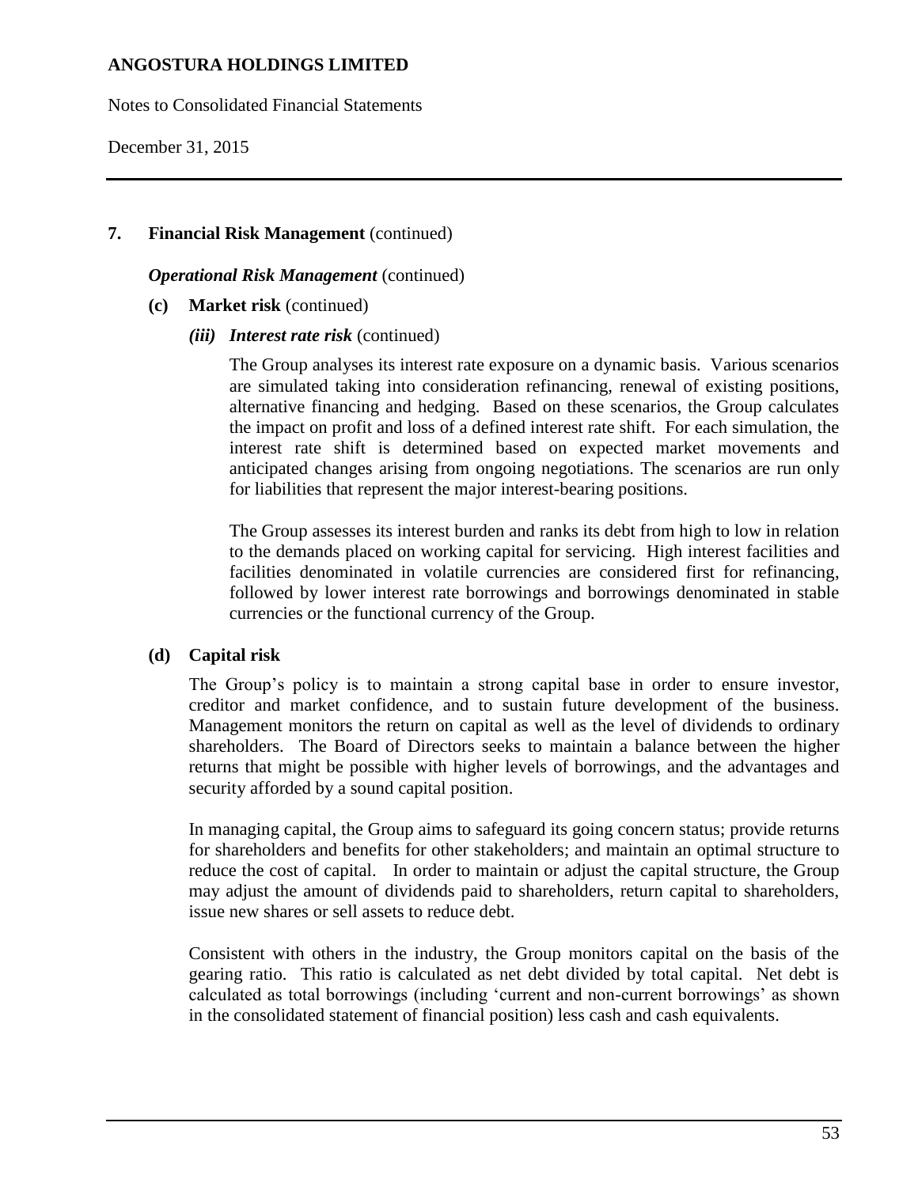## 7. Financial Risk Management (continued)

***Operational Risk Management*** (continued)

**(c) Market risk** (continued)

***(iii) Interest rate risk*** (continued)

The Group analyses its interest rate exposure on a dynamic basis. Various scenarios are simulated taking into consideration refinancing, renewal of existing positions, alternative financing and hedging. Based on these scenarios, the Group calculates the impact on profit and loss of a defined interest rate shift. For each simulation, the interest rate shift is determined based on expected market movements and anticipated changes arising from ongoing negotiations. The scenarios are run only for liabilities that represent the major interest-bearing positions.

The Group assesses its interest burden and ranks its debt from high to low in relation to the demands placed on working capital for servicing. High interest facilities and facilities denominated in volatile currencies are considered first for refinancing, followed by lower interest rate borrowings and borrowings denominated in stable currencies or the functional currency of the Group.

**(d) Capital risk**

The Group's policy is to maintain a strong capital base in order to ensure investor, creditor and market confidence, and to sustain future development of the business. Management monitors the return on capital as well as the level of dividends to ordinary shareholders. The Board of Directors seeks to maintain a balance between the higher returns that might be possible with higher levels of borrowings, and the advantages and security afforded by a sound capital position.

In managing capital, the Group aims to safeguard its going concern status; provide returns for shareholders and benefits for other stakeholders; and maintain an optimal structure to reduce the cost of capital. In order to maintain or adjust the capital structure, the Group may adjust the amount of dividends paid to shareholders, return capital to shareholders, issue new shares or sell assets to reduce debt.

Consistent with others in the industry, the Group monitors capital on the basis of the gearing ratio. This ratio is calculated as net debt divided by total capital. Net debt is calculated as total borrowings (including 'current and non-current borrowings' as shown in the consolidated statement of financial position) less cash and cash equivalents.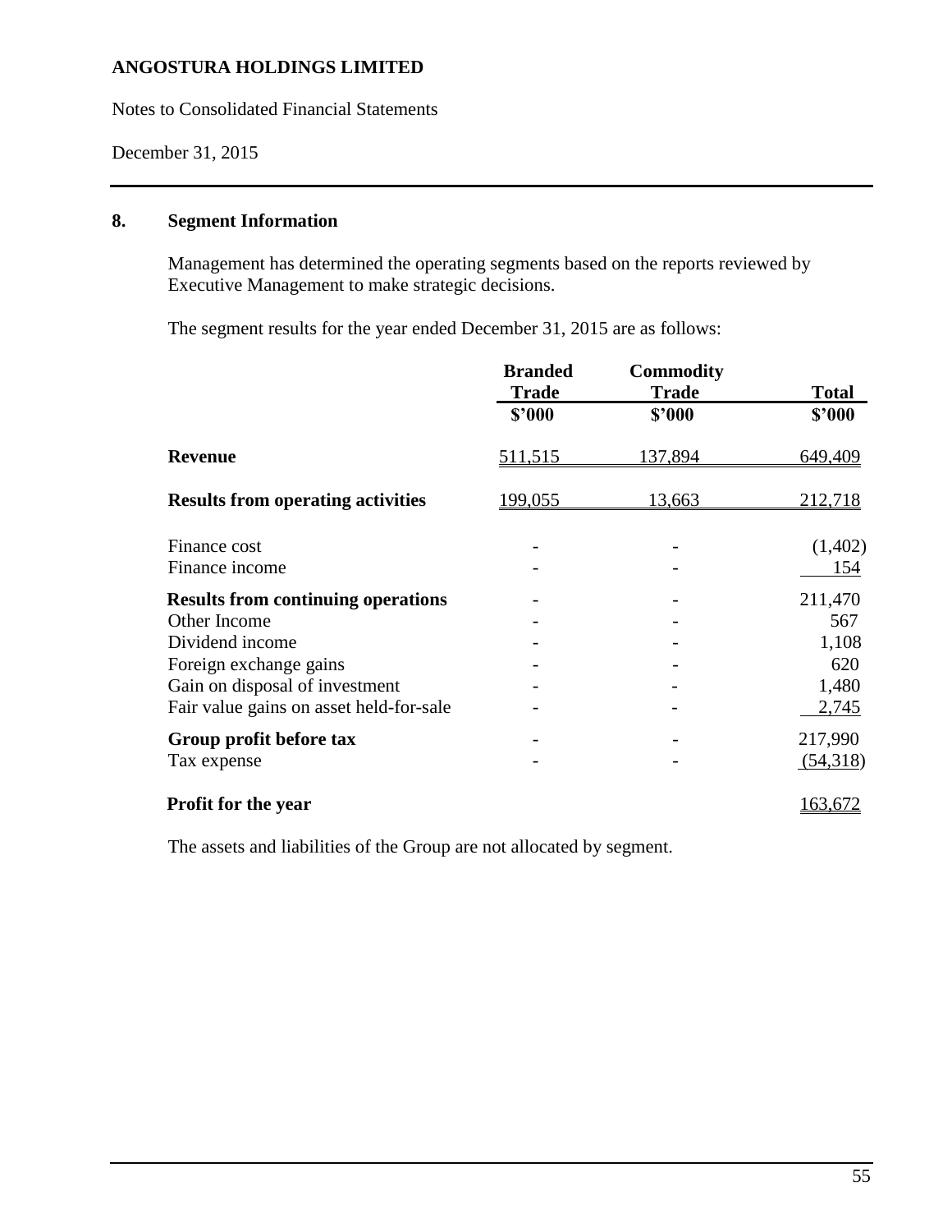ANGOSTURA HOLDINGS LIMITED

Notes to Consolidated Financial Statements

December 31, 2015

## 8. Segment Information

Management has determined the operating segments based on the reports reviewed by Executive Management to make strategic decisions.

The segment results for the year ended December 31, 2015 are as follows:

| | Branded Trade | Commodity Trade | Total |
|---|---|---|---|
| | $'000 | $'000 | $'000 |
| **Revenue** | 511,515 | 137,894 | 649,409 |
| **Results from operating activities** | 199,055 | 13,663 | 212,718 |
| Finance cost | - | - | (1,402) |
| Finance income | - | - | 154 |
| **Results from continuing operations** | - | - | 211,470 |
| Other Income | - | - | 567 |
| Dividend income | - | - | 1,108 |
| Foreign exchange gains | - | - | 620 |
| Gain on disposal of investment | - | - | 1,480 |
| Fair value gains on asset held-for-sale | - | - | 2,745 |
| **Group profit before tax** | - | - | 217,990 |
| Tax expense | - | - | (54,318) |
| **Profit for the year** | | | 163,672 |

The assets and liabilities of the Group are not allocated by segment.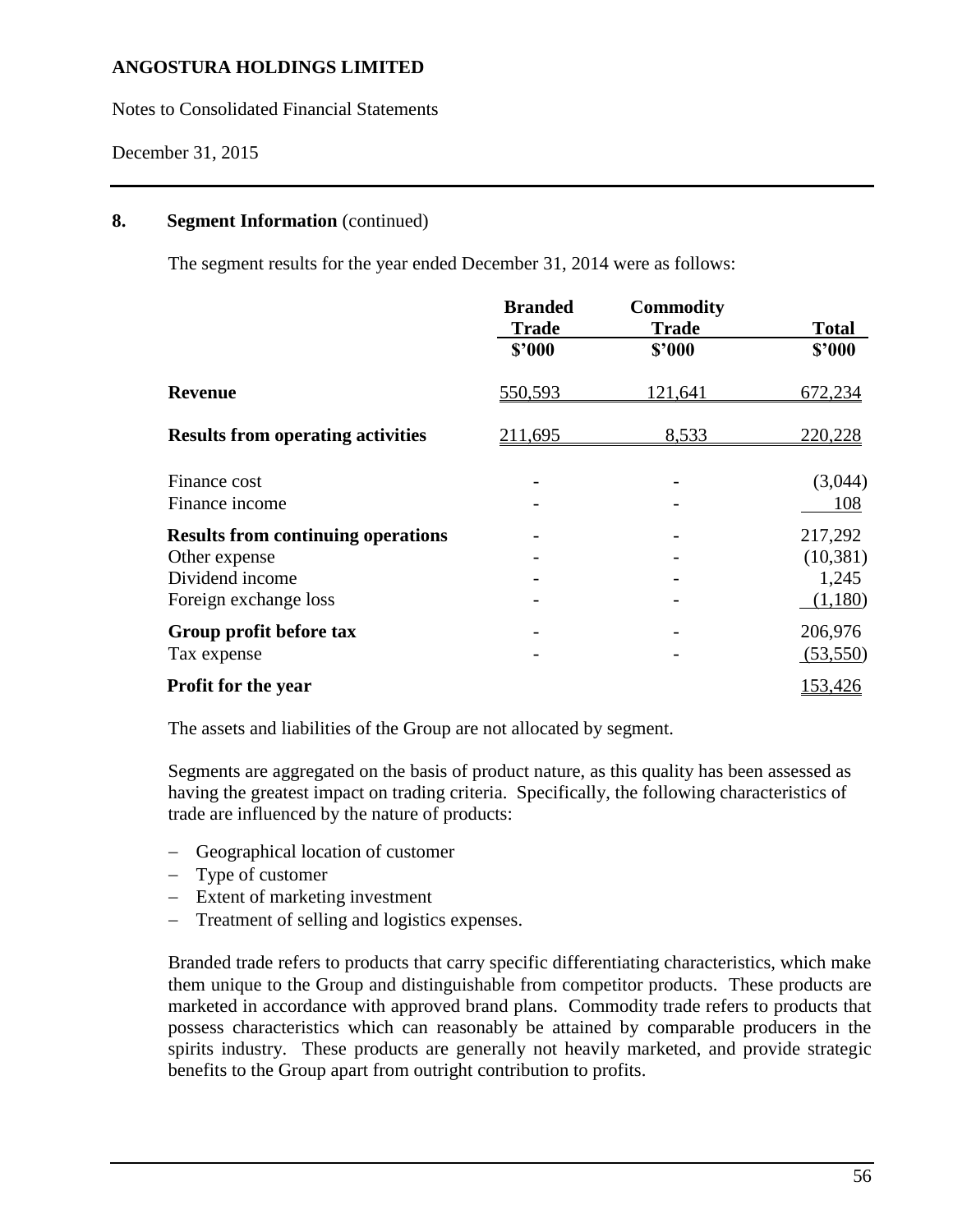## 8. Segment Information (continued)

The segment results for the year ended December 31, 2014 were as follows:

| | Branded Trade $'000 | Commodity Trade $'000 | Total $'000 |
|---|---|---|---|
| **Revenue** | 550,593 | 121,641 | 672,234 |
| **Results from operating activities** | 211,695 | 8,533 | 220,228 |
| Finance cost | - | - | (3,044) |
| Finance income | - | - | 108 |
| **Results from continuing operations** | - | - | 217,292 |
| Other expense | - | - | (10,381) |
| Dividend income | - | - | 1,245 |
| Foreign exchange loss | - | - | (1,180) |
| **Group profit before tax** | - | - | 206,976 |
| Tax expense | - | - | (53,550) |
| **Profit for the year** | | | 153,426 |

The assets and liabilities of the Group are not allocated by segment.

Segments are aggregated on the basis of product nature, as this quality has been assessed as having the greatest impact on trading criteria. Specifically, the following characteristics of trade are influenced by the nature of products:

- Geographical location of customer
- Type of customer
- Extent of marketing investment
- Treatment of selling and logistics expenses.

Branded trade refers to products that carry specific differentiating characteristics, which make them unique to the Group and distinguishable from competitor products. These products are marketed in accordance with approved brand plans. Commodity trade refers to products that possess characteristics which can reasonably be attained by comparable producers in the spirits industry. These products are generally not heavily marketed, and provide strategic benefits to the Group apart from outright contribution to profits.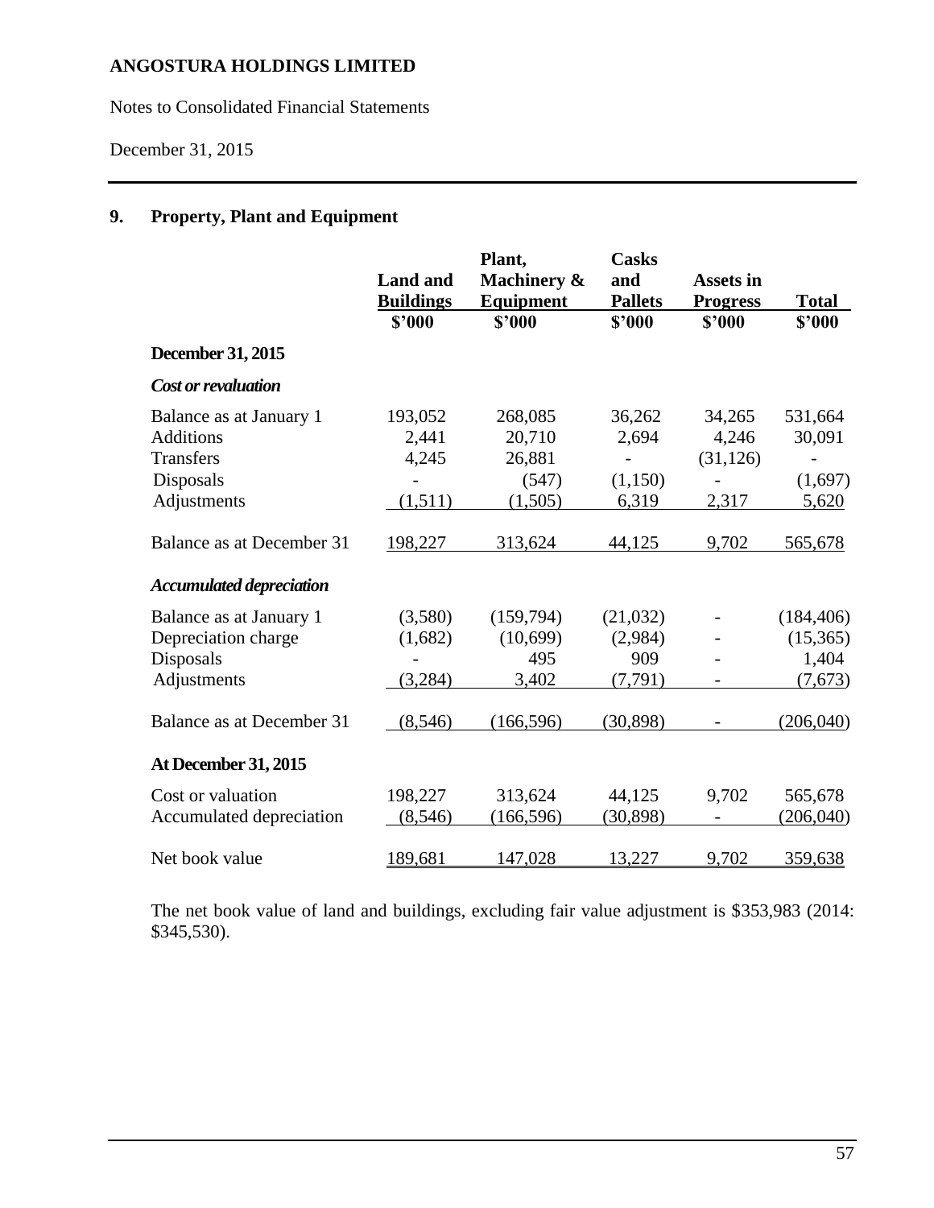**ANGOSTURA HOLDINGS LIMITED**

Notes to Consolidated Financial Statements

December 31, 2015

## 9. Property, Plant and Equipment

| | Land and Buildings $'000 | Plant, Machinery & Equipment $'000 | Casks and Pallets $'000 | Assets in Progress $'000 | Total $'000 |
|---|---|---|---|---|---|
| **December 31, 2015** | | | | | |
| ***Cost or revaluation*** | | | | | |
| Balance as at January 1 | 193,052 | 268,085 | 36,262 | 34,265 | 531,664 |
| Additions | 2,441 | 20,710 | 2,694 | 4,246 | 30,091 |
| Transfers | 4,245 | 26,881 | - | (31,126) | - |
| Disposals | - | (547) | (1,150) | - | (1,697) |
| Adjustments | (1,511) | (1,505) | 6,319 | 2,317 | 5,620 |
| Balance as at December 31 | 198,227 | 313,624 | 44,125 | 9,702 | 565,678 |
| ***Accumulated depreciation*** | | | | | |
| Balance as at January 1 | (3,580) | (159,794) | (21,032) | - | (184,406) |
| Depreciation charge | (1,682) | (10,699) | (2,984) | - | (15,365) |
| Disposals | - | 495 | 909 | - | 1,404 |
| Adjustments | (3,284) | 3,402 | (7,791) | - | (7,673) |
| Balance as at December 31 | (8,546) | (166,596) | (30,898) | - | (206,040) |
| **At December 31, 2015** | | | | | |
| Cost or valuation | 198,227 | 313,624 | 44,125 | 9,702 | 565,678 |
| Accumulated depreciation | (8,546) | (166,596) | (30,898) | - | (206,040) |
| Net book value | 189,681 | 147,028 | 13,227 | 9,702 | 359,638 |

The net book value of land and buildings, excluding fair value adjustment is $353,983 (2014: $345,530).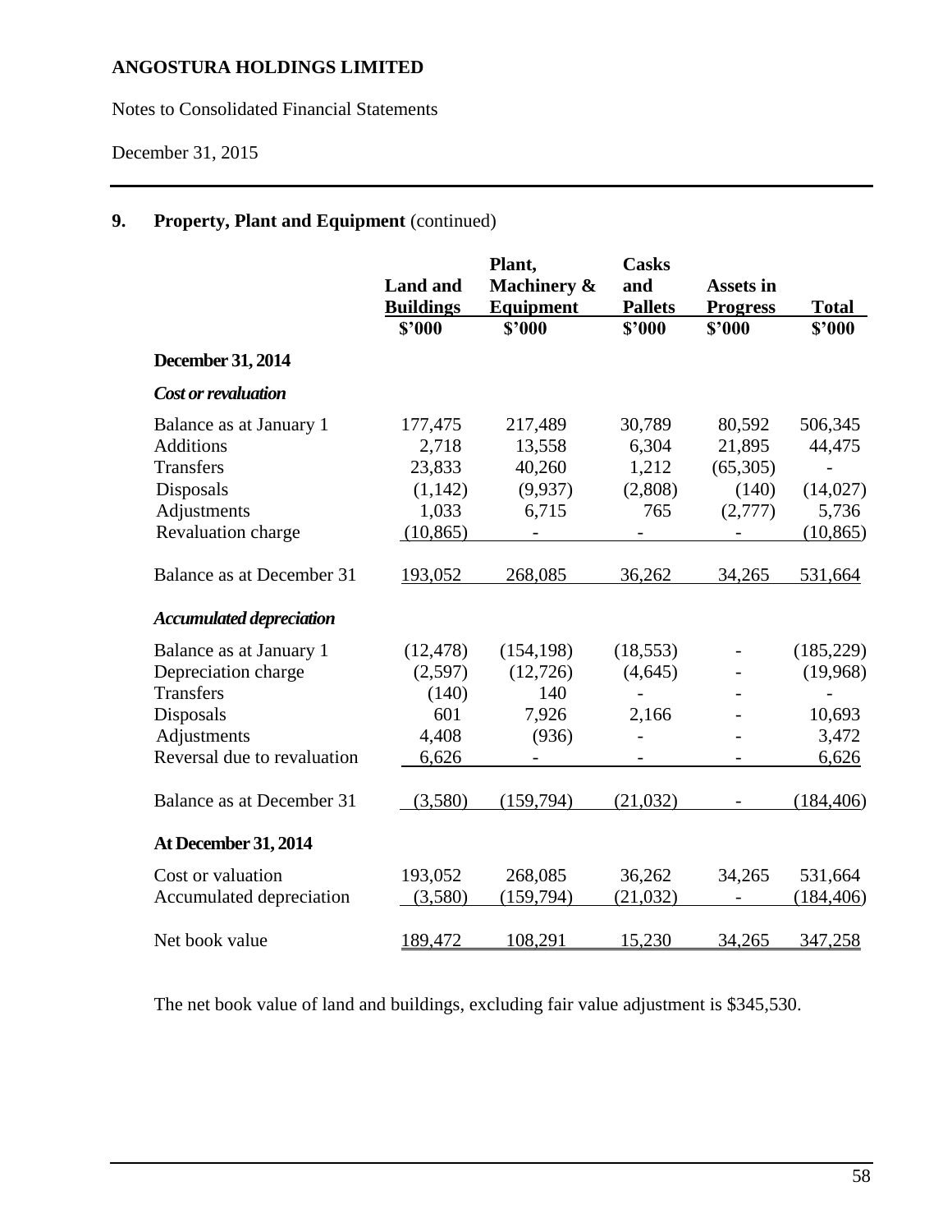**ANGOSTURA HOLDINGS LIMITED**

Notes to Consolidated Financial Statements

December 31, 2015

## 9. Property, Plant and Equipment (continued)

| | Land and Buildings | Plant, Machinery & Equipment | Casks and Pallets | Assets in Progress | Total |
|---|---|---|---|---|---|
| | $'000 | $'000 | $'000 | $'000 | $'000 |
| **December 31, 2014** | | | | | |
| ***Cost or revaluation*** | | | | | |
| Balance as at January 1 | 177,475 | 217,489 | 30,789 | 80,592 | 506,345 |
| Additions | 2,718 | 13,558 | 6,304 | 21,895 | 44,475 |
| Transfers | 23,833 | 40,260 | 1,212 | (65,305) | - |
| Disposals | (1,142) | (9,937) | (2,808) | (140) | (14,027) |
| Adjustments | 1,033 | 6,715 | 765 | (2,777) | 5,736 |
| Revaluation charge | (10,865) | - | - | - | (10,865) |
| Balance as at December 31 | 193,052 | 268,085 | 36,262 | 34,265 | 531,664 |
| ***Accumulated depreciation*** | | | | | |
| Balance as at January 1 | (12,478) | (154,198) | (18,553) | - | (185,229) |
| Depreciation charge | (2,597) | (12,726) | (4,645) | - | (19,968) |
| Transfers | (140) | 140 | - | - | - |
| Disposals | 601 | 7,926 | 2,166 | - | 10,693 |
| Adjustments | 4,408 | (936) | - | - | 3,472 |
| Reversal due to revaluation | 6,626 | - | - | - | 6,626 |
| Balance as at December 31 | (3,580) | (159,794) | (21,032) | - | (184,406) |
| **At December 31, 2014** | | | | | |
| Cost or valuation | 193,052 | 268,085 | 36,262 | 34,265 | 531,664 |
| Accumulated depreciation | (3,580) | (159,794) | (21,032) | - | (184,406) |
| Net book value | 189,472 | 108,291 | 15,230 | 34,265 | 347,258 |

The net book value of land and buildings, excluding fair value adjustment is $345,530.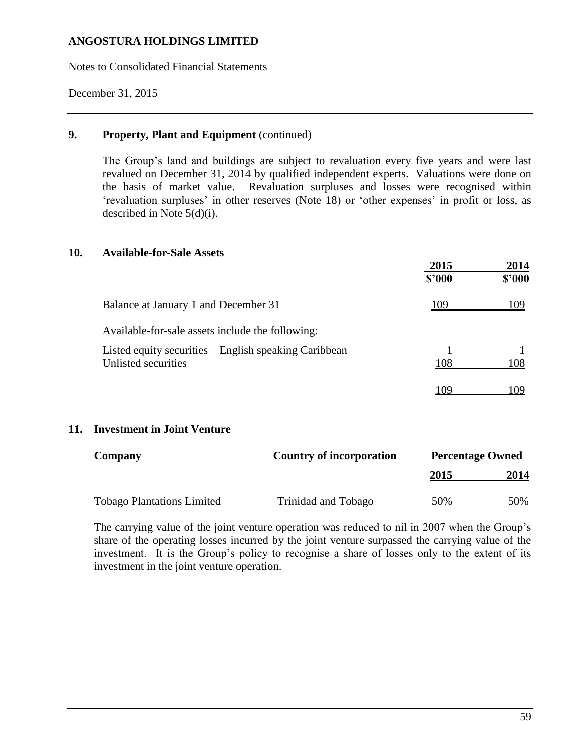## 9. Property, Plant and Equipment (continued)

The Group's land and buildings are subject to revaluation every five years and were last revalued on December 31, 2014 by qualified independent experts. Valuations were done on the basis of market value. Revaluation surpluses and losses were recognised within 'revaluation surpluses' in other reserves (Note 18) or 'other expenses' in profit or loss, as described in Note 5(d)(i).

## 10. Available-for-Sale Assets

| | 2015<br>$'000 | 2014<br>$'000 |
|---|---|---|
| Balance at January 1 and December 31 | 109 | 109 |
| Available-for-sale assets include the following: | | |
| Listed equity securities – English speaking Caribbean | 1 | 1 |
| Unlisted securities | 108 | 108 |
| | 109 | 109 |

## 11. Investment in Joint Venture

| Company | Country of incorporation | Percentage Owned | |
|---|---|---|---|
| | | 2015 | 2014 |
| Tobago Plantations Limited | Trinidad and Tobago | 50% | 50% |

The carrying value of the joint venture operation was reduced to nil in 2007 when the Group's share of the operating losses incurred by the joint venture surpassed the carrying value of the investment. It is the Group's policy to recognise a share of losses only to the extent of its investment in the joint venture operation.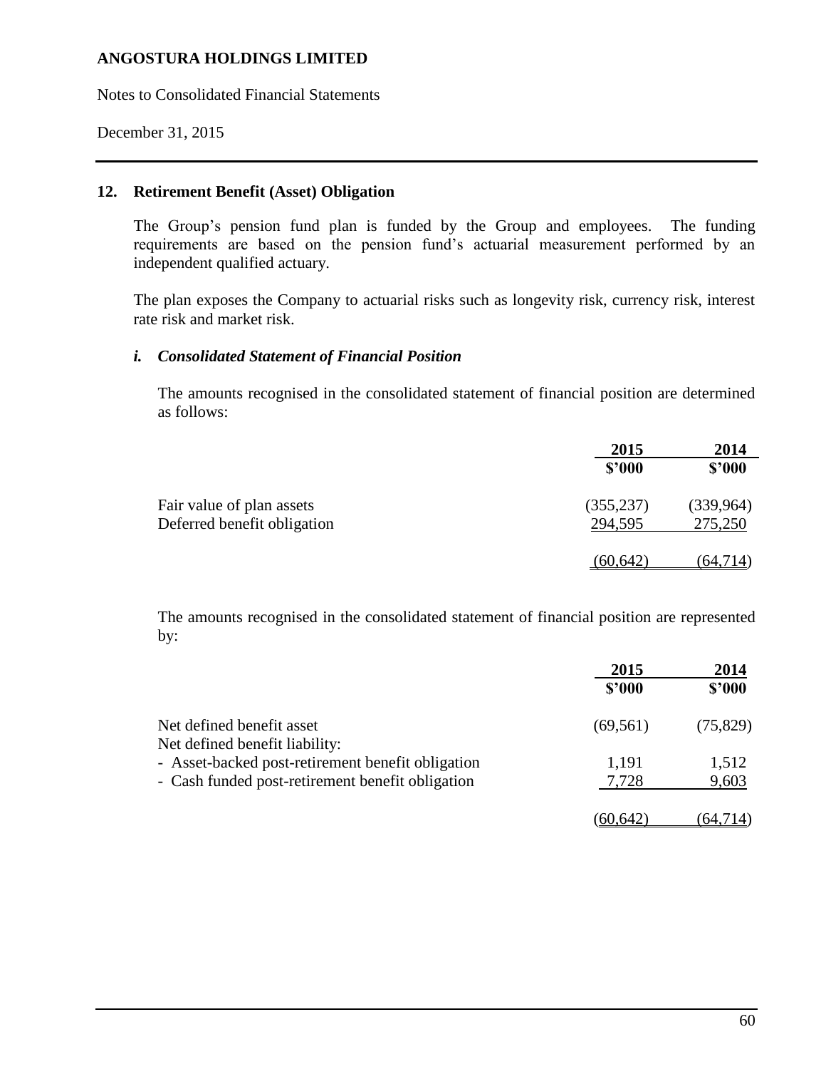# ANGOSTURA HOLDINGS LIMITED

Notes to Consolidated Financial Statements

December 31, 2015

## 12. Retirement Benefit (Asset) Obligation

The Group's pension fund plan is funded by the Group and employees. The funding requirements are based on the pension fund's actuarial measurement performed by an independent qualified actuary.

The plan exposes the Company to actuarial risks such as longevity risk, currency risk, interest rate risk and market risk.

### *i. Consolidated Statement of Financial Position*

The amounts recognised in the consolidated statement of financial position are determined as follows:

| | 2015 | 2014 |
|---|---|---|
| | $'000 | $'000 |
| Fair value of plan assets | (355,237) | (339,964) |
| Deferred benefit obligation | 294,595 | 275,250 |
| | (60,642) | (64,714) |

The amounts recognised in the consolidated statement of financial position are represented by:

| | 2015 | 2014 |
|---|---|---|
| | $'000 | $'000 |
| Net defined benefit asset | (69,561) | (75,829) |
| Net defined benefit liability: | | |
| - Asset-backed post-retirement benefit obligation | 1,191 | 1,512 |
| - Cash funded post-retirement benefit obligation | 7,728 | 9,603 |
| | (60,642) | (64,714) |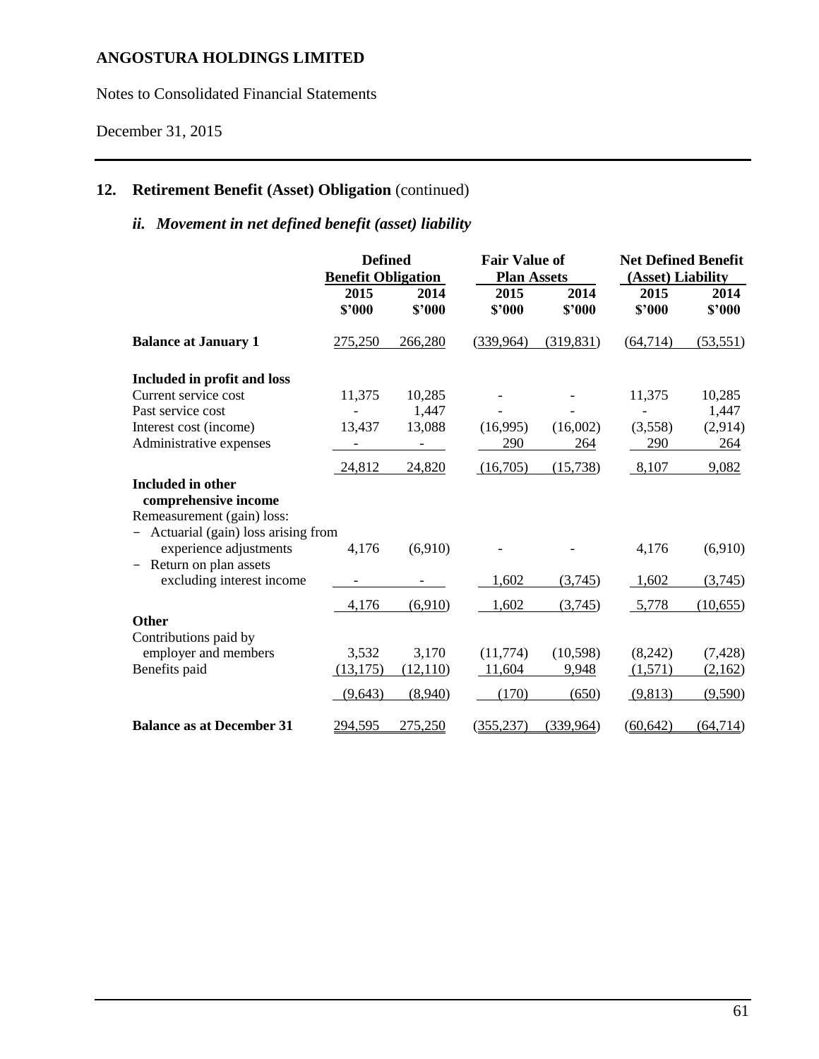# ANGOSTURA HOLDINGS LIMITED

Notes to Consolidated Financial Statements

December 31, 2015

## 12. Retirement Benefit (Asset) Obligation (continued)

### *ii. Movement in net defined benefit (asset) liability*

| | Defined Benefit Obligation | | Fair Value of Plan Assets | | Net Defined Benefit (Asset) Liability | |
|---|---|---|---|---|---|---|
| | 2015 $'000 | 2014 $'000 | 2015 $'000 | 2014 $'000 | 2015 $'000 | 2014 $'000 |
| **Balance at January 1** | 275,250 | 266,280 | (339,964) | (319,831) | (64,714) | (53,551) |
| **Included in profit and loss** | | | | | | |
| Current service cost | 11,375 | 10,285 | - | - | 11,375 | 10,285 |
| Past service cost | - | 1,447 | - | - | - | 1,447 |
| Interest cost (income) | 13,437 | 13,088 | (16,995) | (16,002) | (3,558) | (2,914) |
| Administrative expenses | - | - | 290 | 264 | 290 | 264 |
| | 24,812 | 24,820 | (16,705) | (15,738) | 8,107 | 9,082 |
| **Included in other comprehensive income** | | | | | | |
| Remeasurement (gain) loss: | | | | | | |
| – Actuarial (gain) loss arising from experience adjustments | 4,176 | (6,910) | - | - | 4,176 | (6,910) |
| – Return on plan assets excluding interest income | - | - | 1,602 | (3,745) | 1,602 | (3,745) |
| | 4,176 | (6,910) | 1,602 | (3,745) | 5,778 | (10,655) |
| **Other** | | | | | | |
| Contributions paid by employer and members | 3,532 | 3,170 | (11,774) | (10,598) | (8,242) | (7,428) |
| Benefits paid | (13,175) | (12,110) | 11,604 | 9,948 | (1,571) | (2,162) |
| | (9,643) | (8,940) | (170) | (650) | (9,813) | (9,590) |
| **Balance as at December 31** | 294,595 | 275,250 | (355,237) | (339,964) | (60,642) | (64,714) |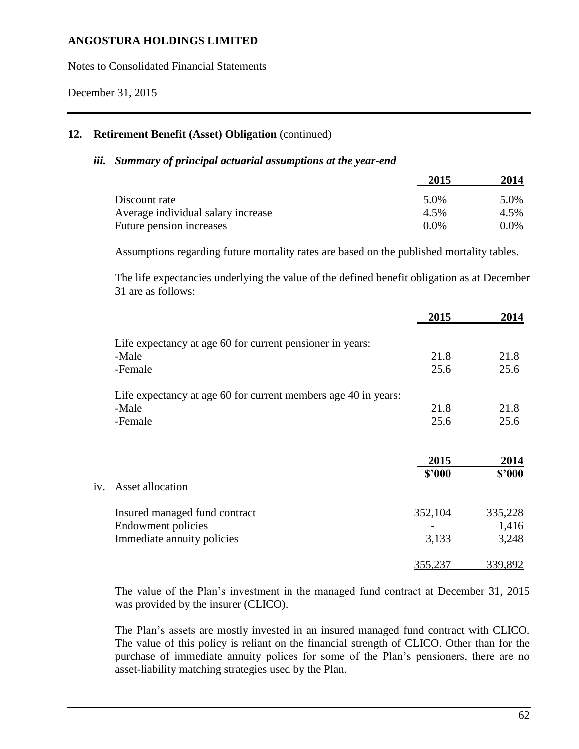## 12. Retirement Benefit (Asset) Obligation (continued)

### *iii. Summary of principal actuarial assumptions at the year-end*

| | 2015 | 2014 |
|---|---|---|
| Discount rate | 5.0% | 5.0% |
| Average individual salary increase | 4.5% | 4.5% |
| Future pension increases | 0.0% | 0.0% |

Assumptions regarding future mortality rates are based on the published mortality tables.

The life expectancies underlying the value of the defined benefit obligation as at December 31 are as follows:

| | 2015 | 2014 |
|---|---|---|
| Life expectancy at age 60 for current pensioner in years: | | |
| -Male | 21.8 | 21.8 |
| -Female | 25.6 | 25.6 |
| Life expectancy at age 60 for current members age 40 in years: | | |
| -Male | 21.8 | 21.8 |
| -Female | 25.6 | 25.6 |

### iv. Asset allocation

| | 2015<br>$'000 | 2014<br>$'000 |
|---|---|---|
| Insured managed fund contract | 352,104 | 335,228 |
| Endowment policies | - | 1,416 |
| Immediate annuity policies | 3,133 | 3,248 |
| | 355,237 | 339,892 |

The value of the Plan's investment in the managed fund contract at December 31, 2015 was provided by the insurer (CLICO).

The Plan's assets are mostly invested in an insured managed fund contract with CLICO. The value of this policy is reliant on the financial strength of CLICO. Other than for the purchase of immediate annuity polices for some of the Plan's pensioners, there are no asset-liability matching strategies used by the Plan.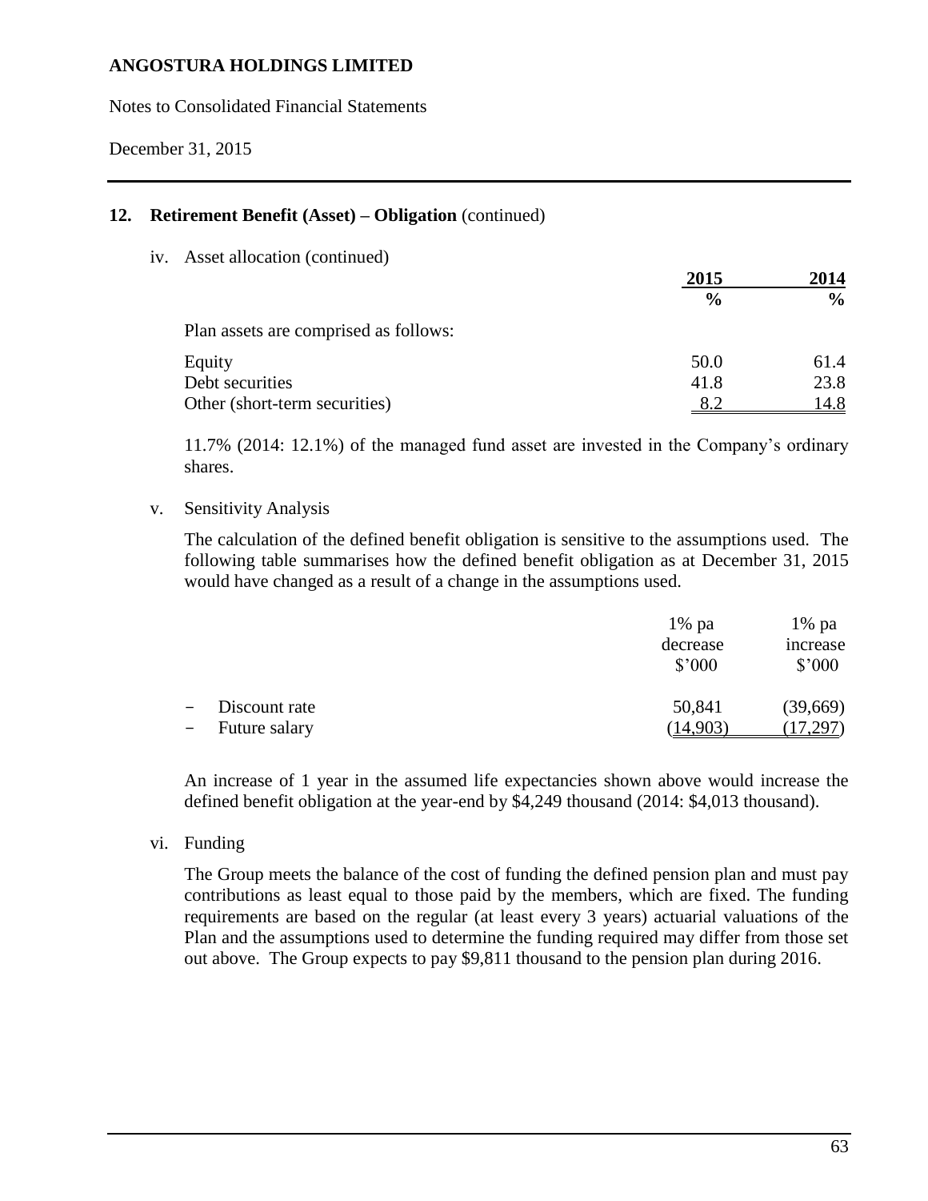## 12. Retirement Benefit (Asset) – Obligation (continued)

iv. Asset allocation (continued)

| | 2015 | 2014 |
|---|---|---|
| | % | % |
| Plan assets are comprised as follows: | | |
| Equity | 50.0 | 61.4 |
| Debt securities | 41.8 | 23.8 |
| Other (short-term securities) | 8.2 | 14.8 |

11.7% (2014: 12.1%) of the managed fund asset are invested in the Company's ordinary shares.

v. Sensitivity Analysis

The calculation of the defined benefit obligation is sensitive to the assumptions used. The following table summarises how the defined benefit obligation as at December 31, 2015 would have changed as a result of a change in the assumptions used.

| | 1% pa decrease $'000 | 1% pa increase $'000 |
|---|---|---|
| – Discount rate | 50,841 | (39,669) |
| – Future salary | (14,903) | (17,297) |

An increase of 1 year in the assumed life expectancies shown above would increase the defined benefit obligation at the year-end by $4,249 thousand (2014: $4,013 thousand).

vi. Funding

The Group meets the balance of the cost of funding the defined pension plan and must pay contributions as least equal to those paid by the members, which are fixed. The funding requirements are based on the regular (at least every 3 years) actuarial valuations of the Plan and the assumptions used to determine the funding required may differ from those set out above. The Group expects to pay $9,811 thousand to the pension plan during 2016.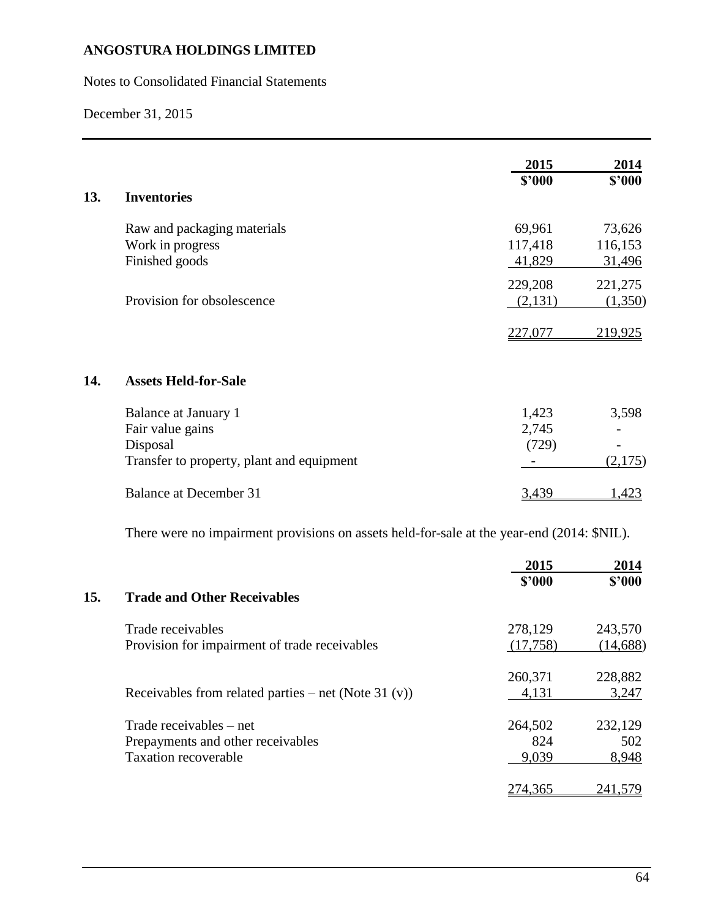**ANGOSTURA HOLDINGS LIMITED**

Notes to Consolidated Financial Statements

December 31, 2015

## 13. Inventories

| | 2015 $'000 | 2014 $'000 |
|---|---|---|
| Raw and packaging materials | 69,961 | 73,626 |
| Work in progress | 117,418 | 116,153 |
| Finished goods | 41,829 | 31,496 |
| | 229,208 | 221,275 |
| Provision for obsolescence | (2,131) | (1,350) |
| | 227,077 | 219,925 |

## 14. Assets Held-for-Sale

| | 2015 $'000 | 2014 $'000 |
|---|---|---|
| Balance at January 1 | 1,423 | 3,598 |
| Fair value gains | 2,745 | - |
| Disposal | (729) | - |
| Transfer to property, plant and equipment | - | (2,175) |
| Balance at December 31 | 3,439 | 1,423 |

There were no impairment provisions on assets held-for-sale at the year-end (2014: $NIL).

## 15. Trade and Other Receivables

| | 2015 $'000 | 2014 $'000 |
|---|---|---|
| Trade receivables | 278,129 | 243,570 |
| Provision for impairment of trade receivables | (17,758) | (14,688) |
| | 260,371 | 228,882 |
| Receivables from related parties – net (Note 31 (v)) | 4,131 | 3,247 |
| Trade receivables – net | 264,502 | 232,129 |
| Prepayments and other receivables | 824 | 502 |
| Taxation recoverable | 9,039 | 8,948 |
| | 274,365 | 241,579 |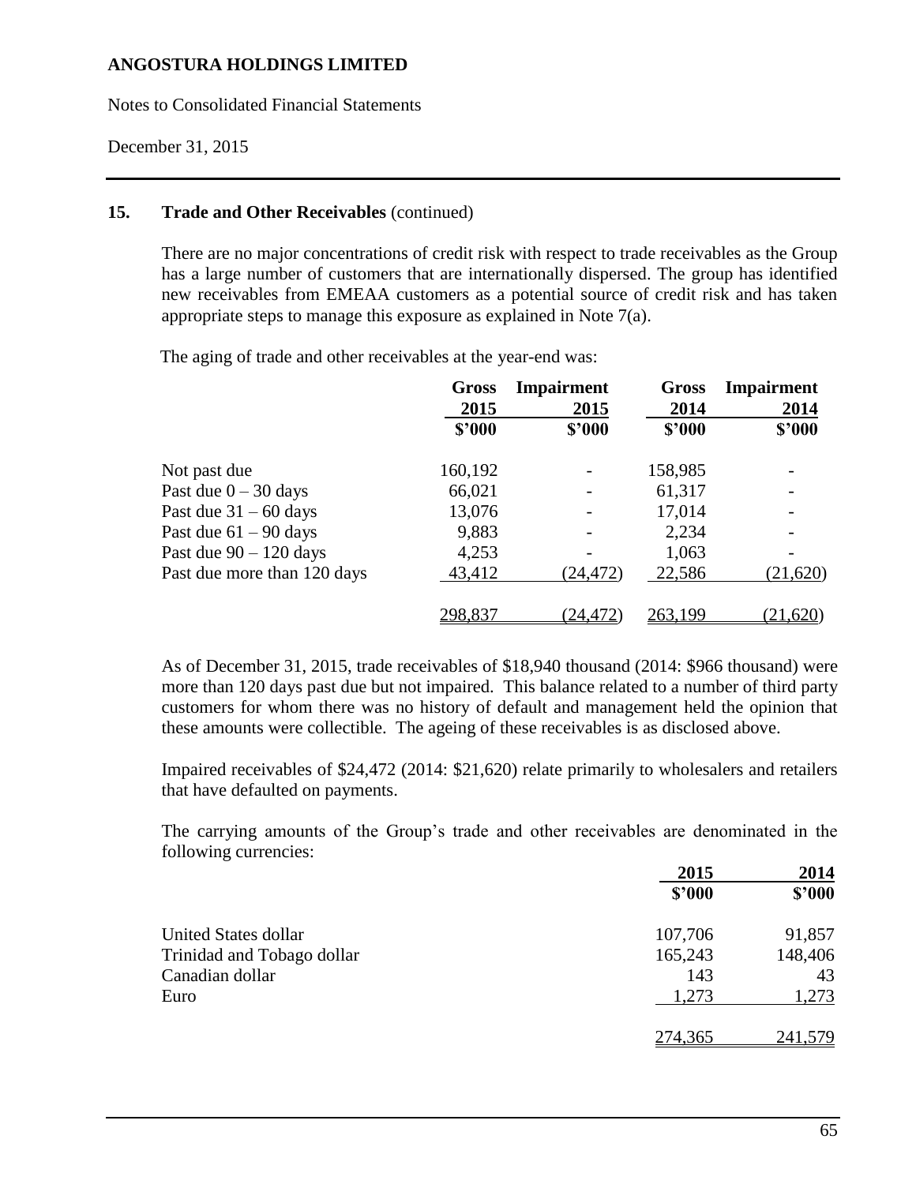## 15. Trade and Other Receivables (continued)

There are no major concentrations of credit risk with respect to trade receivables as the Group has a large number of customers that are internationally dispersed. The group has identified new receivables from EMEAA customers as a potential source of credit risk and has taken appropriate steps to manage this exposure as explained in Note 7(a).

The aging of trade and other receivables at the year-end was:

| | Gross 2015 \$'000 | Impairment 2015 \$'000 | Gross 2014 \$'000 | Impairment 2014 \$'000 |
|---|---|---|---|---|
| Not past due | 160,192 | - | 158,985 | - |
| Past due 0 – 30 days | 66,021 | - | 61,317 | - |
| Past due 31 – 60 days | 13,076 | - | 17,014 | - |
| Past due 61 – 90 days | 9,883 | - | 2,234 | - |
| Past due 90 – 120 days | 4,253 | - | 1,063 | - |
| Past due more than 120 days | 43,412 | (24,472) | 22,586 | (21,620) |
| | 298,837 | (24,472) | 263,199 | (21,620) |

As of December 31, 2015, trade receivables of \$18,940 thousand (2014: \$966 thousand) were more than 120 days past due but not impaired. This balance related to a number of third party customers for whom there was no history of default and management held the opinion that these amounts were collectible. The ageing of these receivables is as disclosed above.

Impaired receivables of \$24,472 (2014: \$21,620) relate primarily to wholesalers and retailers that have defaulted on payments.

The carrying amounts of the Group's trade and other receivables are denominated in the following currencies:

| | 2015 \$'000 | 2014 \$'000 |
|---|---|---|
| United States dollar | 107,706 | 91,857 |
| Trinidad and Tobago dollar | 165,243 | 148,406 |
| Canadian dollar | 143 | 43 |
| Euro | 1,273 | 1,273 |
| | 274,365 | 241,579 |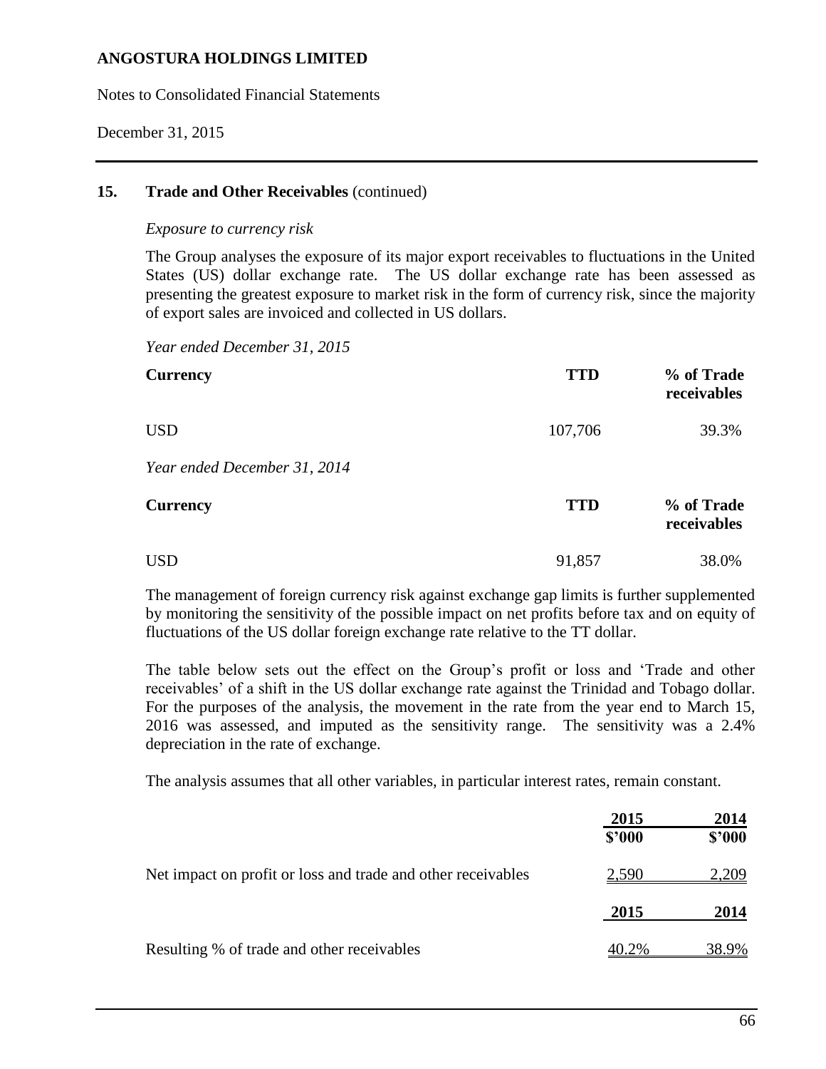## 15. Trade and Other Receivables (continued)

*Exposure to currency risk*

The Group analyses the exposure of its major export receivables to fluctuations in the United States (US) dollar exchange rate. The US dollar exchange rate has been assessed as presenting the greatest exposure to market risk in the form of currency risk, since the majority of export sales are invoiced and collected in US dollars.

*Year ended December 31, 2015*

| Currency | TTD | % of Trade receivables |
|---|---|---|
| USD | 107,706 | 39.3% |

*Year ended December 31, 2014*

| Currency | TTD | % of Trade receivables |
|---|---|---|
| USD | 91,857 | 38.0% |

The management of foreign currency risk against exchange gap limits is further supplemented by monitoring the sensitivity of the possible impact on net profits before tax and on equity of fluctuations of the US dollar foreign exchange rate relative to the TT dollar.

The table below sets out the effect on the Group's profit or loss and 'Trade and other receivables' of a shift in the US dollar exchange rate against the Trinidad and Tobago dollar. For the purposes of the analysis, the movement in the rate from the year end to March 15, 2016 was assessed, and imputed as the sensitivity range. The sensitivity was a 2.4% depreciation in the rate of exchange.

The analysis assumes that all other variables, in particular interest rates, remain constant.

| | 2015<br>$'000 | 2014<br>$'000 |
|---|---|---|
| Net impact on profit or loss and trade and other receivables | 2,590 | 2,209 |
| | **2015** | **2014** |
| Resulting % of trade and other receivables | 40.2% | 38.9% |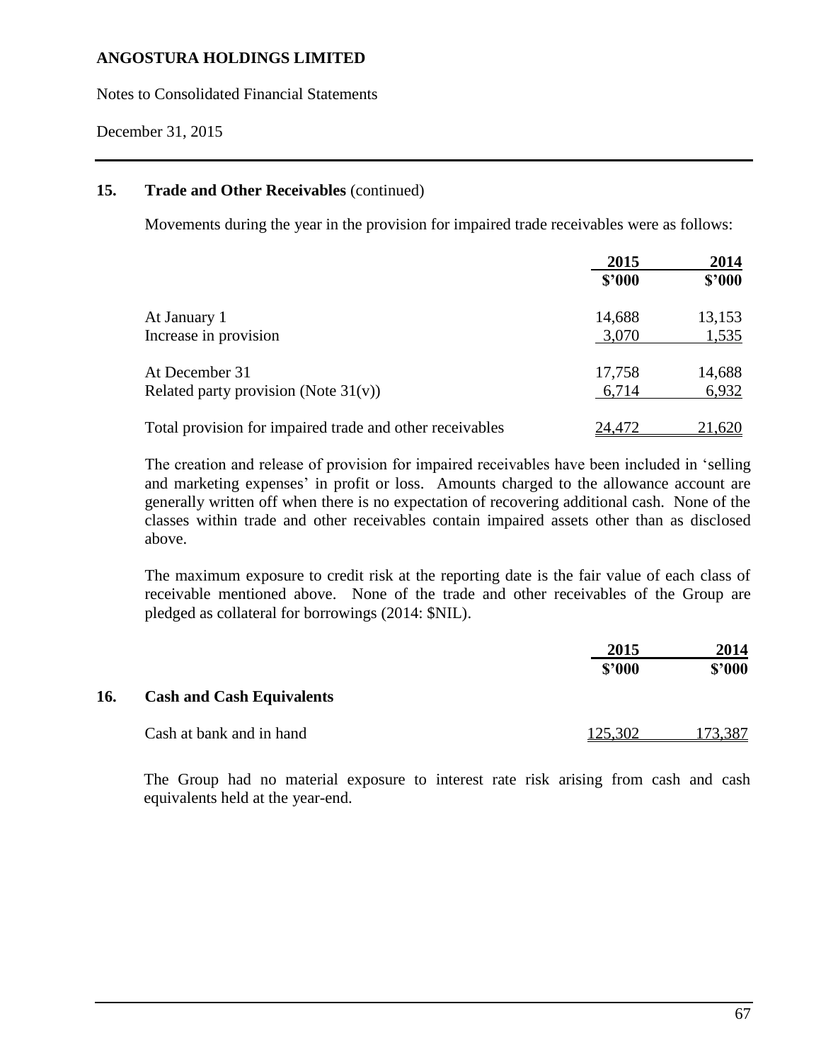## 15. Trade and Other Receivables (continued)

Movements during the year in the provision for impaired trade receivables were as follows:

| | 2015 | 2014 |
|---|---|---|
| | $'000 | $'000 |
| At January 1 | 14,688 | 13,153 |
| Increase in provision | 3,070 | 1,535 |
| At December 31 | 17,758 | 14,688 |
| Related party provision (Note 31(v)) | 6,714 | 6,932 |
| Total provision for impaired trade and other receivables | 24,472 | 21,620 |

The creation and release of provision for impaired receivables have been included in 'selling and marketing expenses' in profit or loss. Amounts charged to the allowance account are generally written off when there is no expectation of recovering additional cash. None of the classes within trade and other receivables contain impaired assets other than as disclosed above.

The maximum exposure to credit risk at the reporting date is the fair value of each class of receivable mentioned above. None of the trade and other receivables of the Group are pledged as collateral for borrowings (2014: $NIL).

## 16. Cash and Cash Equivalents

| | 2015 | 2014 |
|---|---|---|
| | $'000 | $'000 |
| Cash at bank and in hand | 125,302 | 173,387 |

The Group had no material exposure to interest rate risk arising from cash and cash equivalents held at the year-end.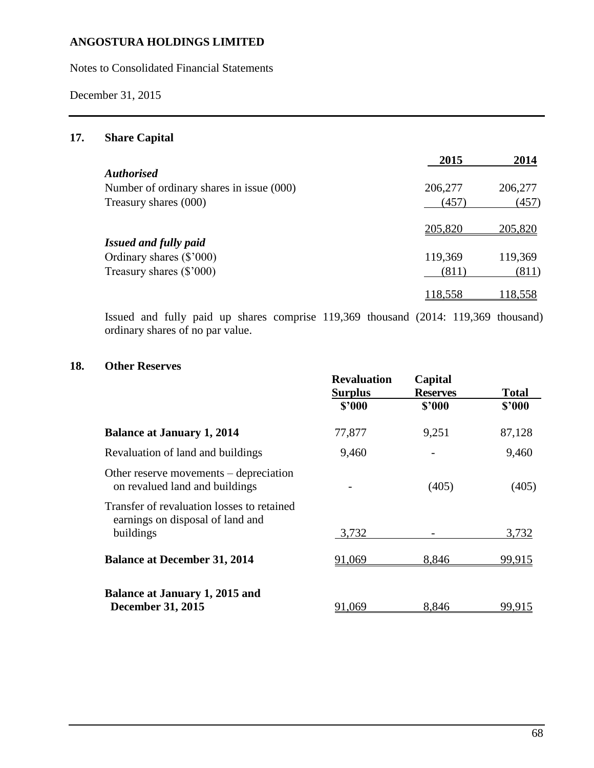ANGOSTURA HOLDINGS LIMITED

Notes to Consolidated Financial Statements

December 31, 2015

## 17. Share Capital

| | 2015 | 2014 |
|---|---|---|
| ***Authorised*** | | |
| Number of ordinary shares in issue (000) | 206,277 | 206,277 |
| Treasury shares (000) | (457) | (457) |
| | 205,820 | 205,820 |
| ***Issued and fully paid*** | | |
| Ordinary shares ($'000) | 119,369 | 119,369 |
| Treasury shares ($'000) | (811) | (811) |
| | 118,558 | 118,558 |

Issued and fully paid up shares comprise 119,369 thousand (2014: 119,369 thousand) ordinary shares of no par value.

## 18. Other Reserves

| | Revaluation Surplus $'000 | Capital Reserves $'000 | Total $'000 |
|---|---|---|---|
| **Balance at January 1, 2014** | 77,877 | 9,251 | 87,128 |
| Revaluation of land and buildings | 9,460 | - | 9,460 |
| Other reserve movements – depreciation on revalued land and buildings | - | (405) | (405) |
| Transfer of revaluation losses to retained earnings on disposal of land and buildings | 3,732 | - | 3,732 |
| **Balance at December 31, 2014** | 91,069 | 8,846 | 99,915 |
| **Balance at January 1, 2015 and December 31, 2015** | 91,069 | 8,846 | 99,915 |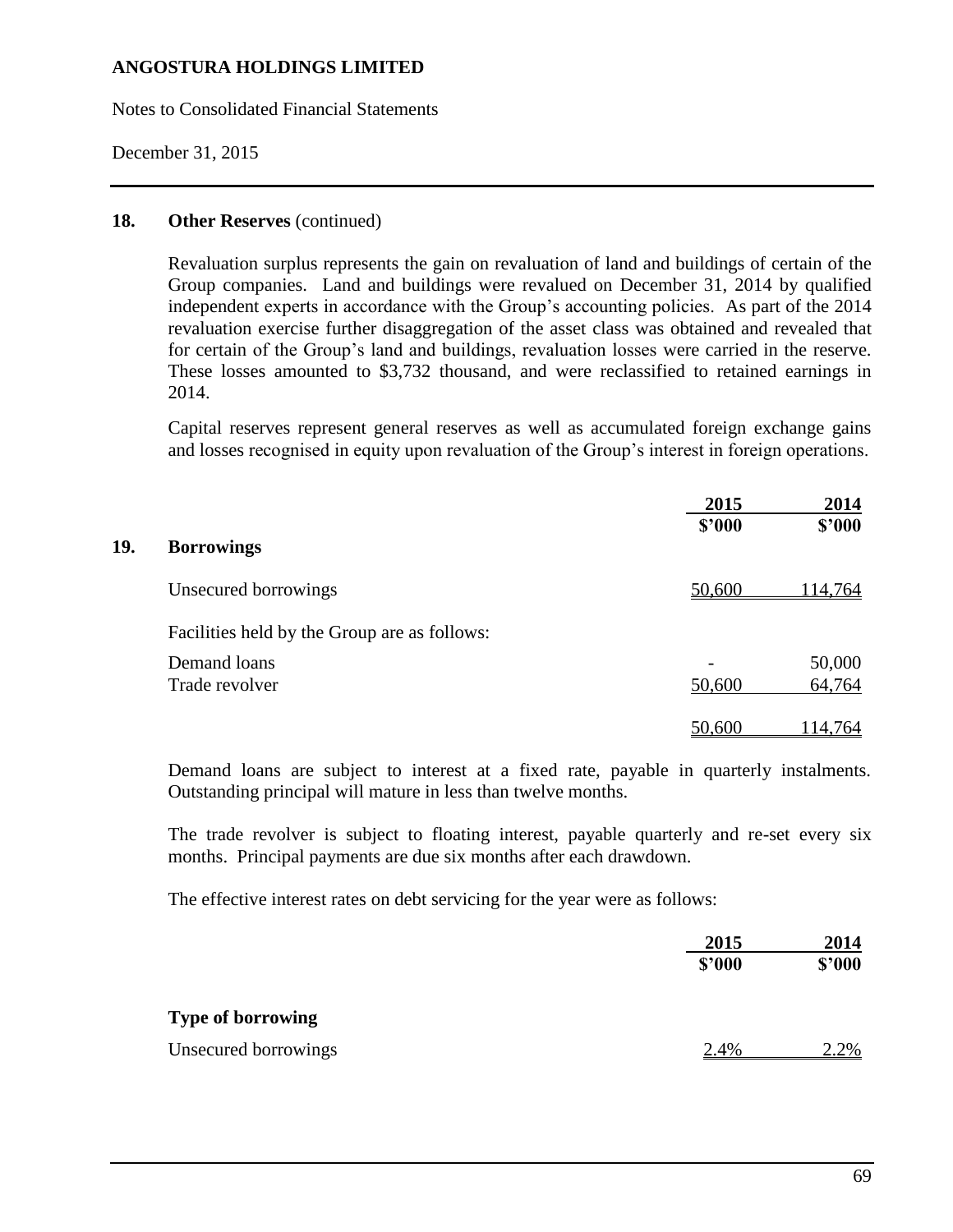## 18. Other Reserves (continued)

Revaluation surplus represents the gain on revaluation of land and buildings of certain of the Group companies. Land and buildings were revalued on December 31, 2014 by qualified independent experts in accordance with the Group's accounting policies. As part of the 2014 revaluation exercise further disaggregation of the asset class was obtained and revealed that for certain of the Group's land and buildings, revaluation losses were carried in the reserve. These losses amounted to $3,732 thousand, and were reclassified to retained earnings in 2014.

Capital reserves represent general reserves as well as accumulated foreign exchange gains and losses recognised in equity upon revaluation of the Group's interest in foreign operations.

## 19. Borrowings

| | 2015<br>$'000 | 2014<br>$'000 |
|---|---|---|
| Unsecured borrowings | 50,600 | 114,764 |
| Facilities held by the Group are as follows: | | |
| Demand loans | - | 50,000 |
| Trade revolver | 50,600 | 64,764 |
| | 50,600 | 114,764 |

Demand loans are subject to interest at a fixed rate, payable in quarterly instalments. Outstanding principal will mature in less than twelve months.

The trade revolver is subject to floating interest, payable quarterly and re-set every six months. Principal payments are due six months after each drawdown.

The effective interest rates on debt servicing for the year were as follows:

| | 2015<br>$'000 | 2014<br>$'000 |
|---|---|---|
| **Type of borrowing** | | |
| Unsecured borrowings | 2.4% | 2.2% |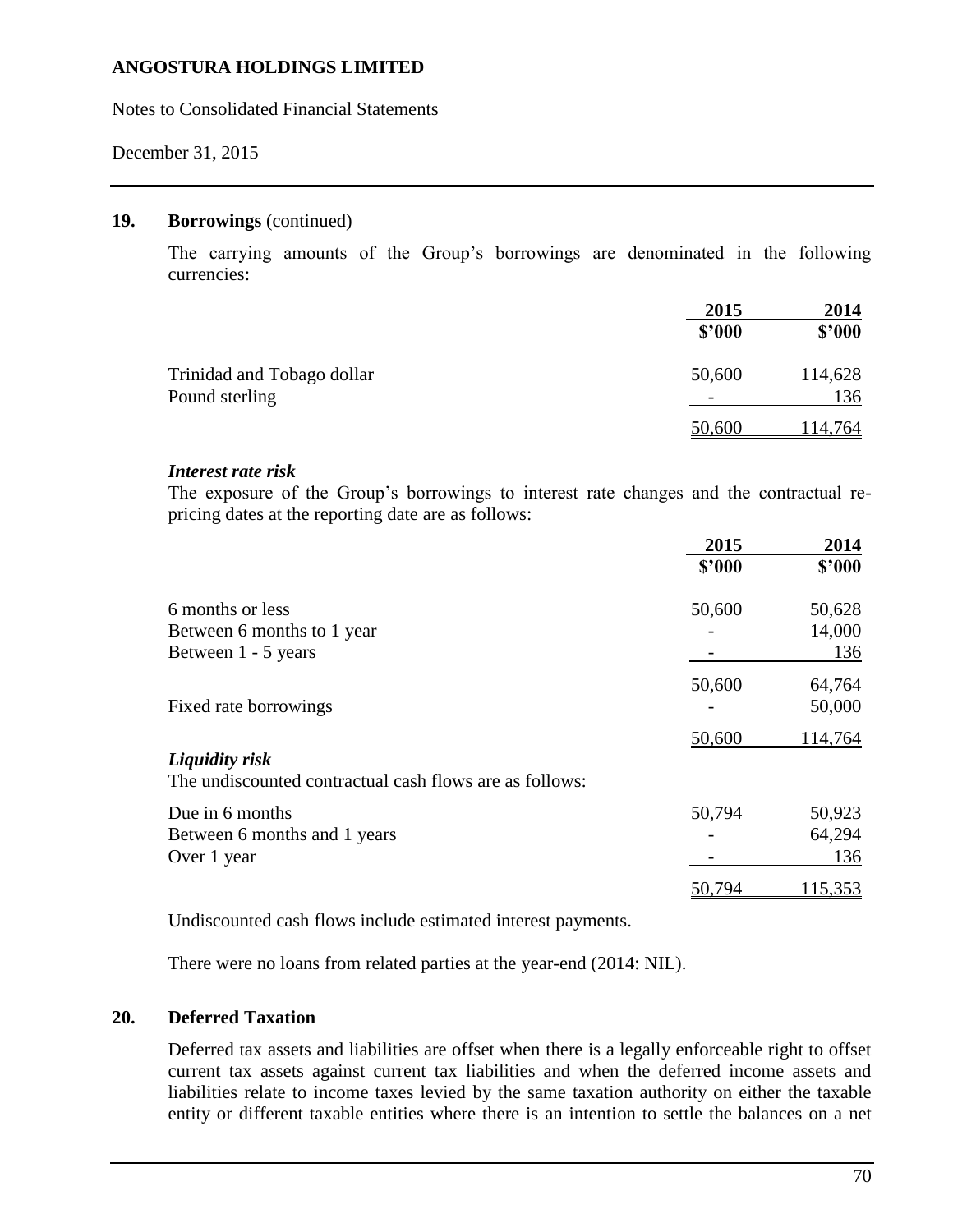## 19. Borrowings (continued)

The carrying amounts of the Group's borrowings are denominated in the following currencies:

| | 2015 | 2014 |
|---|---|---|
| | $'000 | $'000 |
| Trinidad and Tobago dollar | 50,600 | 114,628 |
| Pound sterling | - | 136 |
| | 50,600 | 114,764 |

***Interest rate risk***

The exposure of the Group's borrowings to interest rate changes and the contractual re-pricing dates at the reporting date are as follows:

| | 2015 | 2014 |
|---|---|---|
| | $'000 | $'000 |
| 6 months or less | 50,600 | 50,628 |
| Between 6 months to 1 year | - | 14,000 |
| Between 1 - 5 years | - | 136 |
| | 50,600 | 64,764 |
| Fixed rate borrowings | - | 50,000 |
| | 50,600 | 114,764 |

***Liquidity risk***

The undiscounted contractual cash flows are as follows:

| | 2015 | 2014 |
|---|---|---|
| Due in 6 months | 50,794 | 50,923 |
| Between 6 months and 1 years | - | 64,294 |
| Over 1 year | - | 136 |
| | 50,794 | 115,353 |

Undiscounted cash flows include estimated interest payments.

There were no loans from related parties at the year-end (2014: NIL).

## 20. Deferred Taxation

Deferred tax assets and liabilities are offset when there is a legally enforceable right to offset current tax assets against current tax liabilities and when the deferred income assets and liabilities relate to income taxes levied by the same taxation authority on either the taxable entity or different taxable entities where there is an intention to settle the balances on a net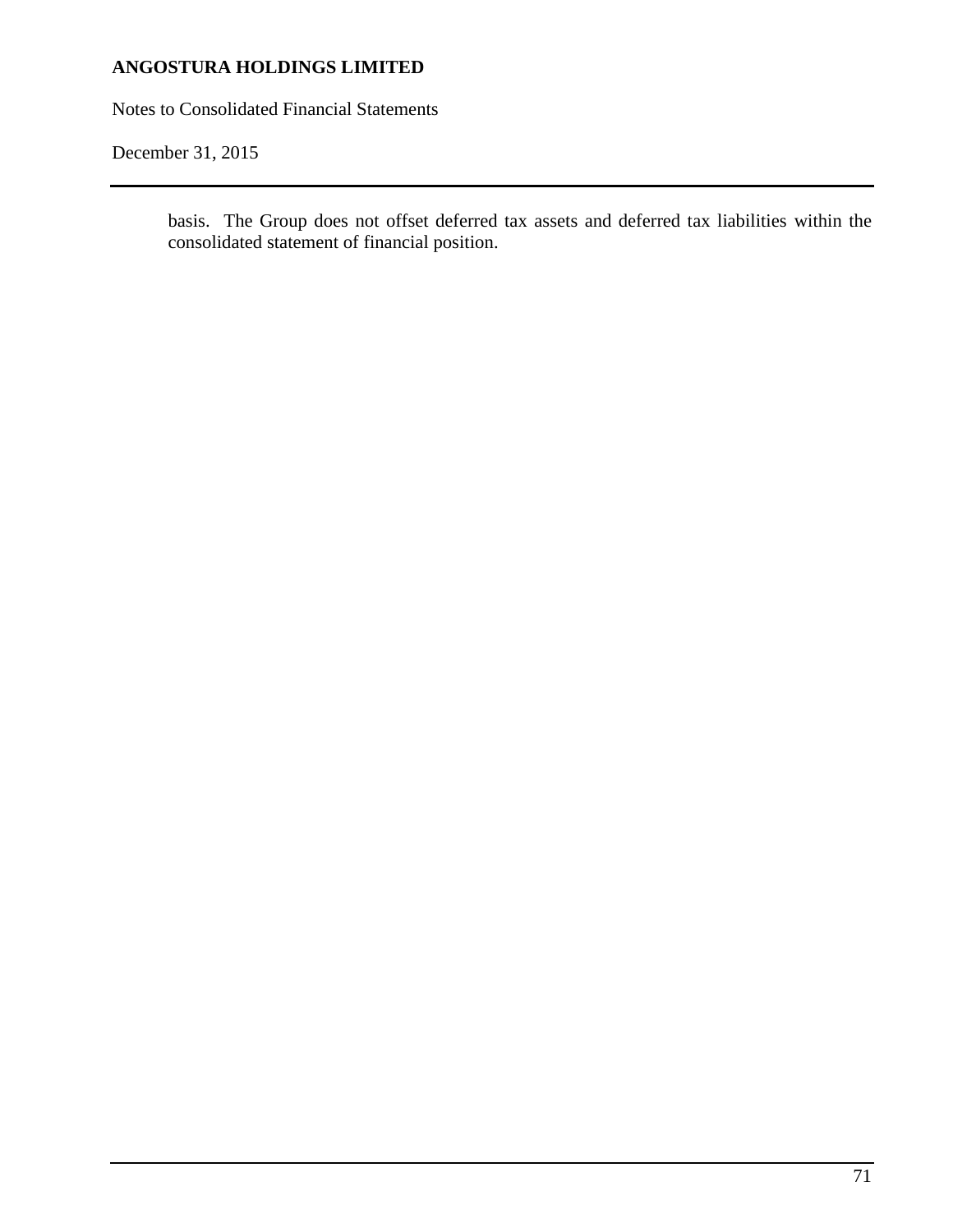basis. The Group does not offset deferred tax assets and deferred tax liabilities within the consolidated statement of financial position.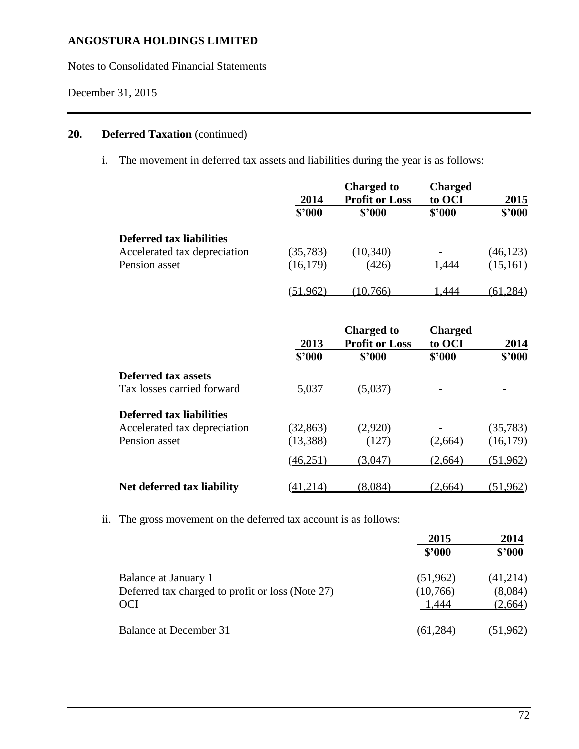## 20. Deferred Taxation (continued)

i. The movement in deferred tax assets and liabilities during the year is as follows:

| | 2014 | Charged to Profit or Loss | Charged to OCI | 2015 |
|---|---|---|---|---|
| | $'000 | $'000 | $'000 | $'000 |
| **Deferred tax liabilities** | | | | |
| Accelerated tax depreciation | (35,783) | (10,340) | - | (46,123) |
| Pension asset | (16,179) | (426) | 1,444 | (15,161) |
| | (51,962) | (10,766) | 1,444 | (61,284) |

| | 2013 | Charged to Profit or Loss | Charged to OCI | 2014 |
|---|---|---|---|---|
| | $'000 | $'000 | $'000 | $'000 |
| **Deferred tax assets** | | | | |
| Tax losses carried forward | 5,037 | (5,037) | - | - |
| **Deferred tax liabilities** | | | | |
| Accelerated tax depreciation | (32,863) | (2,920) | - | (35,783) |
| Pension asset | (13,388) | (127) | (2,664) | (16,179) |
| | (46,251) | (3,047) | (2,664) | (51,962) |
| **Net deferred tax liability** | (41,214) | (8,084) | (2,664) | (51,962) |

ii. The gross movement on the deferred tax account is as follows:

| | 2015 | 2014 |
|---|---|---|
| | $'000 | $'000 |
| Balance at January 1 | (51,962) | (41,214) |
| Deferred tax charged to profit or loss (Note 27) | (10,766) | (8,084) |
| OCI | 1,444 | (2,664) |
| Balance at December 31 | (61,284) | (51,962) |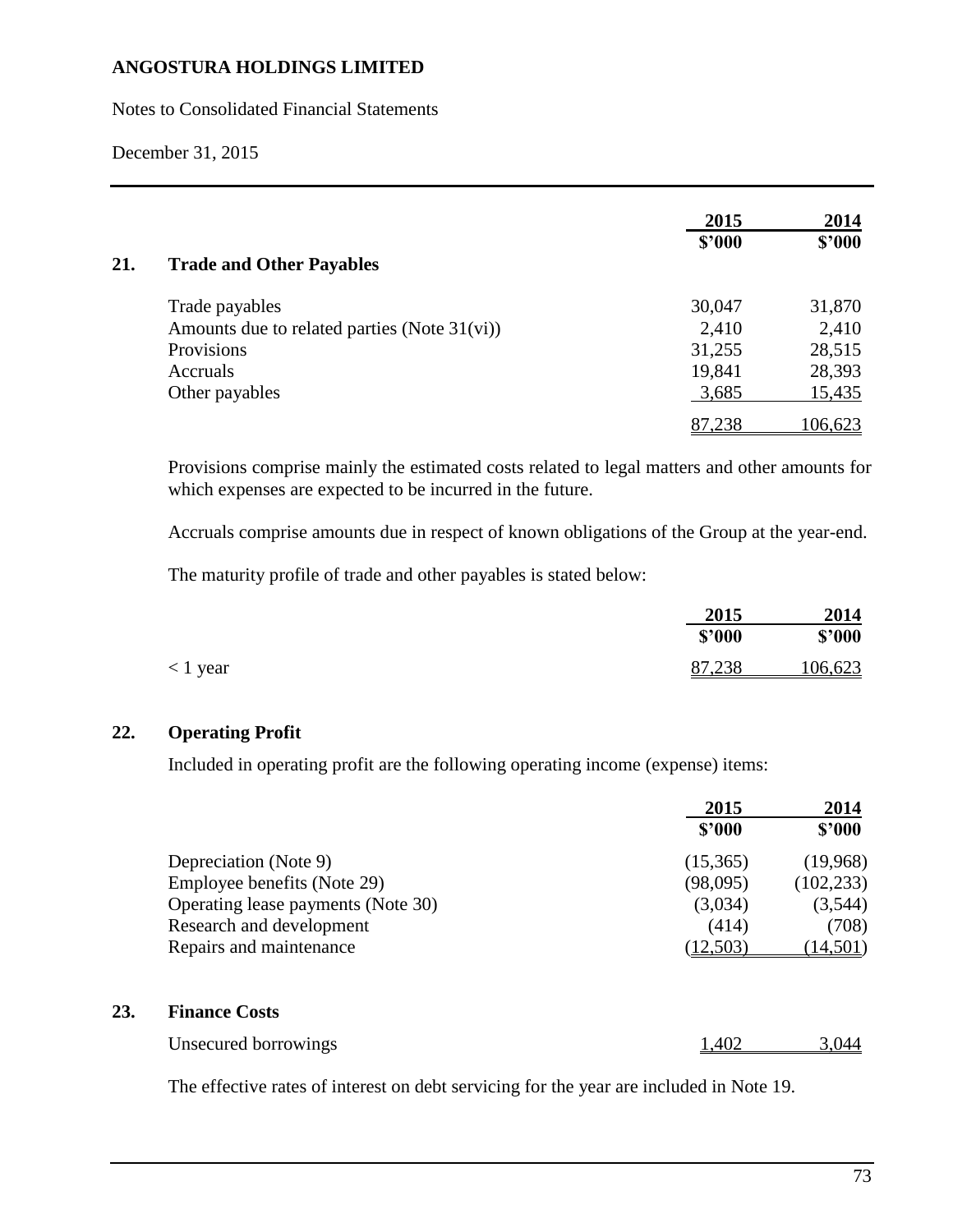# ANGOSTURA HOLDINGS LIMITED

Notes to Consolidated Financial Statements

December 31, 2015

| | 2015 | 2014 |
|---|---|---|
| | $'000 | $'000 |

## 21. Trade and Other Payables

| | 2015 $'000 | 2014 $'000 |
|---|---|---|
| Trade payables | 30,047 | 31,870 |
| Amounts due to related parties (Note 31(vi)) | 2,410 | 2,410 |
| Provisions | 31,255 | 28,515 |
| Accruals | 19,841 | 28,393 |
| Other payables | 3,685 | 15,435 |
| | 87,238 | 106,623 |

Provisions comprise mainly the estimated costs related to legal matters and other amounts for which expenses are expected to be incurred in the future.

Accruals comprise amounts due in respect of known obligations of the Group at the year-end.

The maturity profile of trade and other payables is stated below:

| | 2015 $'000 | 2014 $'000 |
|---|---|---|
| < 1 year | 87,238 | 106,623 |

## 22. Operating Profit

Included in operating profit are the following operating income (expense) items:

| | 2015 $'000 | 2014 $'000 |
|---|---|---|
| Depreciation (Note 9) | (15,365) | (19,968) |
| Employee benefits (Note 29) | (98,095) | (102,233) |
| Operating lease payments (Note 30) | (3,034) | (3,544) |
| Research and development | (414) | (708) |
| Repairs and maintenance | (12,503) | (14,501) |

## 23. Finance Costs

| | 2015 $'000 | 2014 $'000 |
|---|---|---|
| Unsecured borrowings | 1,402 | 3,044 |

The effective rates of interest on debt servicing for the year are included in Note 19.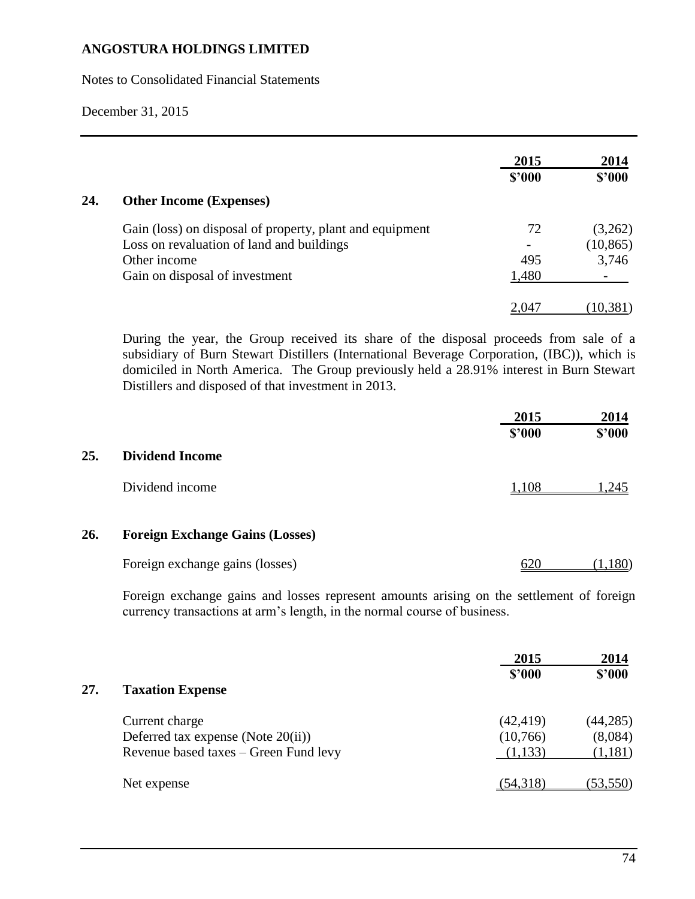|  | 2015 | 2014 |
|---|---|---|
|  | $'000 | $'000 |

## 24. Other Income (Expenses)

|  | 2015 $'000 | 2014 $'000 |
|---|---|---|
| Gain (loss) on disposal of property, plant and equipment | 72 | (3,262) |
| Loss on revaluation of land and buildings | - | (10,865) |
| Other income | 495 | 3,746 |
| Gain on disposal of investment | 1,480 | - |
|  | 2,047 | (10,381) |

During the year, the Group received its share of the disposal proceeds from sale of a subsidiary of Burn Stewart Distillers (International Beverage Corporation, (IBC)), which is domiciled in North America. The Group previously held a 28.91% interest in Burn Stewart Distillers and disposed of that investment in 2013.

## 25. Dividend Income

|  | 2015 $'000 | 2014 $'000 |
|---|---|---|
| Dividend income | 1,108 | 1,245 |

## 26. Foreign Exchange Gains (Losses)

|  | 2015 $'000 | 2014 $'000 |
|---|---|---|
| Foreign exchange gains (losses) | 620 | (1,180) |

Foreign exchange gains and losses represent amounts arising on the settlement of foreign currency transactions at arm's length, in the normal course of business.

## 27. Taxation Expense

|  | 2015 $'000 | 2014 $'000 |
|---|---|---|
| Current charge | (42,419) | (44,285) |
| Deferred tax expense (Note 20(ii)) | (10,766) | (8,084) |
| Revenue based taxes – Green Fund levy | (1,133) | (1,181) |
| Net expense | (54,318) | (53,550) |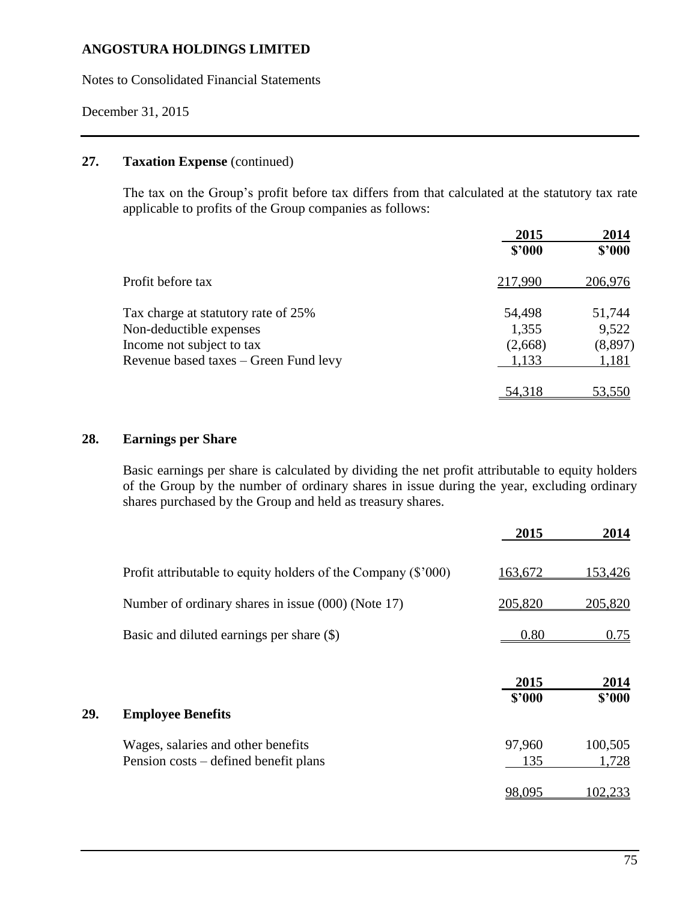## 27. Taxation Expense (continued)

The tax on the Group's profit before tax differs from that calculated at the statutory tax rate applicable to profits of the Group companies as follows:

| | 2015 | 2014 |
|---|---|---|
| | $'000 | $'000 |
| Profit before tax | 217,990 | 206,976 |
| Tax charge at statutory rate of 25% | 54,498 | 51,744 |
| Non-deductible expenses | 1,355 | 9,522 |
| Income not subject to tax | (2,668) | (8,897) |
| Revenue based taxes – Green Fund levy | 1,133 | 1,181 |
| | 54,318 | 53,550 |

## 28. Earnings per Share

Basic earnings per share is calculated by dividing the net profit attributable to equity holders of the Group by the number of ordinary shares in issue during the year, excluding ordinary shares purchased by the Group and held as treasury shares.

| | 2015 | 2014 |
|---|---|---|
| Profit attributable to equity holders of the Company ($'000) | 163,672 | 153,426 |
| Number of ordinary shares in issue (000) (Note 17) | 205,820 | 205,820 |
| Basic and diluted earnings per share ($) | 0.80 | 0.75 |

## 29. Employee Benefits

| | 2015 | 2014 |
|---|---|---|
| | $'000 | $'000 |
| Wages, salaries and other benefits | 97,960 | 100,505 |
| Pension costs – defined benefit plans | 135 | 1,728 |
| | 98,095 | 102,233 |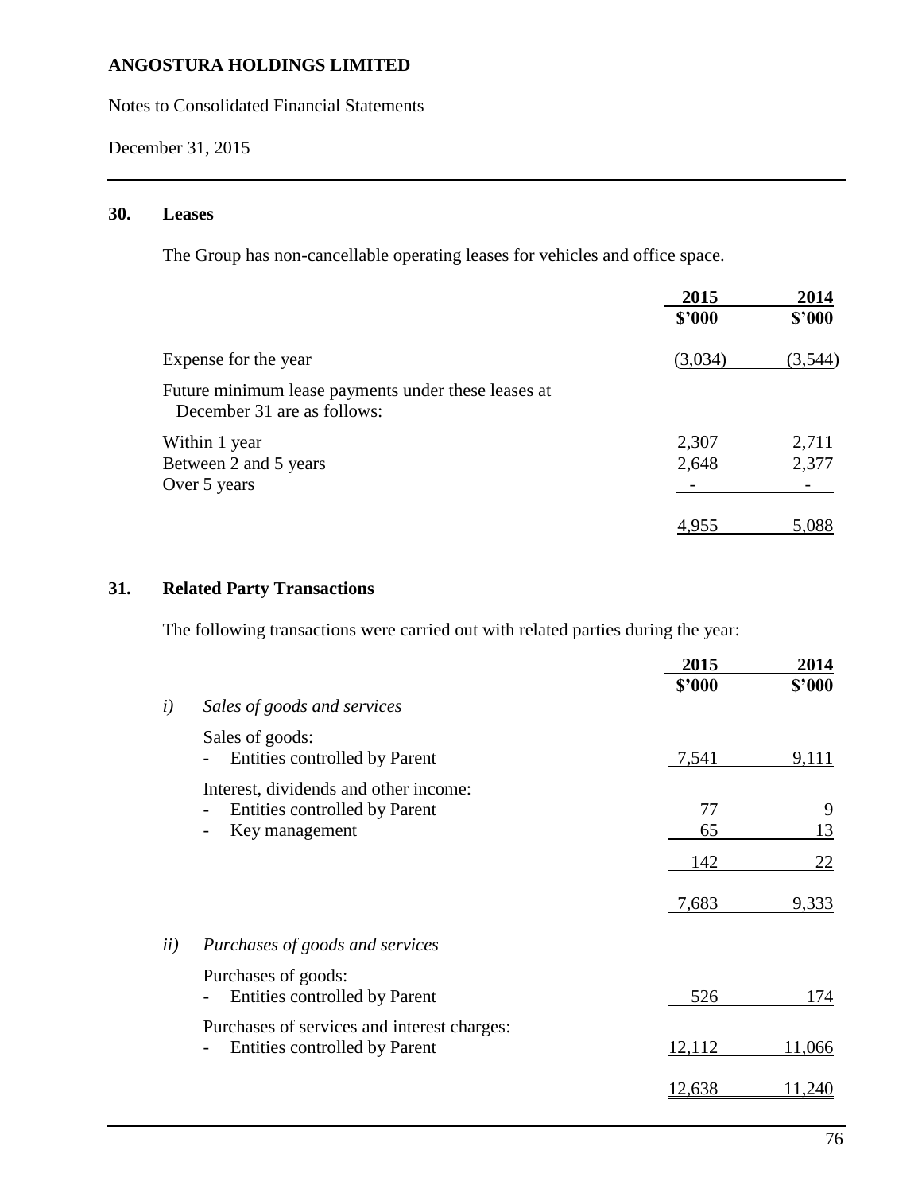## 30. Leases

The Group has non-cancellable operating leases for vehicles and office space.

| | 2015 $'000 | 2014 $'000 |
|---|---|---|
| Expense for the year | (3,034) | (3,544) |
| Future minimum lease payments under these leases at December 31 are as follows: | | |
| Within 1 year | 2,307 | 2,711 |
| Between 2 and 5 years | 2,648 | 2,377 |
| Over 5 years | - | - |
| | 4,955 | 5,088 |

## 31. Related Party Transactions

The following transactions were carried out with related parties during the year:

| | | 2015 $'000 | 2014 $'000 |
|---|---|---|---|
| *i)* | *Sales of goods and services* | | |
| | Sales of goods: | | |
| | - Entities controlled by Parent | 7,541 | 9,111 |
| | Interest, dividends and other income: | | |
| | - Entities controlled by Parent | 77 | 9 |
| | - Key management | 65 | 13 |
| | | 142 | 22 |
| | | 7,683 | 9,333 |
| *ii)* | *Purchases of goods and services* | | |
| | Purchases of goods: | | |
| | - Entities controlled by Parent | 526 | 174 |
| | Purchases of services and interest charges: | | |
| | - Entities controlled by Parent | 12,112 | 11,066 |
| | | 12,638 | 11,240 |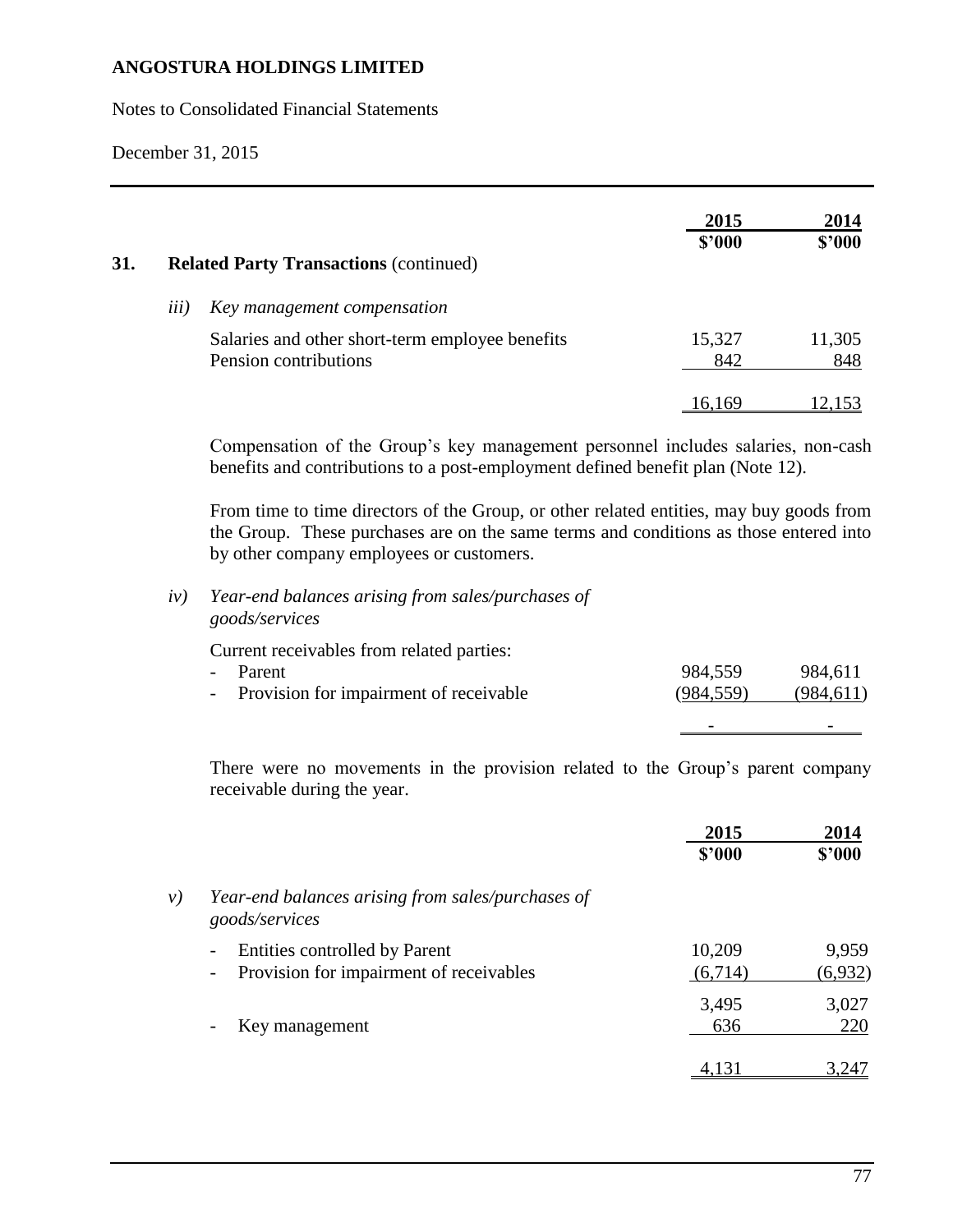| | 2015 | 2014 |
|---|---|---|
| | $'000 | $'000 |

## 31. Related Party Transactions (continued)

*iii) Key management compensation*

| | 2015 | 2014 |
|---|---|---|
| Salaries and other short-term employee benefits | 15,327 | 11,305 |
| Pension contributions | 842 | 848 |
| | 16,169 | 12,153 |

Compensation of the Group's key management personnel includes salaries, non-cash benefits and contributions to a post-employment defined benefit plan (Note 12).

From time to time directors of the Group, or other related entities, may buy goods from the Group. These purchases are on the same terms and conditions as those entered into by other company employees or customers.

*iv) Year-end balances arising from sales/purchases of goods/services*

| | 2015 | 2014 |
|---|---|---|
| Current receivables from related parties: | | |
| - Parent | 984,559 | 984,611 |
| - Provision for impairment of receivable | (984,559) | (984,611) |
| | - | - |

There were no movements in the provision related to the Group's parent company receivable during the year.

| | 2015 | 2014 |
|---|---|---|
| | $'000 | $'000 |
| *v) Year-end balances arising from sales/purchases of goods/services* | | |
| - Entities controlled by Parent | 10,209 | 9,959 |
| - Provision for impairment of receivables | (6,714) | (6,932) |
| | 3,495 | 3,027 |
| - Key management | 636 | 220 |
| | 4,131 | 3,247 |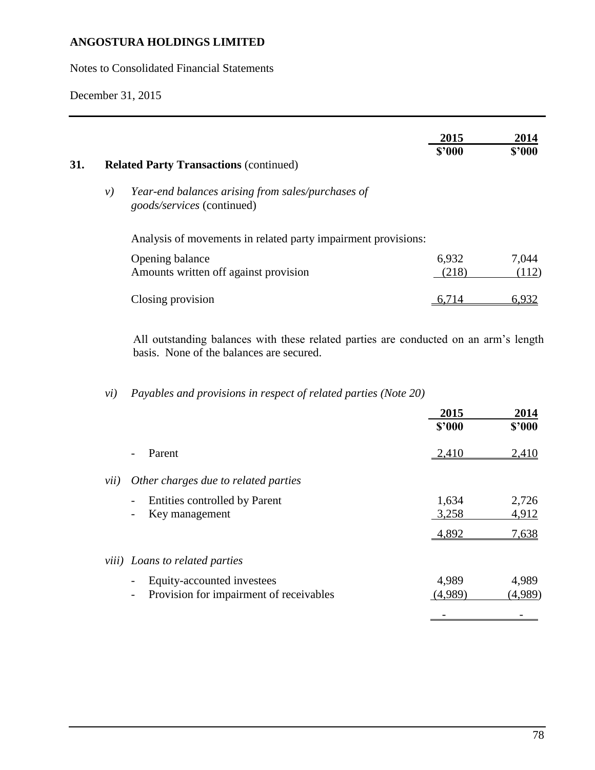# ANGOSTURA HOLDINGS LIMITED

Notes to Consolidated Financial Statements

December 31, 2015

## 31. Related Party Transactions (continued)

*v) Year-end balances arising from sales/purchases of goods/services* (continued)

Analysis of movements in related party impairment provisions:

| | 2015 $'000 | 2014 $'000 |
|---|---|---|
| Opening balance | 6,932 | 7,044 |
| Amounts written off against provision | (218) | (112) |
| Closing provision | 6,714 | 6,932 |

All outstanding balances with these related parties are conducted on an arm's length basis. None of the balances are secured.

*vi) Payables and provisions in respect of related parties (Note 20)*

| | 2015 $'000 | 2014 $'000 |
|---|---|---|
| - Parent | 2,410 | 2,410 |

*vii) Other charges due to related parties*

| | 2015 $'000 | 2014 $'000 |
|---|---|---|
| - Entities controlled by Parent | 1,634 | 2,726 |
| - Key management | 3,258 | 4,912 |
| | 4,892 | 7,638 |

*viii) Loans to related parties*

| | 2015 $'000 | 2014 $'000 |
|---|---|---|
| - Equity-accounted investees | 4,989 | 4,989 |
| - Provision for impairment of receivables | (4,989) | (4,989) |
| | - | - |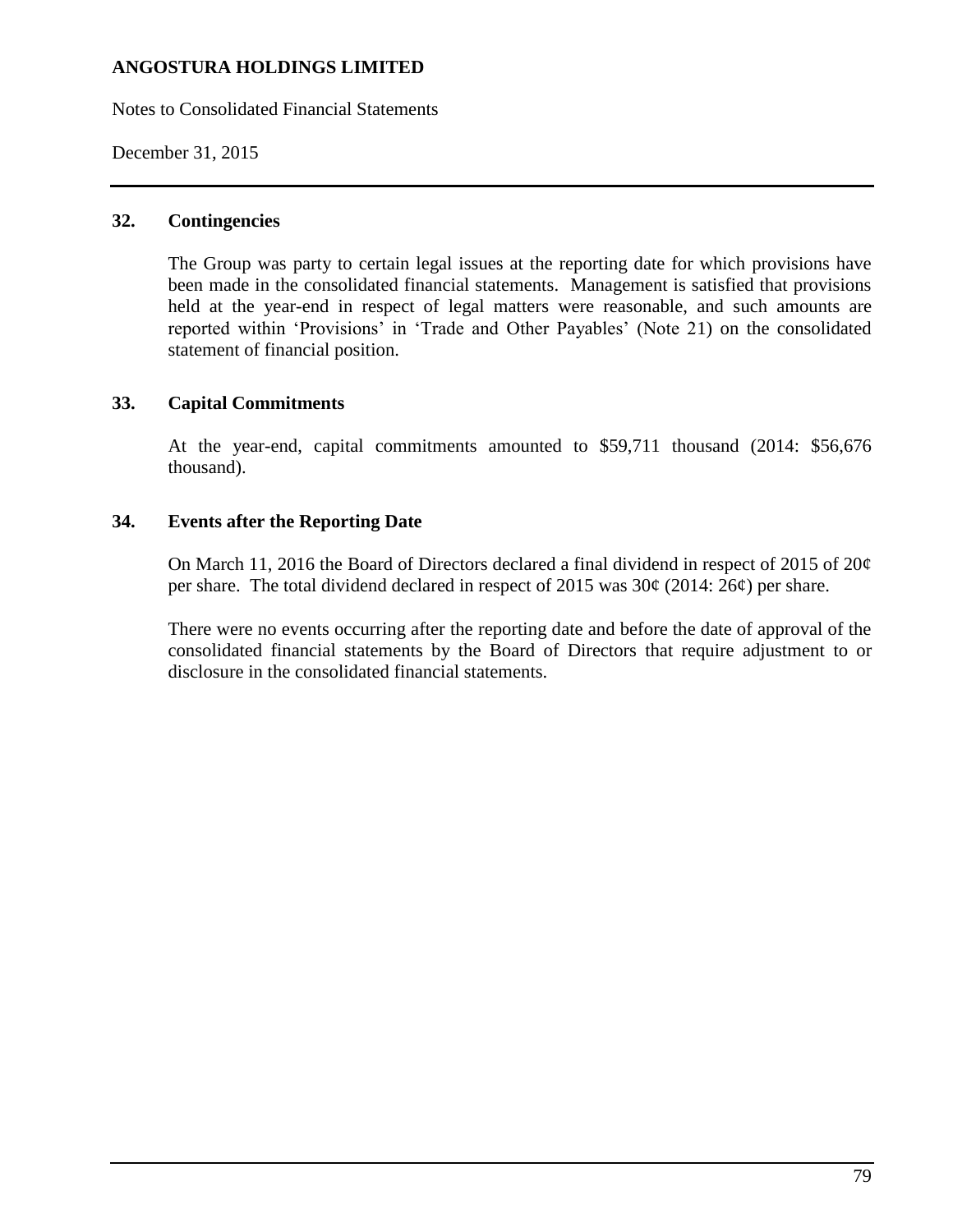## 32. Contingencies

The Group was party to certain legal issues at the reporting date for which provisions have been made in the consolidated financial statements. Management is satisfied that provisions held at the year-end in respect of legal matters were reasonable, and such amounts are reported within 'Provisions' in 'Trade and Other Payables' (Note 21) on the consolidated statement of financial position.

## 33. Capital Commitments

At the year-end, capital commitments amounted to $59,711 thousand (2014: $56,676 thousand).

## 34. Events after the Reporting Date

On March 11, 2016 the Board of Directors declared a final dividend in respect of 2015 of 20¢ per share. The total dividend declared in respect of 2015 was 30¢ (2014: 26¢) per share.

There were no events occurring after the reporting date and before the date of approval of the consolidated financial statements by the Board of Directors that require adjustment to or disclosure in the consolidated financial statements.